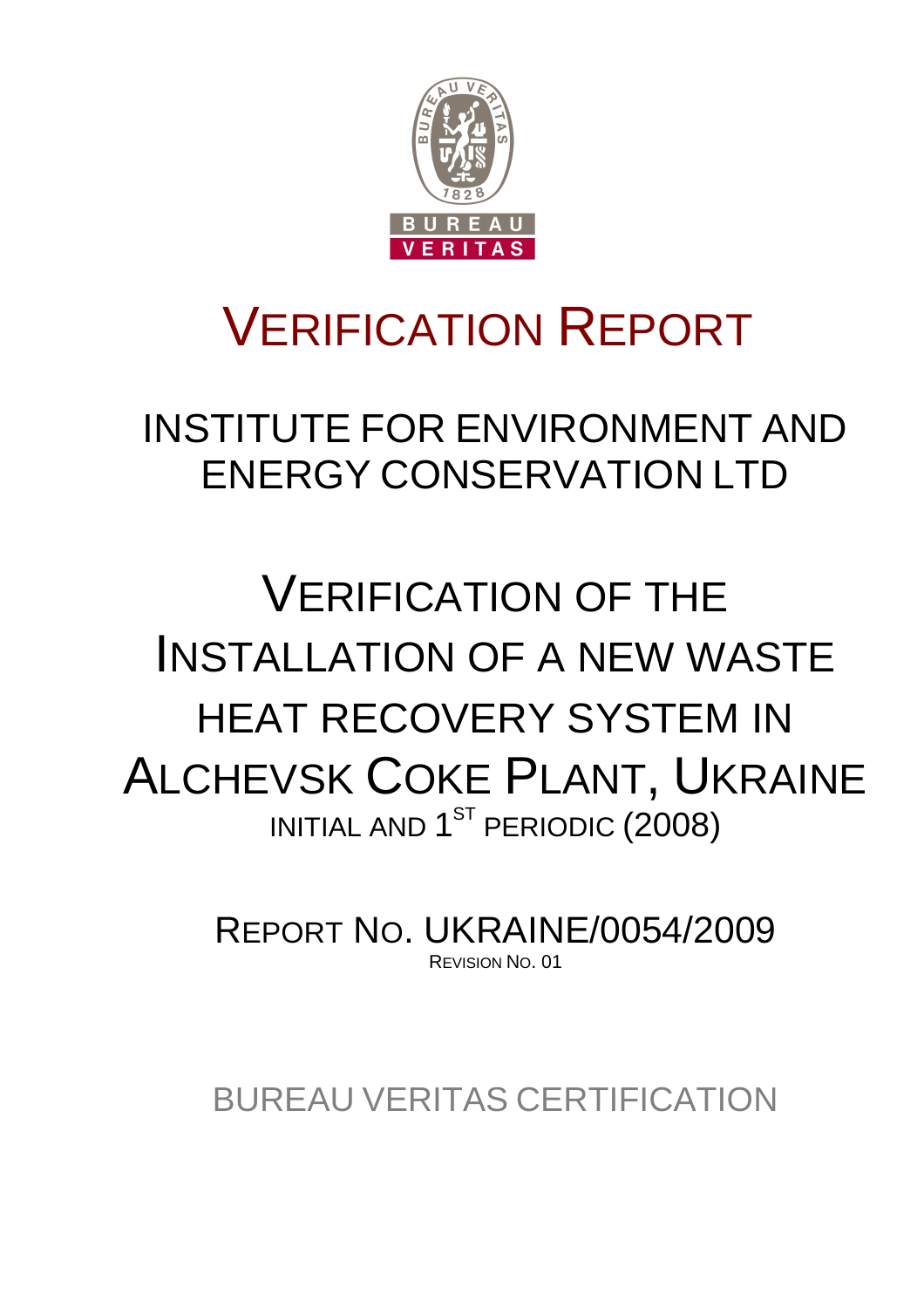BUREAU VERITAS

# VERIFICATION REPORT

## INSTITUTE FOR ENVIRONMENT AND ENERGY CONSERVATION LTD

# VERIFICATION OF THE INSTALLATION OF A NEW WASTE HEAT RECOVERY SYSTEM IN ALCHEVSK COKE PLANT, UKRAINE

INITIAL AND 1ST PERIODIC (2008)

REPORT NO. UKRAINE/0054/2009

REVISION NO. 01

BUREAU VERITAS CERTIFICATION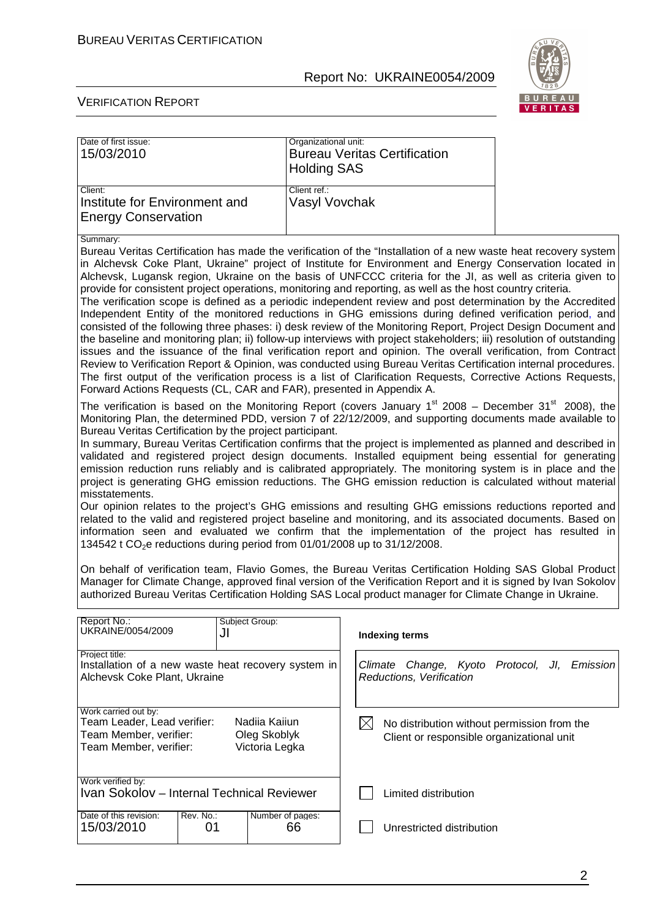| Date of first issue: | Organizational unit: |
|---|---|
| 15/03/2010 | Bureau Veritas Certification Holding SAS |
| **Client:** | **Client ref.:** |
| Institute for Environment and Energy Conservation | Vasyl Vovchak |

Summary:

Bureau Veritas Certification has made the verification of the "Installation of a new waste heat recovery system in Alchevsk Coke Plant, Ukraine" project of Institute for Environment and Energy Conservation located in Alchevsk, Lugansk region, Ukraine on the basis of UNFCCC criteria for the JI, as well as criteria given to provide for consistent project operations, monitoring and reporting, as well as the host country criteria.

The verification scope is defined as a periodic independent review and post determination by the Accredited Independent Entity of the monitored reductions in GHG emissions during defined verification period, and consisted of the following three phases: i) desk review of the Monitoring Report, Project Design Document and the baseline and monitoring plan; ii) follow-up interviews with project stakeholders; iii) resolution of outstanding issues and the issuance of the final verification report and opinion. The overall verification, from Contract Review to Verification Report & Opinion, was conducted using Bureau Veritas Certification internal procedures. The first output of the verification process is a list of Clarification Requests, Corrective Actions Requests, Forward Actions Requests (CL, CAR and FAR), presented in Appendix A.

The verification is based on the Monitoring Report (covers January 1st 2008 – December 31st 2008), the Monitoring Plan, the determined PDD, version 7 of 22/12/2009, and supporting documents made available to Bureau Veritas Certification by the project participant.

In summary, Bureau Veritas Certification confirms that the project is implemented as planned and described in validated and registered project design documents. Installed equipment being essential for generating emission reduction runs reliably and is calibrated appropriately. The monitoring system is in place and the project is generating GHG emission reductions. The GHG emission reduction is calculated without material misstatements.

Our opinion relates to the project's GHG emissions and resulting GHG emissions reductions reported and related to the valid and registered project baseline and monitoring, and its associated documents. Based on information seen and evaluated we confirm that the implementation of the project has resulted in 134542 t $CO_2$e reductions during period from 01/01/2008 up to 31/12/2008.

On behalf of verification team, Flavio Gomes, the Bureau Veritas Certification Holding SAS Global Product Manager for Climate Change, approved final version of the Verification Report and it is signed by Ivan Sokolov authorized Bureau Veritas Certification Holding SAS Local product manager for Climate Change in Ukraine.

| Report No.: | Subject Group: | Indexing terms |
|---|---|---|
| UKRAINE/0054/2009 | JI | |

Project title:
Installation of a new waste heat recovery system in Alchevsk Coke Plant, Ukraine

Indexing terms: *Climate Change, Kyoto Protocol, JI, Emission Reductions, Verification*

Work carried out by:

| Role | Name |
|---|---|
| Team Leader, Lead verifier: | Nadiia Kaiiun |
| Team Member, verifier: | Oleg Skoblyk |
| Team Member, verifier: | Victoria Legka |

☒ No distribution without permission from the Client or responsible organizational unit

Work verified by:
Ivan Sokolov – Internal Technical Reviewer

☐ Limited distribution

| Date of this revision: | Rev. No.: | Number of pages: |
|---|---|---|
| 15/03/2010 | 01 | 66 |

☐ Unrestricted distribution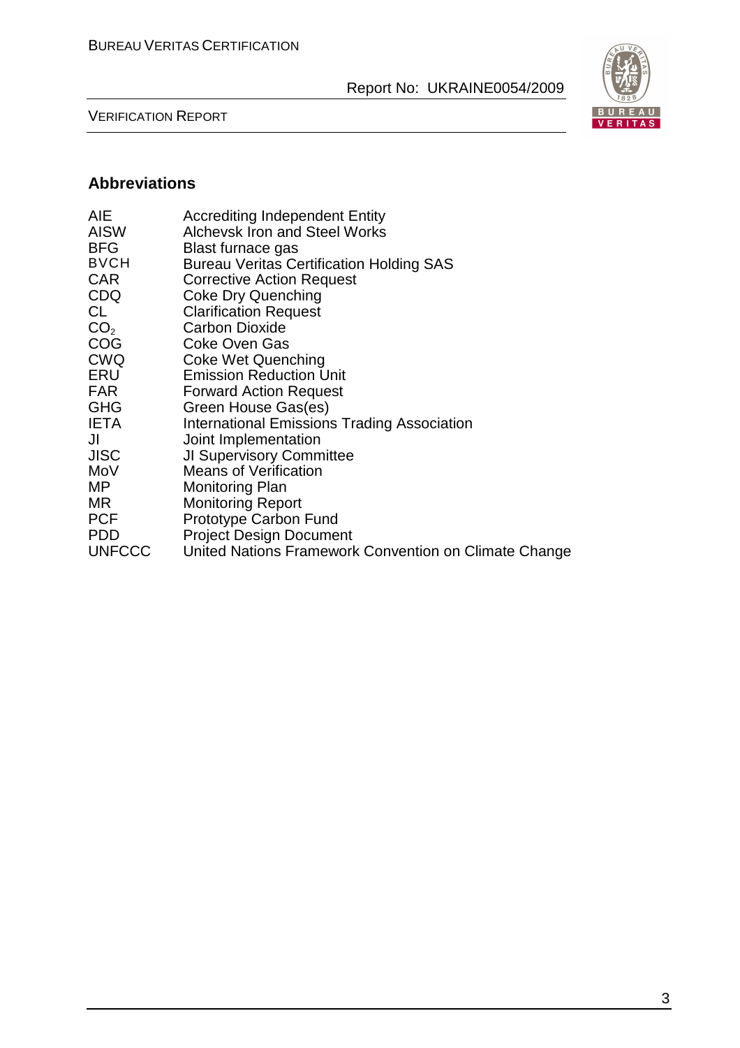## Abbreviations

| | |
|---|---|
| AIE | Accrediting Independent Entity |
| AISW | Alchevsk Iron and Steel Works |
| BFG | Blast furnace gas |
| BVCH | Bureau Veritas Certification Holding SAS |
| CAR | Corrective Action Request |
| CDQ | Coke Dry Quenching |
| CL | Clarification Request |
| $CO_2$ | Carbon Dioxide |
| COG | Coke Oven Gas |
| CWQ | Coke Wet Quenching |
| ERU | Emission Reduction Unit |
| FAR | Forward Action Request |
| GHG | Green House Gas(es) |
| IETA | International Emissions Trading Association |
| JI | Joint Implementation |
| JISC | JI Supervisory Committee |
| MoV | Means of Verification |
| MP | Monitoring Plan |
| MR | Monitoring Report |
| PCF | Prototype Carbon Fund |
| PDD | Project Design Document |
| UNFCCC | United Nations Framework Convention on Climate Change |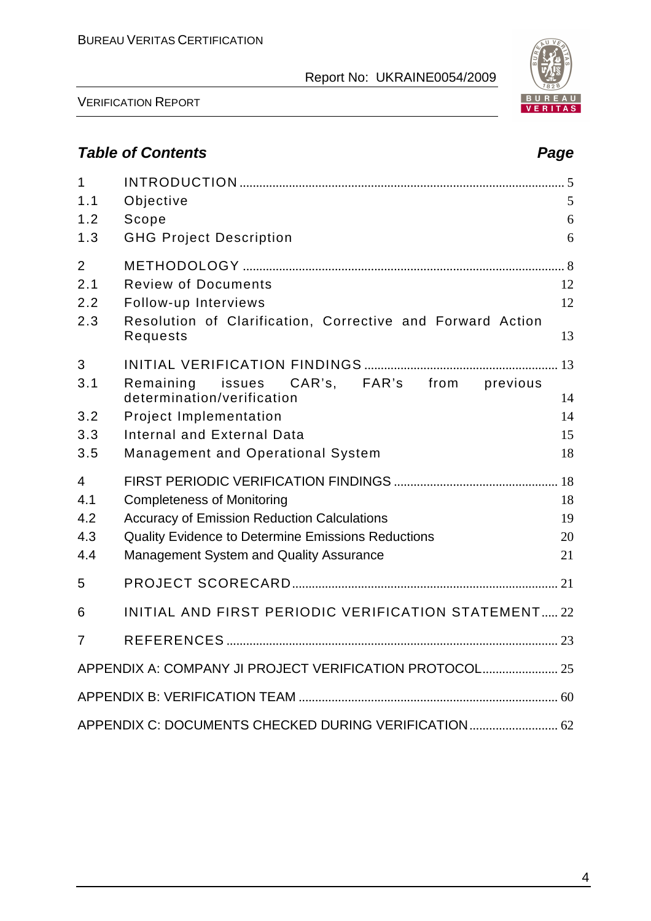## *Table of Contents* — *Page*

| | | |
|---|---|---|
| 1 | INTRODUCTION | 5 |
| 1.1 | Objective | 5 |
| 1.2 | Scope | 6 |
| 1.3 | GHG Project Description | 6 |
| 2 | METHODOLOGY | 8 |
| 2.1 | Review of Documents | 12 |
| 2.2 | Follow-up Interviews | 12 |
| 2.3 | Resolution of Clarification, Corrective and Forward Action Requests | 13 |
| 3 | INITIAL VERIFICATION FINDINGS | 13 |
| 3.1 | Remaining issues CAR's, FAR's from previous determination/verification | 14 |
| 3.2 | Project Implementation | 14 |
| 3.3 | Internal and External Data | 15 |
| 3.5 | Management and Operational System | 18 |
| 4 | FIRST PERIODIC VERIFICATION FINDINGS | 18 |
| 4.1 | Completeness of Monitoring | 18 |
| 4.2 | Accuracy of Emission Reduction Calculations | 19 |
| 4.3 | Quality Evidence to Determine Emissions Reductions | 20 |
| 4.4 | Management System and Quality Assurance | 21 |
| 5 | PROJECT SCORECARD | 21 |
| 6 | INITIAL AND FIRST PERIODIC VERIFICATION STATEMENT | 22 |
| 7 | REFERENCES | 23 |
| | APPENDIX A: COMPANY JI PROJECT VERIFICATION PROTOCOL | 25 |
| | APPENDIX B: VERIFICATION TEAM | 60 |
| | APPENDIX C: DOCUMENTS CHECKED DURING VERIFICATION | 62 |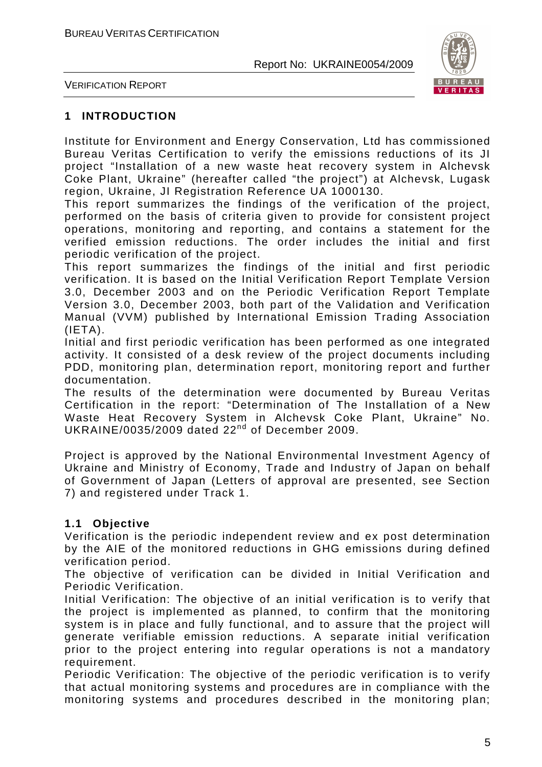## 1 INTRODUCTION

Institute for Environment and Energy Conservation, Ltd has commissioned Bureau Veritas Certification to verify the emissions reductions of its JI project "Installation of a new waste heat recovery system in Alchevsk Coke Plant, Ukraine" (hereafter called "the project") at Alchevsk, Lugask region, Ukraine, JI Registration Reference UA 1000130.

This report summarizes the findings of the verification of the project, performed on the basis of criteria given to provide for consistent project operations, monitoring and reporting, and contains a statement for the verified emission reductions. The order includes the initial and first periodic verification of the project.

This report summarizes the findings of the initial and first periodic verification. It is based on the Initial Verification Report Template Version 3.0, December 2003 and on the Periodic Verification Report Template Version 3.0, December 2003, both part of the Validation and Verification Manual (VVM) published by International Emission Trading Association (IETA).

Initial and first periodic verification has been performed as one integrated activity. It consisted of a desk review of the project documents including PDD, monitoring plan, determination report, monitoring report and further documentation.

The results of the determination were documented by Bureau Veritas Certification in the report: "Determination of The Installation of a New Waste Heat Recovery System in Alchevsk Coke Plant, Ukraine" No. UKRAINE/0035/2009 dated 22nd of December 2009.

Project is approved by the National Environmental Investment Agency of Ukraine and Ministry of Economy, Trade and Industry of Japan on behalf of Government of Japan (Letters of approval are presented, see Section 7) and registered under Track 1.

### 1.1 Objective

Verification is the periodic independent review and ex post determination by the AIE of the monitored reductions in GHG emissions during defined verification period.

The objective of verification can be divided in Initial Verification and Periodic Verification.

Initial Verification: The objective of an initial verification is to verify that the project is implemented as planned, to confirm that the monitoring system is in place and fully functional, and to assure that the project will generate verifiable emission reductions. A separate initial verification prior to the project entering into regular operations is not a mandatory requirement.

Periodic Verification: The objective of the periodic verification is to verify that actual monitoring systems and procedures are in compliance with the monitoring systems and procedures described in the monitoring plan;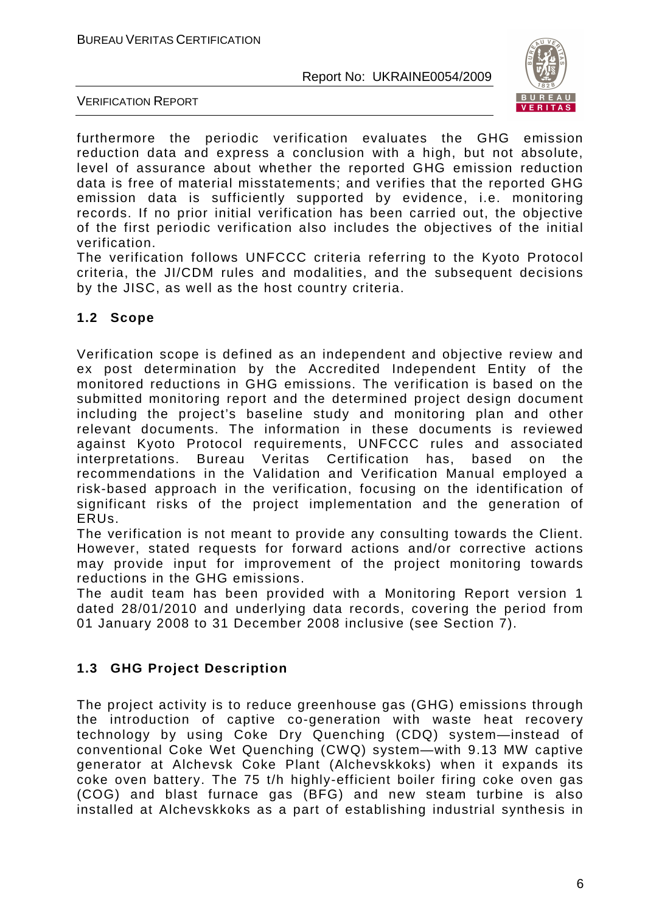furthermore the periodic verification evaluates the GHG emission reduction data and express a conclusion with a high, but not absolute, level of assurance about whether the reported GHG emission reduction data is free of material misstatements; and verifies that the reported GHG emission data is sufficiently supported by evidence, i.e. monitoring records. If no prior initial verification has been carried out, the objective of the first periodic verification also includes the objectives of the initial verification.
The verification follows UNFCCC criteria referring to the Kyoto Protocol criteria, the JI/CDM rules and modalities, and the subsequent decisions by the JISC, as well as the host country criteria.

## 1.2 Scope

Verification scope is defined as an independent and objective review and ex post determination by the Accredited Independent Entity of the monitored reductions in GHG emissions. The verification is based on the submitted monitoring report and the determined project design document including the project's baseline study and monitoring plan and other relevant documents. The information in these documents is reviewed against Kyoto Protocol requirements, UNFCCC rules and associated interpretations. Bureau Veritas Certification has, based on the recommendations in the Validation and Verification Manual employed a risk-based approach in the verification, focusing on the identification of significant risks of the project implementation and the generation of ERUs.
The verification is not meant to provide any consulting towards the Client. However, stated requests for forward actions and/or corrective actions may provide input for improvement of the project monitoring towards reductions in the GHG emissions.
The audit team has been provided with a Monitoring Report version 1 dated 28/01/2010 and underlying data records, covering the period from 01 January 2008 to 31 December 2008 inclusive (see Section 7).

## 1.3 GHG Project Description

The project activity is to reduce greenhouse gas (GHG) emissions through the introduction of captive co-generation with waste heat recovery technology by using Coke Dry Quenching (CDQ) system—instead of conventional Coke Wet Quenching (CWQ) system—with 9.13 MW captive generator at Alchevsk Coke Plant (Alchevskkoks) when it expands its coke oven battery. The 75 t/h highly-efficient boiler firing coke oven gas (COG) and blast furnace gas (BFG) and new steam turbine is also installed at Alchevskkoks as a part of establishing industrial synthesis in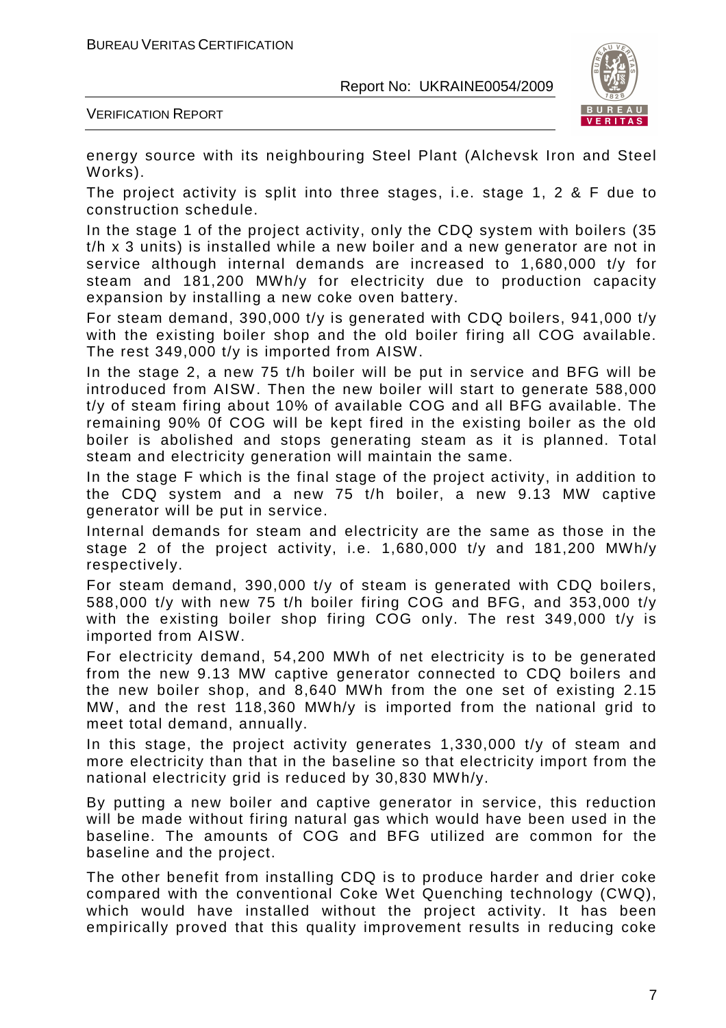energy source with its neighbouring Steel Plant (Alchevsk Iron and Steel Works).

The project activity is split into three stages, i.e. stage 1, 2 & F due to construction schedule.

In the stage 1 of the project activity, only the CDQ system with boilers (35 t/h x 3 units) is installed while a new boiler and a new generator are not in service although internal demands are increased to 1,680,000 t/y for steam and 181,200 MWh/y for electricity due to production capacity expansion by installing a new coke oven battery.

For steam demand, 390,000 t/y is generated with CDQ boilers, 941,000 t/y with the existing boiler shop and the old boiler firing all COG available. The rest 349,000 t/y is imported from AISW.

In the stage 2, a new 75 t/h boiler will be put in service and BFG will be introduced from AISW. Then the new boiler will start to generate 588,000 t/y of steam firing about 10% of available COG and all BFG available. The remaining 90% 0f COG will be kept fired in the existing boiler as the old boiler is abolished and stops generating steam as it is planned. Total steam and electricity generation will maintain the same.

In the stage F which is the final stage of the project activity, in addition to the CDQ system and a new 75 t/h boiler, a new 9.13 MW captive generator will be put in service.

Internal demands for steam and electricity are the same as those in the stage 2 of the project activity, i.e. 1,680,000 t/y and 181,200 MWh/y respectively.

For steam demand, 390,000 t/y of steam is generated with CDQ boilers, 588,000 t/y with new 75 t/h boiler firing COG and BFG, and 353,000 t/y with the existing boiler shop firing COG only. The rest 349,000 t/y is imported from AISW.

For electricity demand, 54,200 MWh of net electricity is to be generated from the new 9.13 MW captive generator connected to CDQ boilers and the new boiler shop, and 8,640 MWh from the one set of existing 2.15 MW, and the rest 118,360 MWh/y is imported from the national grid to meet total demand, annually.

In this stage, the project activity generates 1,330,000 t/y of steam and more electricity than that in the baseline so that electricity import from the national electricity grid is reduced by 30,830 MWh/y.

By putting a new boiler and captive generator in service, this reduction will be made without firing natural gas which would have been used in the baseline. The amounts of COG and BFG utilized are common for the baseline and the project.

The other benefit from installing CDQ is to produce harder and drier coke compared with the conventional Coke Wet Quenching technology (CWQ), which would have installed without the project activity. It has been empirically proved that this quality improvement results in reducing coke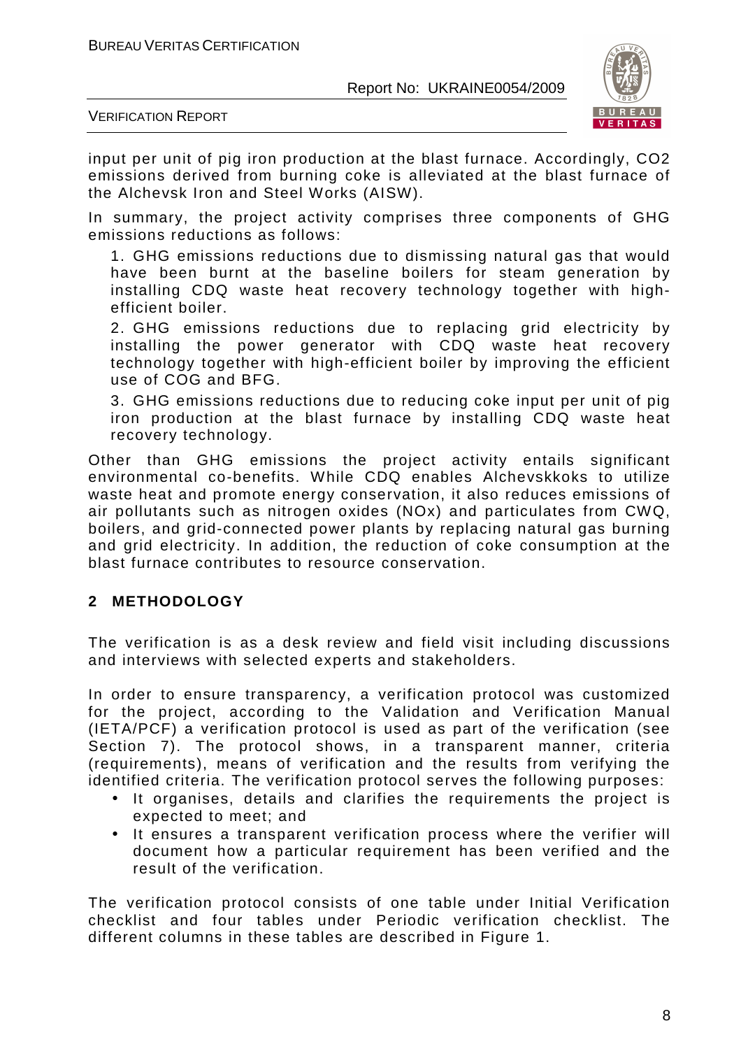input per unit of pig iron production at the blast furnace. Accordingly, CO2 emissions derived from burning coke is alleviated at the blast furnace of the Alchevsk Iron and Steel Works (AISW).

In summary, the project activity comprises three components of GHG emissions reductions as follows:

1. GHG emissions reductions due to dismissing natural gas that would have been burnt at the baseline boilers for steam generation by installing CDQ waste heat recovery technology together with high-efficient boiler.

2. GHG emissions reductions due to replacing grid electricity by installing the power generator with CDQ waste heat recovery technology together with high-efficient boiler by improving the efficient use of COG and BFG.

3. GHG emissions reductions due to reducing coke input per unit of pig iron production at the blast furnace by installing CDQ waste heat recovery technology.

Other than GHG emissions the project activity entails significant environmental co-benefits. While CDQ enables Alchevskkoks to utilize waste heat and promote energy conservation, it also reduces emissions of air pollutants such as nitrogen oxides (NOx) and particulates from CWQ, boilers, and grid-connected power plants by replacing natural gas burning and grid electricity. In addition, the reduction of coke consumption at the blast furnace contributes to resource conservation.

## 2 METHODOLOGY

The verification is as a desk review and field visit including discussions and interviews with selected experts and stakeholders.

In order to ensure transparency, a verification protocol was customized for the project, according to the Validation and Verification Manual (IETA/PCF) a verification protocol is used as part of the verification (see Section 7). The protocol shows, in a transparent manner, criteria (requirements), means of verification and the results from verifying the identified criteria. The verification protocol serves the following purposes:

- It organises, details and clarifies the requirements the project is expected to meet; and
- It ensures a transparent verification process where the verifier will document how a particular requirement has been verified and the result of the verification.

The verification protocol consists of one table under Initial Verification checklist and four tables under Periodic verification checklist. The different columns in these tables are described in Figure 1.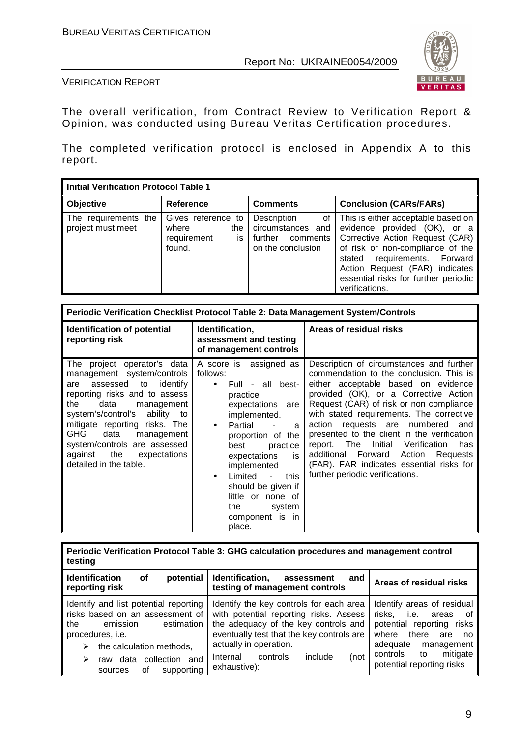The overall verification, from Contract Review to Verification Report & Opinion, was conducted using Bureau Veritas Certification procedures.

The completed verification protocol is enclosed in Appendix A to this report.

| **Initial Verification Protocol Table 1** | | | |
|---|---|---|---|
| **Objective** | **Reference** | **Comments** | **Conclusion (CARs/FARs)** |
| The requirements the project must meet | Gives reference to where the requirement is found. | Description of circumstances and further comments on the conclusion | This is either acceptable based on evidence provided (OK), or a Corrective Action Request (CAR) of risk or non-compliance of the stated requirements. Forward Action Request (FAR) indicates essential risks for further periodic verifications. |

| **Periodic Verification Checklist Protocol Table 2: Data Management System/Controls** | | |
|---|---|---|
| **Identification of potential reporting risk** | **Identification, assessment and testing of management controls** | **Areas of residual risks** |
| The project operator's data management system/controls are assessed to identify reporting risks and to assess the data management system's/control's ability to mitigate reporting risks. The GHG data management system/controls are assessed against the expectations detailed in the table. | A score is assigned as follows: <br>• Full - all best-practice expectations are implemented. <br>• Partial - a proportion of the best practice expectations is implemented <br>• Limited - this should be given if little or none of the system component is in place. | Description of circumstances and further commendation to the conclusion. This is either acceptable based on evidence provided (OK), or a Corrective Action Request (CAR) of risk or non compliance with stated requirements. The corrective action requests are numbered and presented to the client in the verification report. The Initial Verification has additional Forward Action Requests (FAR). FAR indicates essential risks for further periodic verifications. |

| **Periodic Verification Protocol Table 3: GHG calculation procedures and management control testing** | | |
|---|---|---|
| **Identification of potential reporting risk** | **Identification, assessment and testing of management controls** | **Areas of residual risks** |
| Identify and list potential reporting risks based on an assessment of the emission estimation procedures, i.e. <br>➢ the calculation methods, <br>➢ raw data collection and sources of supporting | Identify the key controls for each area with potential reporting risks. Assess the adequacy of the key controls and eventually test that the key controls are actually in operation. <br>Internal controls include (not exhaustive): | Identify areas of residual risks, i.e. areas of potential reporting risks where there are no adequate management controls to mitigate potential reporting risks |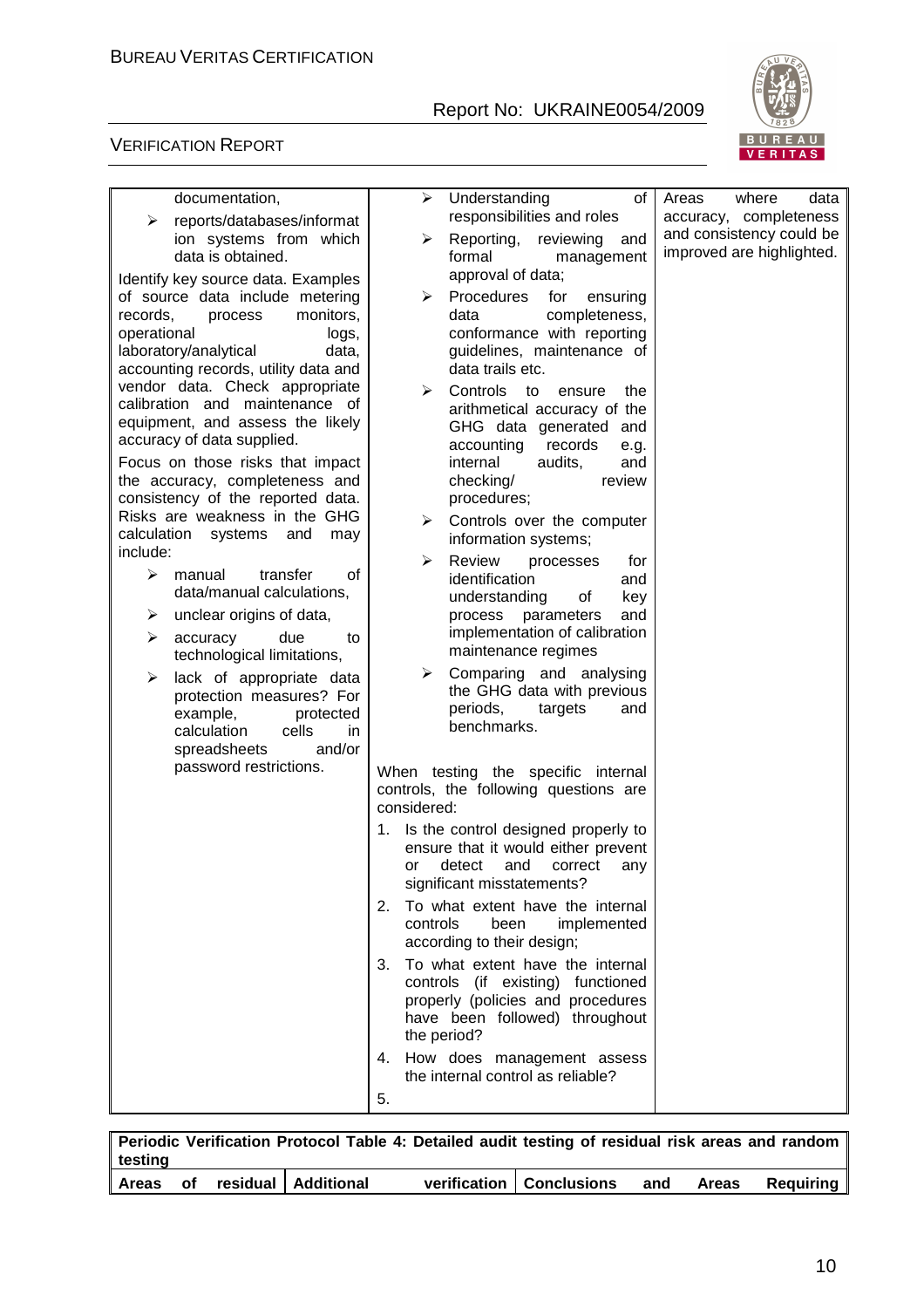| | | |
|---|---|---|
| documentation,<br>➢ reports/databases/information systems from which data is obtained.<br>Identify key source data. Examples of source data include metering records, process monitors, operational logs, laboratory/analytical data, accounting records, utility data and vendor data. Check appropriate calibration and maintenance of equipment, and assess the likely accuracy of data supplied.<br>Focus on those risks that impact the accuracy, completeness and consistency of the reported data. Risks are weakness in the GHG calculation systems and may include:<br>➢ manual transfer of data/manual calculations,<br>➢ unclear origins of data,<br>➢ accuracy due to technological limitations,<br>➢ lack of appropriate data protection measures? For example, protected calculation cells in spreadsheets and/or password restrictions. | ➢ Understanding of responsibilities and roles<br>➢ Reporting, reviewing and formal management approval of data;<br>➢ Procedures for ensuring data completeness, conformance with reporting guidelines, maintenance of data trails etc.<br>➢ Controls to ensure the arithmetical accuracy of the GHG data generated and accounting records e.g. internal audits, and checking/ review procedures;<br>➢ Controls over the computer information systems;<br>➢ Review processes for identification and understanding of key process parameters and implementation of calibration maintenance regimes<br>➢ Comparing and analysing the GHG data with previous periods, targets and benchmarks.<br><br>When testing the specific internal controls, the following questions are considered:<br>1. Is the control designed properly to ensure that it would either prevent or detect and correct any significant misstatements?<br>2. To what extent have the internal controls been implemented according to their design;<br>3. To what extent have the internal controls (if existing) functioned properly (policies and procedures have been followed) throughout the period?<br>4. How does management assess the internal control as reliable?<br>5. | Areas where data accuracy, completeness and consistency could be improved are highlighted. |

| Periodic Verification Protocol Table 4: Detailed audit testing of residual risk areas and random testing | | |
|---|---|---|
| **Areas of residual** | **Additional verification** | **Conclusions and Areas Requiring** |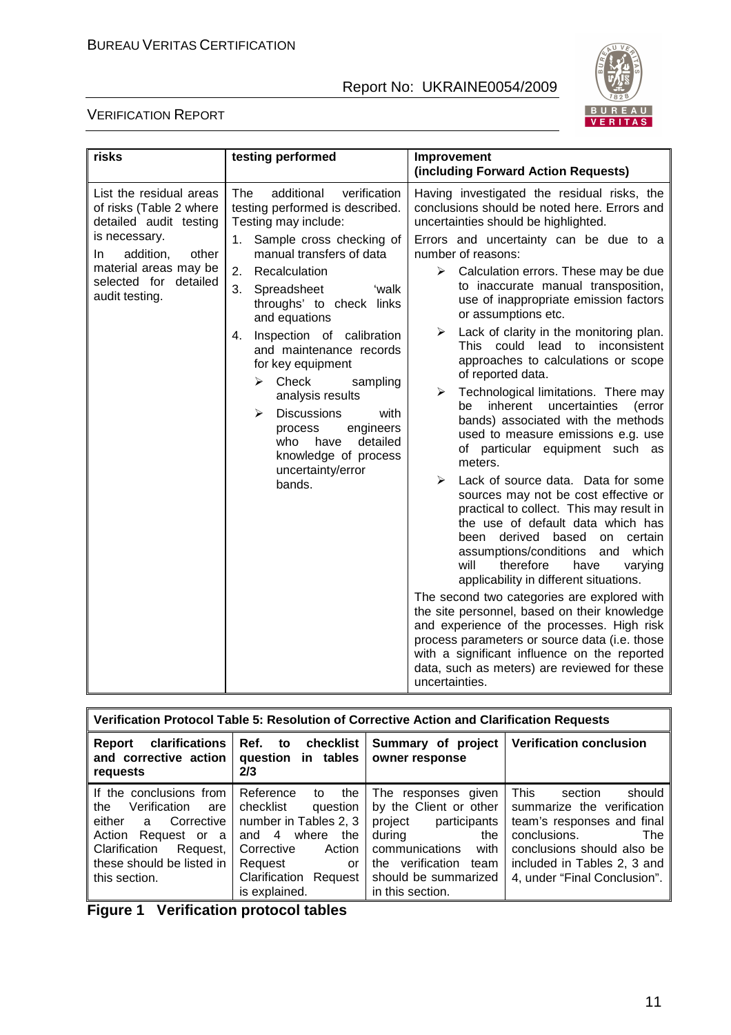| risks | testing performed | Improvement (including Forward Action Requests) |
|---|---|---|
| List the residual areas of risks (Table 2 where detailed audit testing is necessary.<br>In addition, other material areas may be selected for detailed audit testing. | The additional verification testing performed is described. Testing may include:<br>1. Sample cross checking of manual transfers of data<br>2. Recalculation<br>3. Spreadsheet 'walk throughs' to check links and equations<br>4. Inspection of calibration and maintenance records for key equipment<br>➢ Check sampling analysis results<br>➢ Discussions with process engineers who have detailed knowledge of process uncertainty/error bands. | Having investigated the residual risks, the conclusions should be noted here. Errors and uncertainties should be highlighted.<br>Errors and uncertainty can be due to a number of reasons:<br>➢ Calculation errors. These may be due to inaccurate manual transposition, use of inappropriate emission factors or assumptions etc.<br>➢ Lack of clarity in the monitoring plan. This could lead to inconsistent approaches to calculations or scope of reported data.<br>➢ Technological limitations. There may be inherent uncertainties (error bands) associated with the methods used to measure emissions e.g. use of particular equipment such as meters.<br>➢ Lack of source data. Data for some sources may not be cost effective or practical to collect. This may result in the use of default data which has been derived based on certain assumptions/conditions and which will therefore have varying applicability in different situations.<br>The second two categories are explored with the site personnel, based on their knowledge and experience of the processes. High risk process parameters or source data (i.e. those with a significant influence on the reported data, such as meters) are reviewed for these uncertainties. |

| Verification Protocol Table 5: Resolution of Corrective Action and Clarification Requests | | | |
|---|---|---|---|
| **Report clarifications and corrective action requests** | **Ref. to checklist question in tables 2/3** | **Summary of project owner response** | **Verification conclusion** |
| If the conclusions from the Verification are either a Corrective Action Request or a Clarification Request, these should be listed in this section. | Reference to the checklist question number in Tables 2, 3 and 4 where the Corrective Action Request or Clarification Request is explained. | The responses given by the Client or other project participants during the communications with the verification team should be summarized in this section. | This section should summarize the verification team's responses and final conclusions. The conclusions should also be included in Tables 2, 3 and 4, under "Final Conclusion". |

**Figure 1 Verification protocol tables**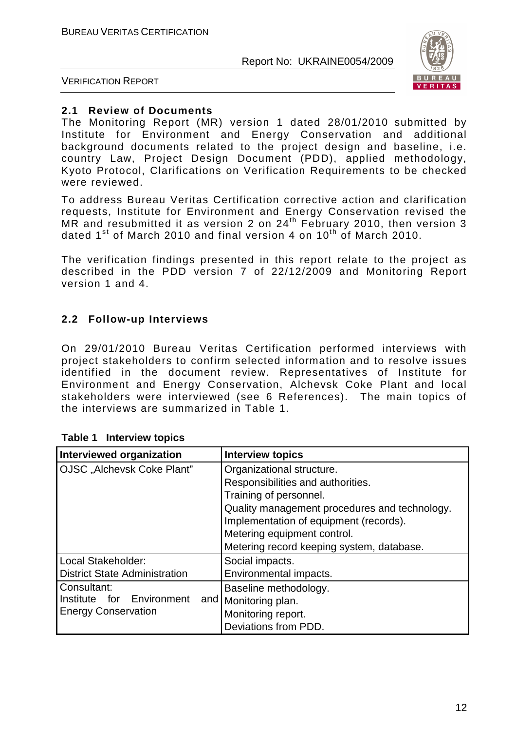## 2.1 Review of Documents

The Monitoring Report (MR) version 1 dated 28/01/2010 submitted by Institute for Environment and Energy Conservation and additional background documents related to the project design and baseline, i.e. country Law, Project Design Document (PDD), applied methodology, Kyoto Protocol, Clarifications on Verification Requirements to be checked were reviewed.

To address Bureau Veritas Certification corrective action and clarification requests, Institute for Environment and Energy Conservation revised the MR and resubmitted it as version 2 on 24th February 2010, then version 3 dated 1st of March 2010 and final version 4 on 10th of March 2010.

The verification findings presented in this report relate to the project as described in the PDD version 7 of 22/12/2009 and Monitoring Report version 1 and 4.

## 2.2 Follow-up Interviews

On 29/01/2010 Bureau Veritas Certification performed interviews with project stakeholders to confirm selected information and to resolve issues identified in the document review. Representatives of Institute for Environment and Energy Conservation, Alchevsk Coke Plant and local stakeholders were interviewed (see 6 References). The main topics of the interviews are summarized in Table 1.

**Table 1 Interview topics**

| Interviewed organization | Interview topics |
|---|---|
| OJSC „Alchevsk Coke Plant" | Organizational structure.<br>Responsibilities and authorities.<br>Training of personnel.<br>Quality management procedures and technology.<br>Implementation of equipment (records).<br>Metering equipment control.<br>Metering record keeping system, database. |
| Local Stakeholder:<br>District State Administration | Social impacts.<br>Environmental impacts. |
| Consultant:<br>Institute for Environment and Energy Conservation | Baseline methodology.<br>Monitoring plan.<br>Monitoring report.<br>Deviations from PDD. |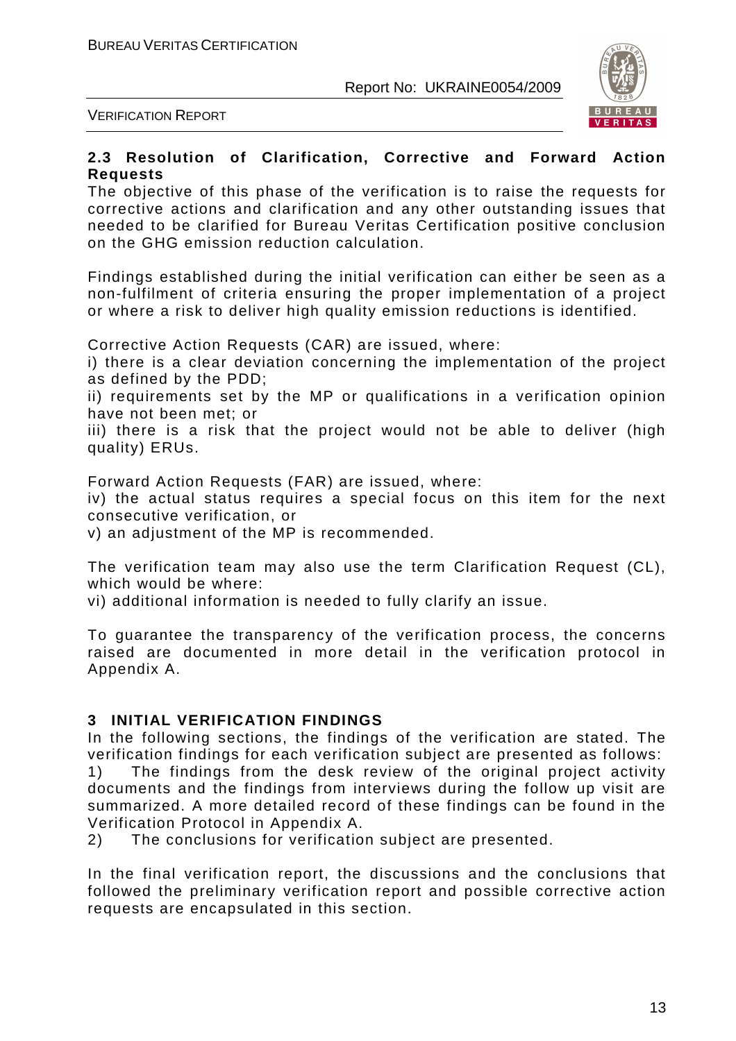## 2.3 Resolution of Clarification, Corrective and Forward Action Requests

The objective of this phase of the verification is to raise the requests for corrective actions and clarification and any other outstanding issues that needed to be clarified for Bureau Veritas Certification positive conclusion on the GHG emission reduction calculation.

Findings established during the initial verification can either be seen as a non-fulfilment of criteria ensuring the proper implementation of a project or where a risk to deliver high quality emission reductions is identified.

Corrective Action Requests (CAR) are issued, where:

i) there is a clear deviation concerning the implementation of the project as defined by the PDD;

ii) requirements set by the MP or qualifications in a verification opinion have not been met; or

iii) there is a risk that the project would not be able to deliver (high quality) ERUs.

Forward Action Requests (FAR) are issued, where:

iv) the actual status requires a special focus on this item for the next consecutive verification, or

v) an adjustment of the MP is recommended.

The verification team may also use the term Clarification Request (CL), which would be where:

vi) additional information is needed to fully clarify an issue.

To guarantee the transparency of the verification process, the concerns raised are documented in more detail in the verification protocol in Appendix A.

# 3 INITIAL VERIFICATION FINDINGS

In the following sections, the findings of the verification are stated. The verification findings for each verification subject are presented as follows:

1) The findings from the desk review of the original project activity documents and the findings from interviews during the follow up visit are summarized. A more detailed record of these findings can be found in the Verification Protocol in Appendix A.

2) The conclusions for verification subject are presented.

In the final verification report, the discussions and the conclusions that followed the preliminary verification report and possible corrective action requests are encapsulated in this section.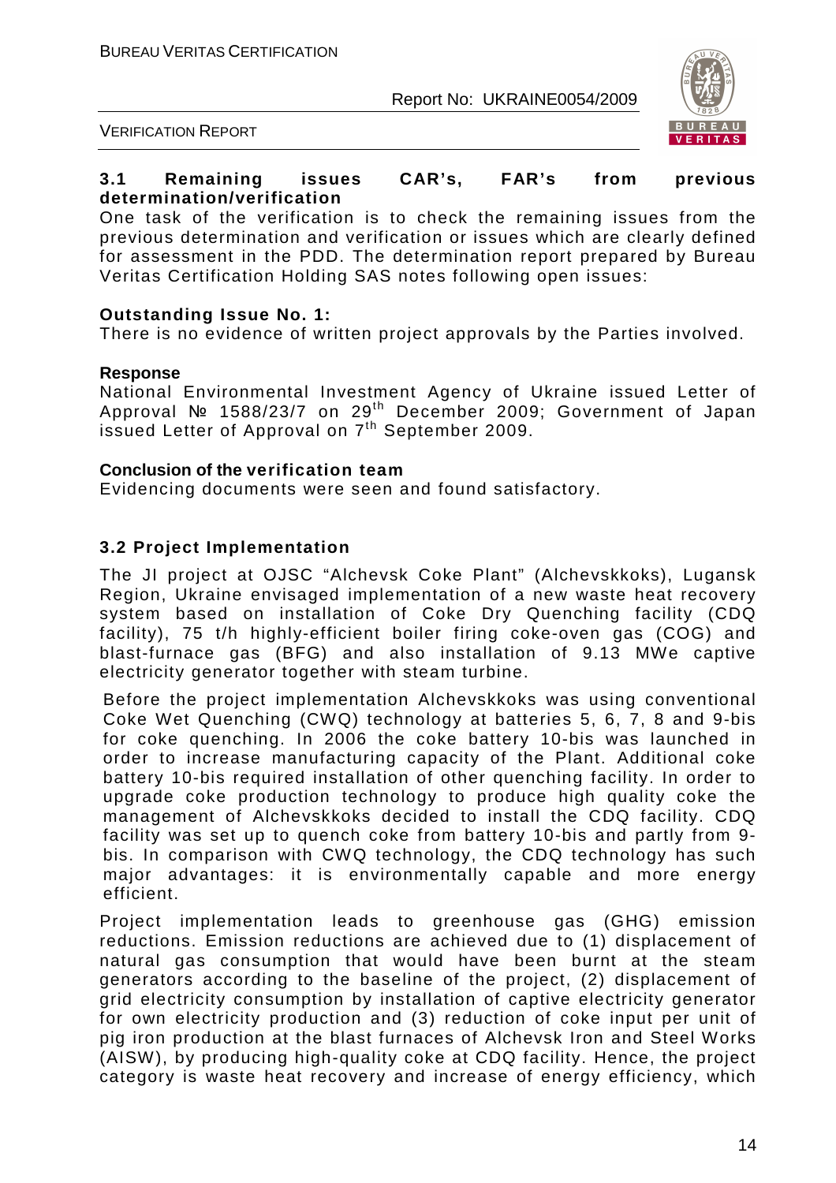### 3.1 Remaining issues CAR's, FAR's from previous determination/verification

One task of the verification is to check the remaining issues from the previous determination and verification or issues which are clearly defined for assessment in the PDD. The determination report prepared by Bureau Veritas Certification Holding SAS notes following open issues:

**Outstanding Issue No. 1:**

There is no evidence of written project approvals by the Parties involved.

**Response**

National Environmental Investment Agency of Ukraine issued Letter of Approval № 1588/23/7 on 29th December 2009; Government of Japan issued Letter of Approval on 7th September 2009.

**Conclusion of the verification team**

Evidencing documents were seen and found satisfactory.

### 3.2 Project Implementation

The JI project at OJSC "Alchevsk Coke Plant" (Alchevskkoks), Lugansk Region, Ukraine envisaged implementation of a new waste heat recovery system based on installation of Coke Dry Quenching facility (CDQ facility), 75 t/h highly-efficient boiler firing coke-oven gas (COG) and blast-furnace gas (BFG) and also installation of 9.13 MWe captive electricity generator together with steam turbine.

Before the project implementation Alchevskkoks was using conventional Coke Wet Quenching (CWQ) technology at batteries 5, 6, 7, 8 and 9-bis for coke quenching. In 2006 the coke battery 10-bis was launched in order to increase manufacturing capacity of the Plant. Additional coke battery 10-bis required installation of other quenching facility. In order to upgrade coke production technology to produce high quality coke the management of Alchevskkoks decided to install the CDQ facility. CDQ facility was set up to quench coke from battery 10-bis and partly from 9-bis. In comparison with CWQ technology, the CDQ technology has such major advantages: it is environmentally capable and more energy efficient.

Project implementation leads to greenhouse gas (GHG) emission reductions. Emission reductions are achieved due to (1) displacement of natural gas consumption that would have been burnt at the steam generators according to the baseline of the project, (2) displacement of grid electricity consumption by installation of captive electricity generator for own electricity production and (3) reduction of coke input per unit of pig iron production at the blast furnaces of Alchevsk Iron and Steel Works (AISW), by producing high-quality coke at CDQ facility. Hence, the project category is waste heat recovery and increase of energy efficiency, which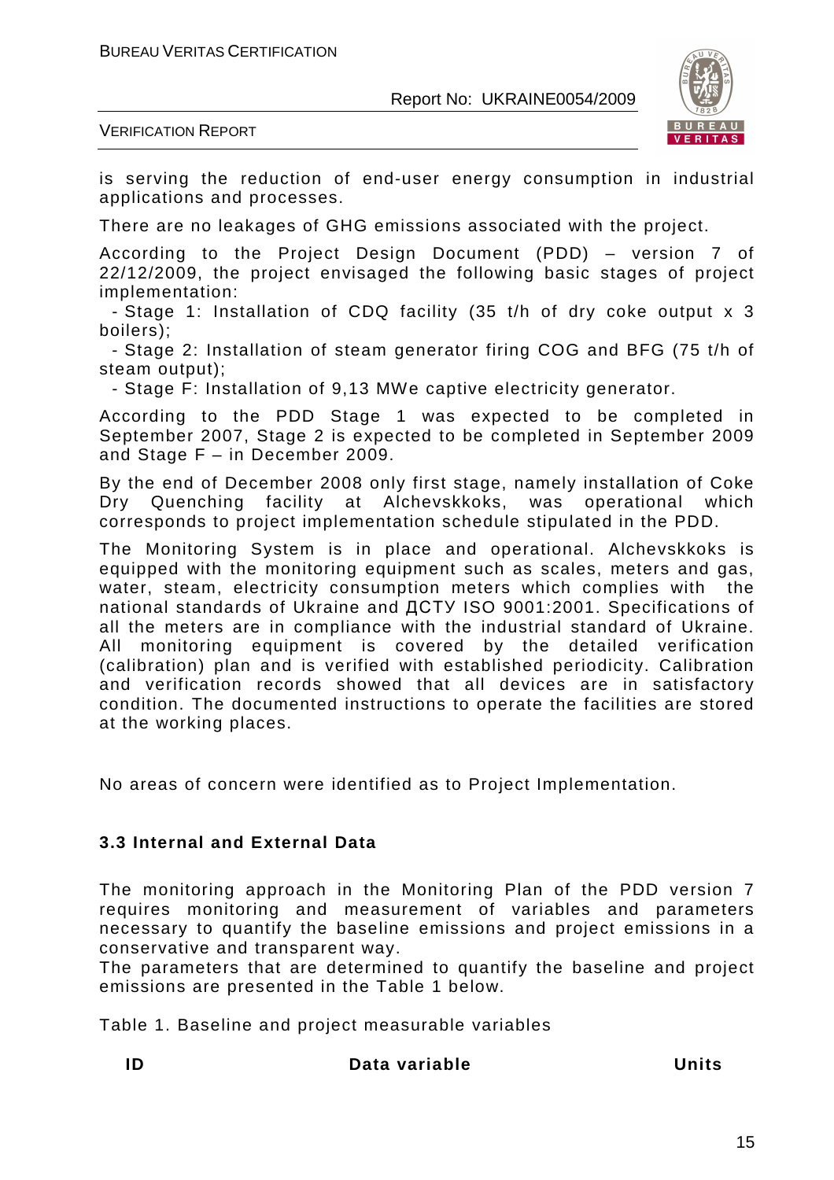is serving the reduction of end-user energy consumption in industrial applications and processes.

There are no leakages of GHG emissions associated with the project.

According to the Project Design Document (PDD) – version 7 of 22/12/2009, the project envisaged the following basic stages of project implementation:

- Stage 1: Installation of CDQ facility (35 t/h of dry coke output x 3 boilers);
- Stage 2: Installation of steam generator firing COG and BFG (75 t/h of steam output);
- Stage F: Installation of 9,13 MWe captive electricity generator.

According to the PDD Stage 1 was expected to be completed in September 2007, Stage 2 is expected to be completed in September 2009 and Stage F – in December 2009.

By the end of December 2008 only first stage, namely installation of Coke Dry Quenching facility at Alchevskkoks, was operational which corresponds to project implementation schedule stipulated in the PDD.

The Monitoring System is in place and operational. Alchevskkoks is equipped with the monitoring equipment such as scales, meters and gas, water, steam, electricity consumption meters which complies with the national standards of Ukraine and ДСТУ ISO 9001:2001. Specifications of all the meters are in compliance with the industrial standard of Ukraine. All monitoring equipment is covered by the detailed verification (calibration) plan and is verified with established periodicity. Calibration and verification records showed that all devices are in satisfactory condition. The documented instructions to operate the facilities are stored at the working places.

No areas of concern were identified as to Project Implementation.

### 3.3 Internal and External Data

The monitoring approach in the Monitoring Plan of the PDD version 7 requires monitoring and measurement of variables and parameters necessary to quantify the baseline emissions and project emissions in a conservative and transparent way.

The parameters that are determined to quantify the baseline and project emissions are presented in the Table 1 below.

Table 1. Baseline and project measurable variables

| ID | Data variable | Units |
|---|---|---|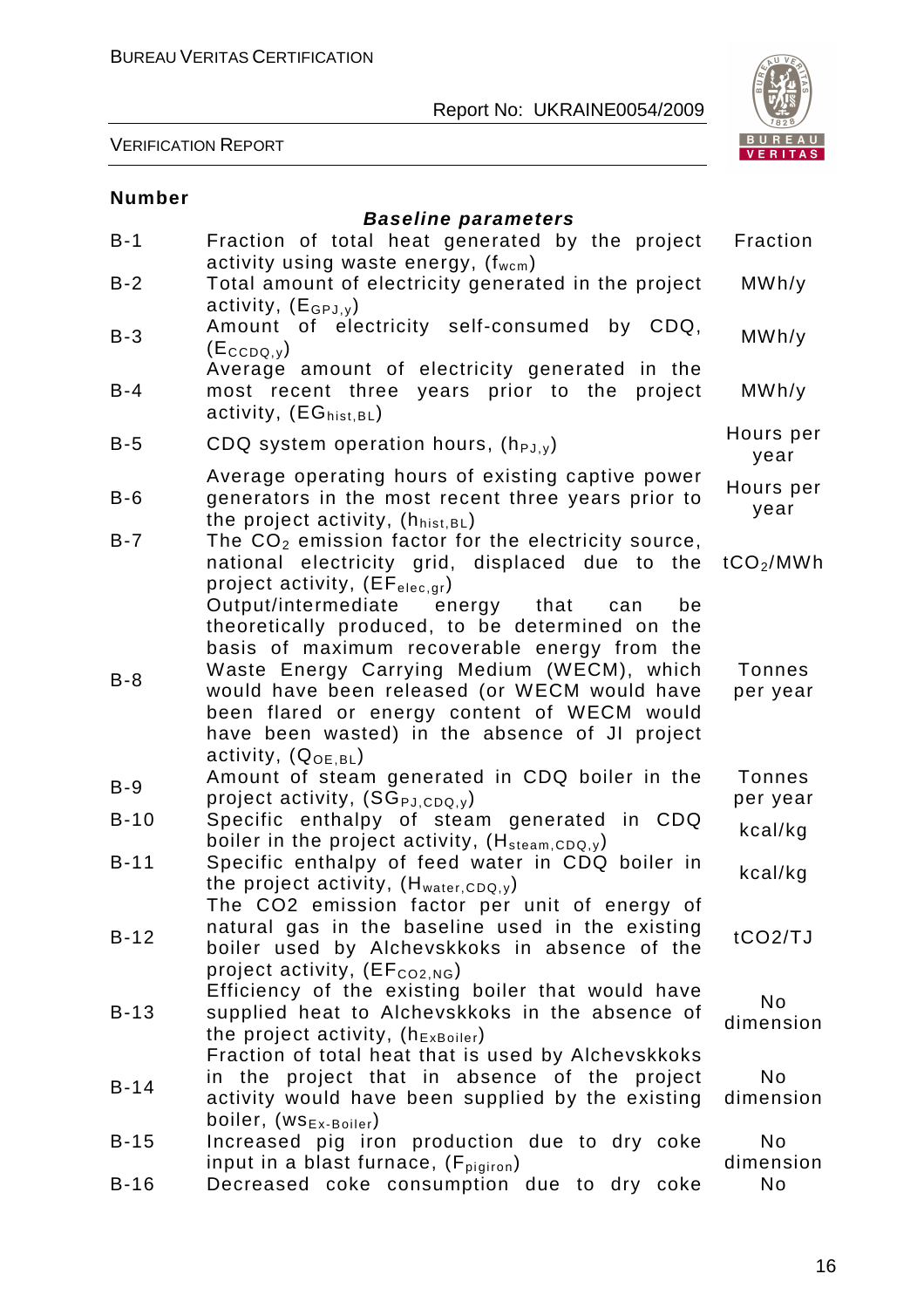| Number | | |
|---|---|---|
| | ***Baseline parameters*** | |
| B-1 | Fraction of total heat generated by the project activity using waste energy, ($f_{wcm}$) | Fraction |
| B-2 | Total amount of electricity generated in the project activity, ($E_{GPJ,y}$) | MWh/y |
| B-3 | Amount of electricity self-consumed by CDQ, ($E_{CCDQ,y}$) | MWh/y |
| B-4 | Average amount of electricity generated in the most recent three years prior to the project activity, ($EG_{hist,BL}$) | MWh/y |
| B-5 | CDQ system operation hours, ($h_{PJ,y}$) | Hours per year |
| B-6 | Average operating hours of existing captive power generators in the most recent three years prior to the project activity, ($h_{hist,BL}$) | Hours per year |
| B-7 | The $CO_2$ emission factor for the electricity source, national electricity grid, displaced due to the project activity, ($EF_{elec,gr}$) | $tCO_2$/MWh |
| B-8 | Output/intermediate energy that can be theoretically produced, to be determined on the basis of maximum recoverable energy from the Waste Energy Carrying Medium (WECM), which would have been released (or WECM would have been flared or energy content of WECM would have been wasted) in the absence of JI project activity, ($Q_{OE,BL}$) | Tonnes per year |
| B-9 | Amount of steam generated in CDQ boiler in the project activity, ($SG_{PJ,CDQ,y}$) | Tonnes per year |
| B-10 | Specific enthalpy of steam generated in CDQ boiler in the project activity, ($H_{steam,CDQ,y}$) | kcal/kg |
| B-11 | Specific enthalpy of feed water in CDQ boiler in the project activity, ($H_{water,CDQ,y}$) | kcal/kg |
| B-12 | The CO2 emission factor per unit of energy of natural gas in the baseline used in the existing boiler used by Alchevskkoks in absence of the project activity, ($EF_{CO2,NG}$) | tCO2/TJ |
| B-13 | Efficiency of the existing boiler that would have supplied heat to Alchevskkoks in the absence of the project activity, ($h_{ExBoiler}$) | No dimension |
| B-14 | Fraction of total heat that is used by Alchevskkoks in the project that in absence of the project activity would have been supplied by the existing boiler, ($ws_{Ex\text{-}Boiler}$) | No dimension |
| B-15 | Increased pig iron production due to dry coke input in a blast furnace, ($F_{pigiron}$) | No dimension |
| B-16 | Decreased coke consumption due to dry coke | No |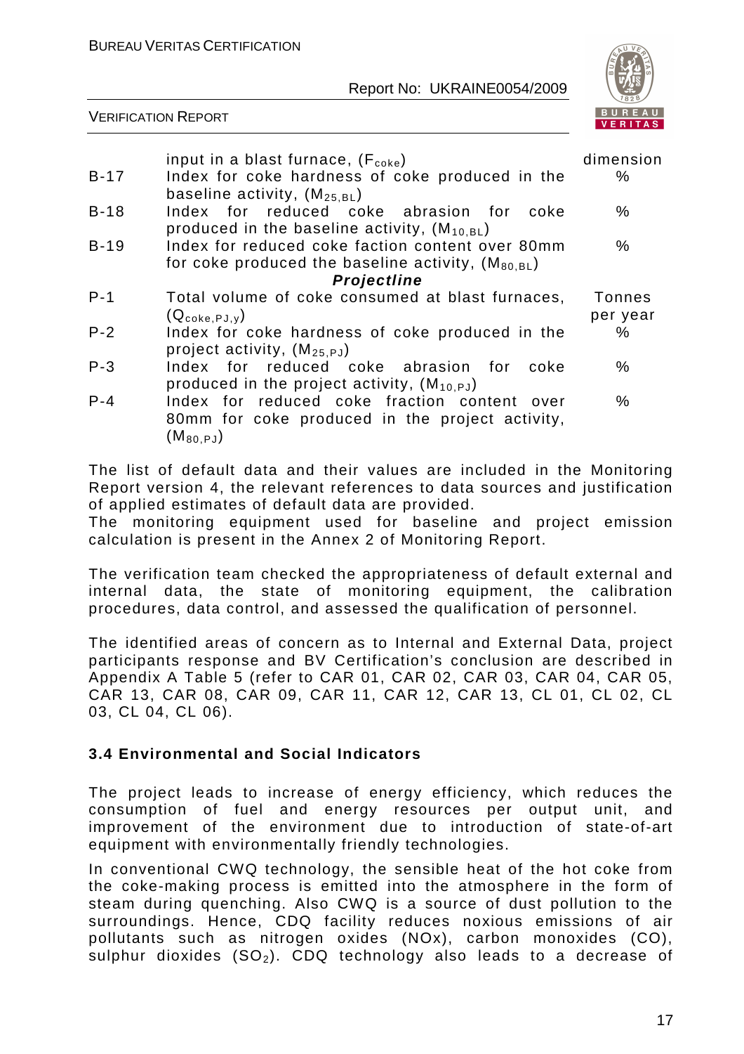| | | |
|---|---|---|
| | input in a blast furnace, ($F_{coke}$) | dimension |
| B-17 | Index for coke hardness of coke produced in the baseline activity, ($M_{25,BL}$) | % |
| B-18 | Index for reduced coke abrasion for coke produced in the baseline activity, ($M_{10,BL}$) | % |
| B-19 | Index for reduced coke faction content over 80mm for coke produced the baseline activity, ($M_{80,BL}$) | % |
| | ***Projectline*** | |
| P-1 | Total volume of coke consumed at blast furnaces, ($Q_{coke,PJ,y}$) | Tonnes per year |
| P-2 | Index for coke hardness of coke produced in the project activity, ($M_{25,PJ}$) | % |
| P-3 | Index for reduced coke abrasion for coke produced in the project activity, ($M_{10,PJ}$) | % |
| P-4 | Index for reduced coke fraction content over 80mm for coke produced in the project activity, ($M_{80,PJ}$) | % |

The list of default data and their values are included in the Monitoring Report version 4, the relevant references to data sources and justification of applied estimates of default data are provided.
The monitoring equipment used for baseline and project emission calculation is present in the Annex 2 of Monitoring Report.

The verification team checked the appropriateness of default external and internal data, the state of monitoring equipment, the calibration procedures, data control, and assessed the qualification of personnel.

The identified areas of concern as to Internal and External Data, project participants response and BV Certification's conclusion are described in Appendix A Table 5 (refer to CAR 01, CAR 02, CAR 03, CAR 04, CAR 05, CAR 13, CAR 08, CAR 09, CAR 11, CAR 12, CAR 13, CL 01, CL 02, CL 03, CL 04, CL 06).

### 3.4 Environmental and Social Indicators

The project leads to increase of energy efficiency, which reduces the consumption of fuel and energy resources per output unit, and improvement of the environment due to introduction of state-of-art equipment with environmentally friendly technologies.

In conventional CWQ technology, the sensible heat of the hot coke from the coke-making process is emitted into the atmosphere in the form of steam during quenching. Also CWQ is a source of dust pollution to the surroundings. Hence, CDQ facility reduces noxious emissions of air pollutants such as nitrogen oxides (NOx), carbon monoxides (CO), sulphur dioxides ($SO_2$). CDQ technology also leads to a decrease of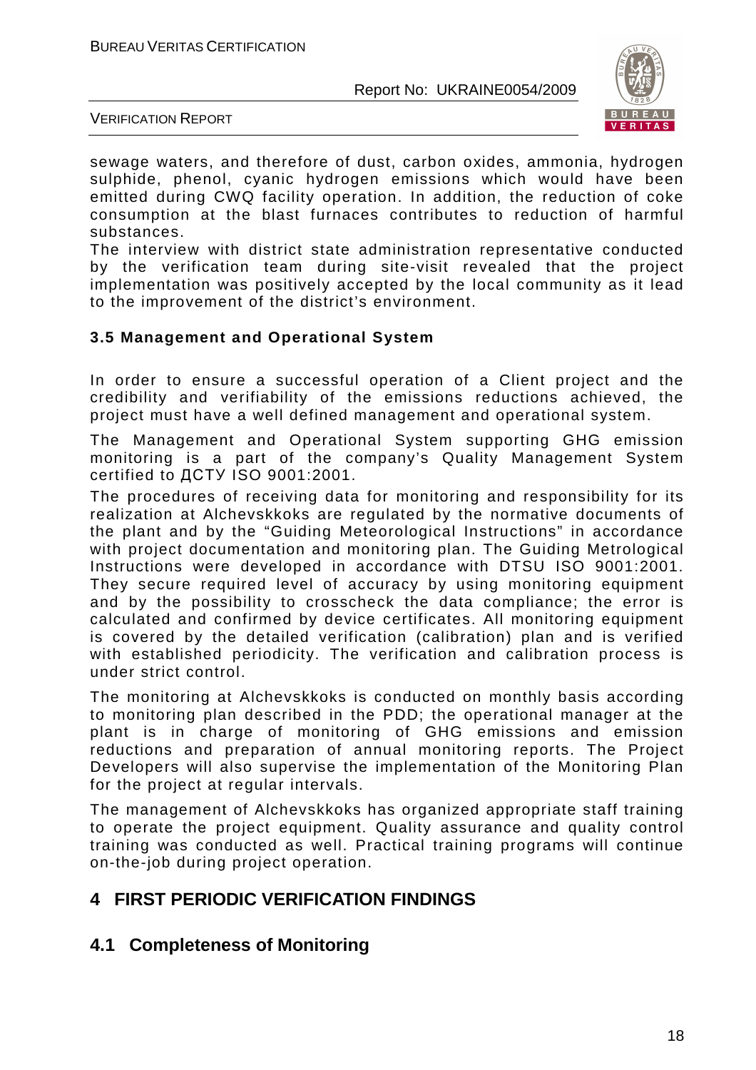sewage waters, and therefore of dust, carbon oxides, ammonia, hydrogen sulphide, phenol, cyanic hydrogen emissions which would have been emitted during CWQ facility operation. In addition, the reduction of coke consumption at the blast furnaces contributes to reduction of harmful substances.

The interview with district state administration representative conducted by the verification team during site-visit revealed that the project implementation was positively accepted by the local community as it lead to the improvement of the district's environment.

### 3.5 Management and Operational System

In order to ensure a successful operation of a Client project and the credibility and verifiability of the emissions reductions achieved, the project must have a well defined management and operational system.

The Management and Operational System supporting GHG emission monitoring is a part of the company's Quality Management System certified to ДСТУ ISO 9001:2001.

The procedures of receiving data for monitoring and responsibility for its realization at Alchevskkoks are regulated by the normative documents of the plant and by the "Guiding Meteorological Instructions" in accordance with project documentation and monitoring plan. The Guiding Metrological Instructions were developed in accordance with DTSU ISO 9001:2001. They secure required level of accuracy by using monitoring equipment and by the possibility to crosscheck the data compliance; the error is calculated and confirmed by device certificates. All monitoring equipment is covered by the detailed verification (calibration) plan and is verified with established periodicity. The verification and calibration process is under strict control.

The monitoring at Alchevskkoks is conducted on monthly basis according to monitoring plan described in the PDD; the operational manager at the plant is in charge of monitoring of GHG emissions and emission reductions and preparation of annual monitoring reports. The Project Developers will also supervise the implementation of the Monitoring Plan for the project at regular intervals.

The management of Alchevskkoks has organized appropriate staff training to operate the project equipment. Quality assurance and quality control training was conducted as well. Practical training programs will continue on-the-job during project operation.

# 4 FIRST PERIODIC VERIFICATION FINDINGS

## 4.1 Completeness of Monitoring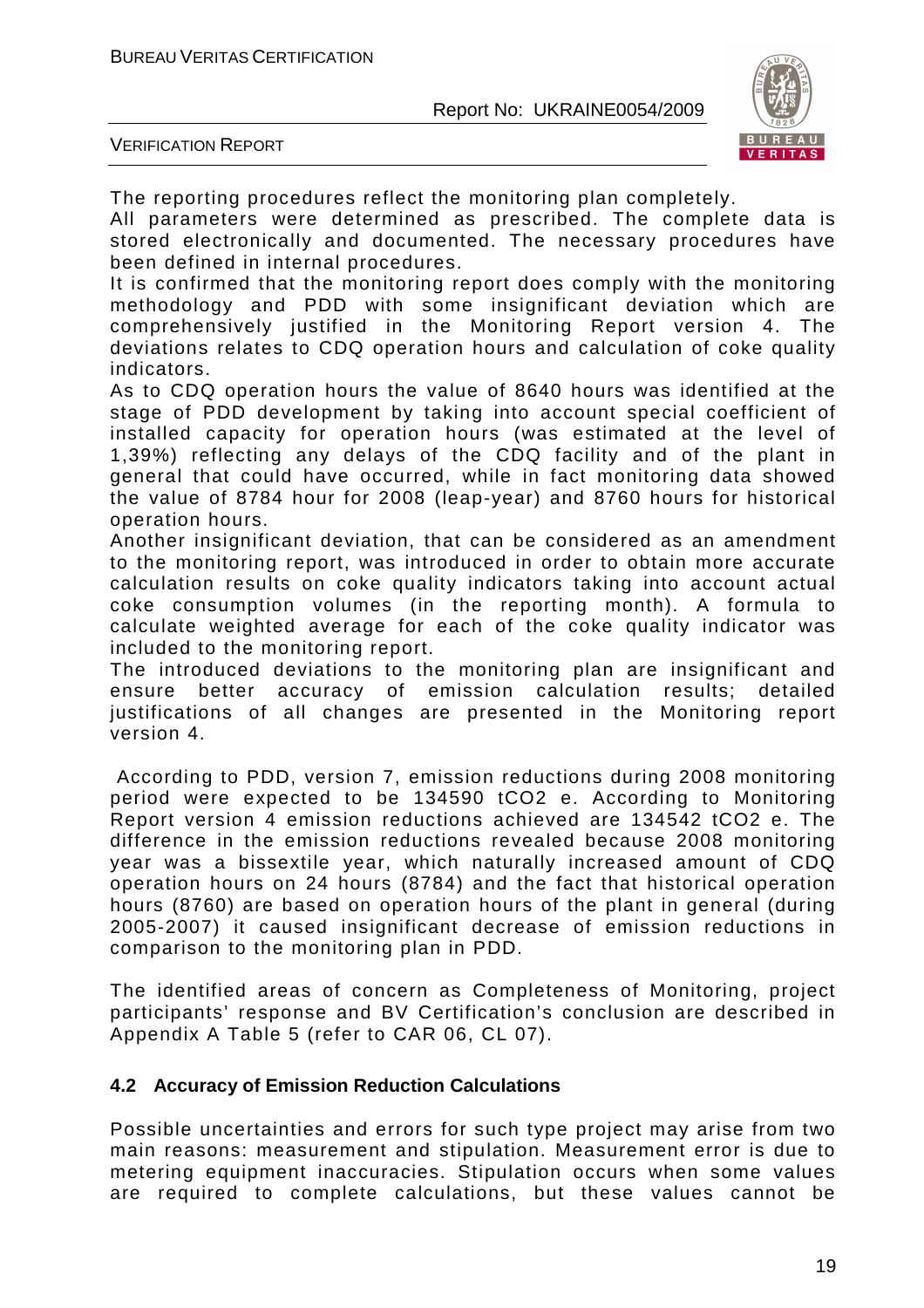The reporting procedures reflect the monitoring plan completely.

All parameters were determined as prescribed. The complete data is stored electronically and documented. The necessary procedures have been defined in internal procedures.

It is confirmed that the monitoring report does comply with the monitoring methodology and PDD with some insignificant deviation which are comprehensively justified in the Monitoring Report version 4. The deviations relates to CDQ operation hours and calculation of coke quality indicators.

As to CDQ operation hours the value of 8640 hours was identified at the stage of PDD development by taking into account special coefficient of installed capacity for operation hours (was estimated at the level of 1,39%) reflecting any delays of the CDQ facility and of the plant in general that could have occurred, while in fact monitoring data showed the value of 8784 hour for 2008 (leap-year) and 8760 hours for historical operation hours.

Another insignificant deviation, that can be considered as an amendment to the monitoring report, was introduced in order to obtain more accurate calculation results on coke quality indicators taking into account actual coke consumption volumes (in the reporting month). A formula to calculate weighted average for each of the coke quality indicator was included to the monitoring report.

The introduced deviations to the monitoring plan are insignificant and ensure better accuracy of emission calculation results; detailed justifications of all changes are presented in the Monitoring report version 4.

According to PDD, version 7, emission reductions during 2008 monitoring period were expected to be 134590 tCO2 e. According to Monitoring Report version 4 emission reductions achieved are 134542 tCO2 e. The difference in the emission reductions revealed because 2008 monitoring year was a bissextile year, which naturally increased amount of CDQ operation hours on 24 hours (8784) and the fact that historical operation hours (8760) are based on operation hours of the plant in general (during 2005-2007) it caused insignificant decrease of emission reductions in comparison to the monitoring plan in PDD.

The identified areas of concern as Completeness of Monitoring, project participants' response and BV Certification's conclusion are described in Appendix A Table 5 (refer to CAR 06, CL 07).

### 4.2 Accuracy of Emission Reduction Calculations

Possible uncertainties and errors for such type project may arise from two main reasons: measurement and stipulation. Measurement error is due to metering equipment inaccuracies. Stipulation occurs when some values are required to complete calculations, but these values cannot be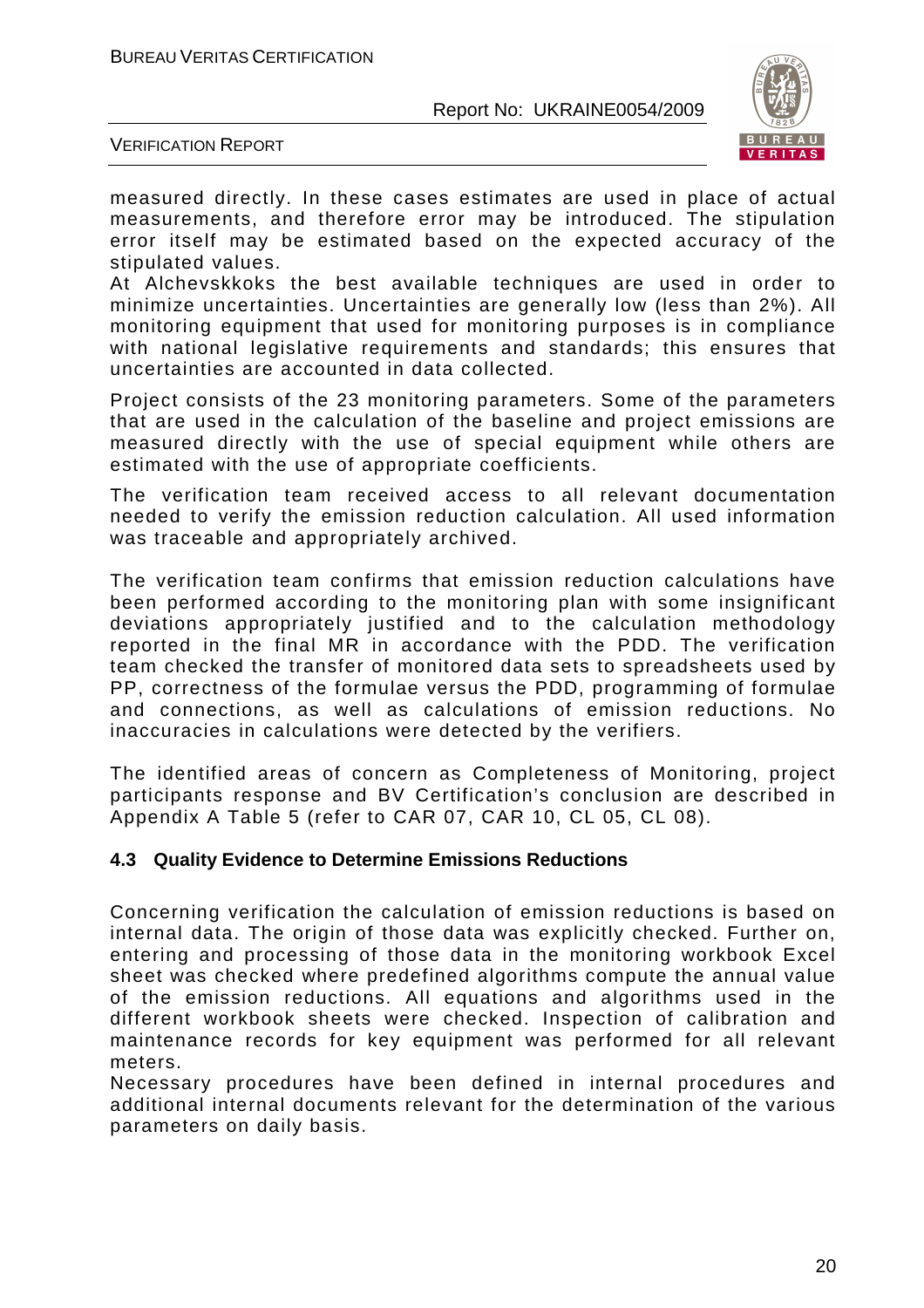measured directly. In these cases estimates are used in place of actual measurements, and therefore error may be introduced. The stipulation error itself may be estimated based on the expected accuracy of the stipulated values.
At Alchevskkoks the best available techniques are used in order to minimize uncertainties. Uncertainties are generally low (less than 2%). All monitoring equipment that used for monitoring purposes is in compliance with national legislative requirements and standards; this ensures that uncertainties are accounted in data collected.

Project consists of the 23 monitoring parameters. Some of the parameters that are used in the calculation of the baseline and project emissions are measured directly with the use of special equipment while others are estimated with the use of appropriate coefficients.

The verification team received access to all relevant documentation needed to verify the emission reduction calculation. All used information was traceable and appropriately archived.

The verification team confirms that emission reduction calculations have been performed according to the monitoring plan with some insignificant deviations appropriately justified and to the calculation methodology reported in the final MR in accordance with the PDD. The verification team checked the transfer of monitored data sets to spreadsheets used by PP, correctness of the formulae versus the PDD, programming of formulae and connections, as well as calculations of emission reductions. No inaccuracies in calculations were detected by the verifiers.

The identified areas of concern as Completeness of Monitoring, project participants response and BV Certification's conclusion are described in Appendix A Table 5 (refer to CAR 07, CAR 10, CL 05, CL 08).

### 4.3 Quality Evidence to Determine Emissions Reductions

Concerning verification the calculation of emission reductions is based on internal data. The origin of those data was explicitly checked. Further on, entering and processing of those data in the monitoring workbook Excel sheet was checked where predefined algorithms compute the annual value of the emission reductions. All equations and algorithms used in the different workbook sheets were checked. Inspection of calibration and maintenance records for key equipment was performed for all relevant meters.
Necessary procedures have been defined in internal procedures and additional internal documents relevant for the determination of the various parameters on daily basis.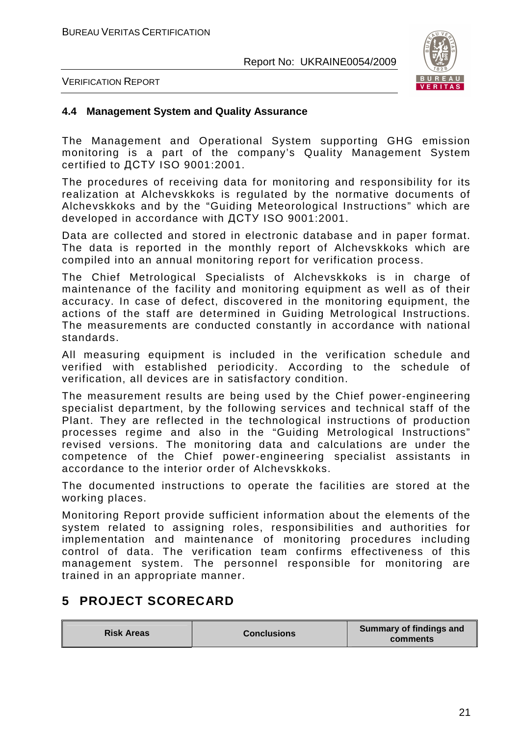### 4.4 Management System and Quality Assurance

The Management and Operational System supporting GHG emission monitoring is a part of the company's Quality Management System certified to ДСТУ ISO 9001:2001.

The procedures of receiving data for monitoring and responsibility for its realization at Alchevskkoks is regulated by the normative documents of Alchevskkoks and by the "Guiding Meteorological Instructions" which are developed in accordance with ДСТУ ISO 9001:2001.

Data are collected and stored in electronic database and in paper format. The data is reported in the monthly report of Alchevskkoks which are compiled into an annual monitoring report for verification process.

The Chief Metrological Specialists of Alchevskkoks is in charge of maintenance of the facility and monitoring equipment as well as of their accuracy. In case of defect, discovered in the monitoring equipment, the actions of the staff are determined in Guiding Metrological Instructions. The measurements are conducted constantly in accordance with national standards.

All measuring equipment is included in the verification schedule and verified with established periodicity. According to the schedule of verification, all devices are in satisfactory condition.

The measurement results are being used by the Chief power-engineering specialist department, by the following services and technical staff of the Plant. They are reflected in the technological instructions of production processes regime and also in the "Guiding Metrological Instructions" revised versions. The monitoring data and calculations are under the competence of the Chief power-engineering specialist assistants in accordance to the interior order of Alchevskkoks.

The documented instructions to operate the facilities are stored at the working places.

Monitoring Report provide sufficient information about the elements of the system related to assigning roles, responsibilities and authorities for implementation and maintenance of monitoring procedures including control of data. The verification team confirms effectiveness of this management system. The personnel responsible for monitoring are trained in an appropriate manner.

# 5 PROJECT SCORECARD

| Risk Areas | Conclusions | | Summary of findings and comments |
|---|---|---|---|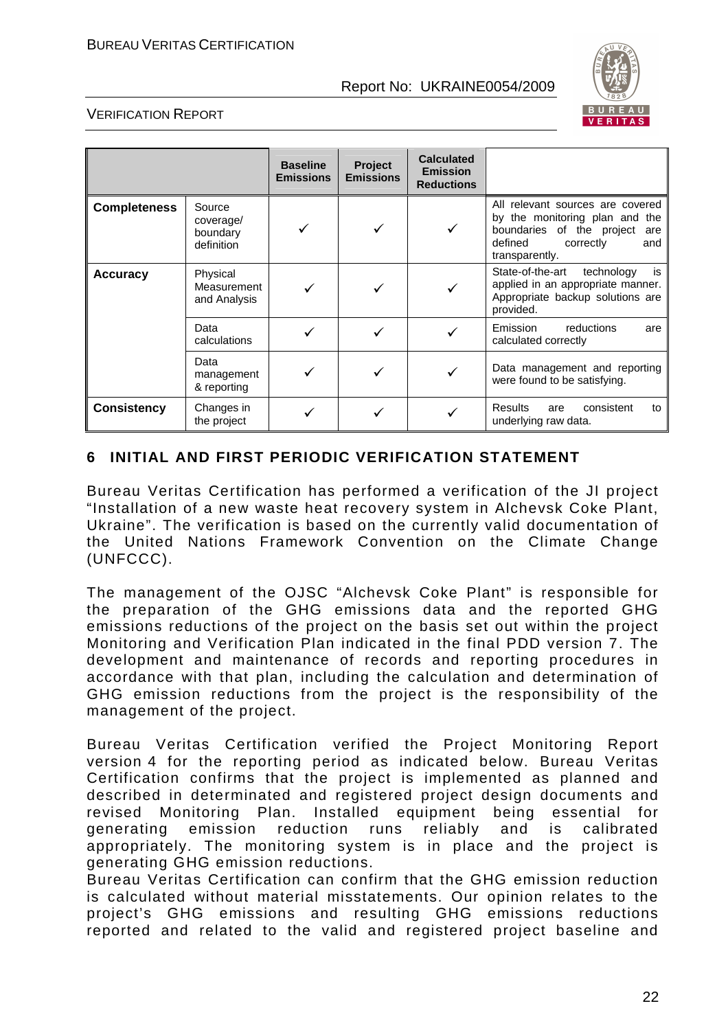| | | Baseline Emissions | Project Emissions | Calculated Emission Reductions | |
|---|---|---|---|---|---|
| **Completeness** | Source coverage/ boundary definition | ✓ | ✓ | ✓ | All relevant sources are covered by the monitoring plan and the boundaries of the project are defined correctly and transparently. |
| **Accuracy** | Physical Measurement and Analysis | ✓ | ✓ | ✓ | State-of-the-art technology is applied in an appropriate manner. Appropriate backup solutions are provided. |
| | Data calculations | ✓ | ✓ | ✓ | Emission reductions are calculated correctly |
| | Data management & reporting | ✓ | ✓ | ✓ | Data management and reporting were found to be satisfying. |
| **Consistency** | Changes in the project | ✓ | ✓ | ✓ | Results are consistent to underlying raw data. |

## 6 INITIAL AND FIRST PERIODIC VERIFICATION STATEMENT

Bureau Veritas Certification has performed a verification of the JI project "Installation of a new waste heat recovery system in Alchevsk Coke Plant, Ukraine". The verification is based on the currently valid documentation of the United Nations Framework Convention on the Climate Change (UNFCCC).

The management of the OJSC "Alchevsk Coke Plant" is responsible for the preparation of the GHG emissions data and the reported GHG emissions reductions of the project on the basis set out within the project Monitoring and Verification Plan indicated in the final PDD version 7. The development and maintenance of records and reporting procedures in accordance with that plan, including the calculation and determination of GHG emission reductions from the project is the responsibility of the management of the project.

Bureau Veritas Certification verified the Project Monitoring Report version 4 for the reporting period as indicated below. Bureau Veritas Certification confirms that the project is implemented as planned and described in determinated and registered project design documents and revised Monitoring Plan. Installed equipment being essential for generating emission reduction runs reliably and is calibrated appropriately. The monitoring system is in place and the project is generating GHG emission reductions.
Bureau Veritas Certification can confirm that the GHG emission reduction is calculated without material misstatements. Our opinion relates to the project's GHG emissions and resulting GHG emissions reductions reported and related to the valid and registered project baseline and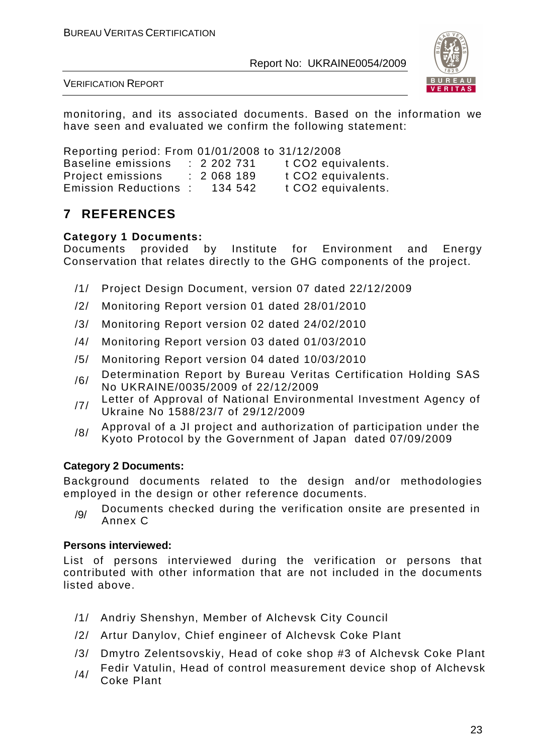monitoring, and its associated documents. Based on the information we have seen and evaluated we confirm the following statement:

Reporting period: From 01/01/2008 to 31/12/2008

| | | |
|---|---|---|
| Baseline emissions | : 2 202 731 | t CO2 equivalents. |
| Project emissions | : 2 068 189 | t CO2 equivalents. |
| Emission Reductions | : 134 542 | t CO2 equivalents. |

## 7 REFERENCES

**Category 1 Documents:**

Documents provided by Institute for Environment and Energy Conservation that relates directly to the GHG components of the project.

- /1/ Project Design Document, version 07 dated 22/12/2009
- /2/ Monitoring Report version 01 dated 28/01/2010
- /3/ Monitoring Report version 02 dated 24/02/2010
- /4/ Monitoring Report version 03 dated 01/03/2010
- /5/ Monitoring Report version 04 dated 10/03/2010
- /6/ Determination Report by Bureau Veritas Certification Holding SAS No UKRAINE/0035/2009 of 22/12/2009
- /7/ Letter of Approval of National Environmental Investment Agency of Ukraine No 1588/23/7 of 29/12/2009
- /8/ Approval of a JI project and authorization of participation under the Kyoto Protocol by the Government of Japan dated 07/09/2009

**Category 2 Documents:**

Background documents related to the design and/or methodologies employed in the design or other reference documents.

- /9/ Documents checked during the verification onsite are presented in Annex C

**Persons interviewed:**

List of persons interviewed during the verification or persons that contributed with other information that are not included in the documents listed above.

- /1/ Andriy Shenshyn, Member of Alchevsk City Council
- /2/ Artur Danylov, Chief engineer of Alchevsk Coke Plant
- /3/ Dmytro Zelentsovskiy, Head of coke shop #3 of Alchevsk Coke Plant
- /4/ Fedir Vatulin, Head of control measurement device shop of Alchevsk Coke Plant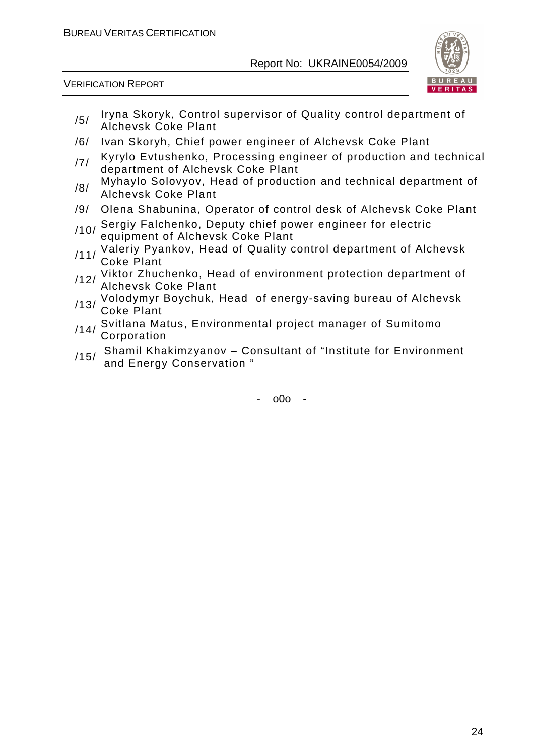/5/ Iryna Skoryk, Control supervisor of Quality control department of Alchevsk Coke Plant

/6/ Ivan Skoryh, Chief power engineer of Alchevsk Coke Plant

/7/ Kyrylo Evtushenko, Processing engineer of production and technical department of Alchevsk Coke Plant

/8/ Myhaylo Solovyov, Head of production and technical department of Alchevsk Coke Plant

/9/ Olena Shabunina, Operator of control desk of Alchevsk Coke Plant

/10/ Sergiy Falchenko, Deputy chief power engineer for electric equipment of Alchevsk Coke Plant

/11/ Valeriy Pyankov, Head of Quality control department of Alchevsk Coke Plant

/12/ Viktor Zhuchenko, Head of environment protection department of Alchevsk Coke Plant

/13/ Volodymyr Boychuk, Head of energy-saving bureau of Alchevsk Coke Plant

/14/ Svitlana Matus, Environmental project manager of Sumitomo Corporation

/15/ Shamil Khakimzyanov – Consultant of "Institute for Environment and Energy Conservation "

- o0o -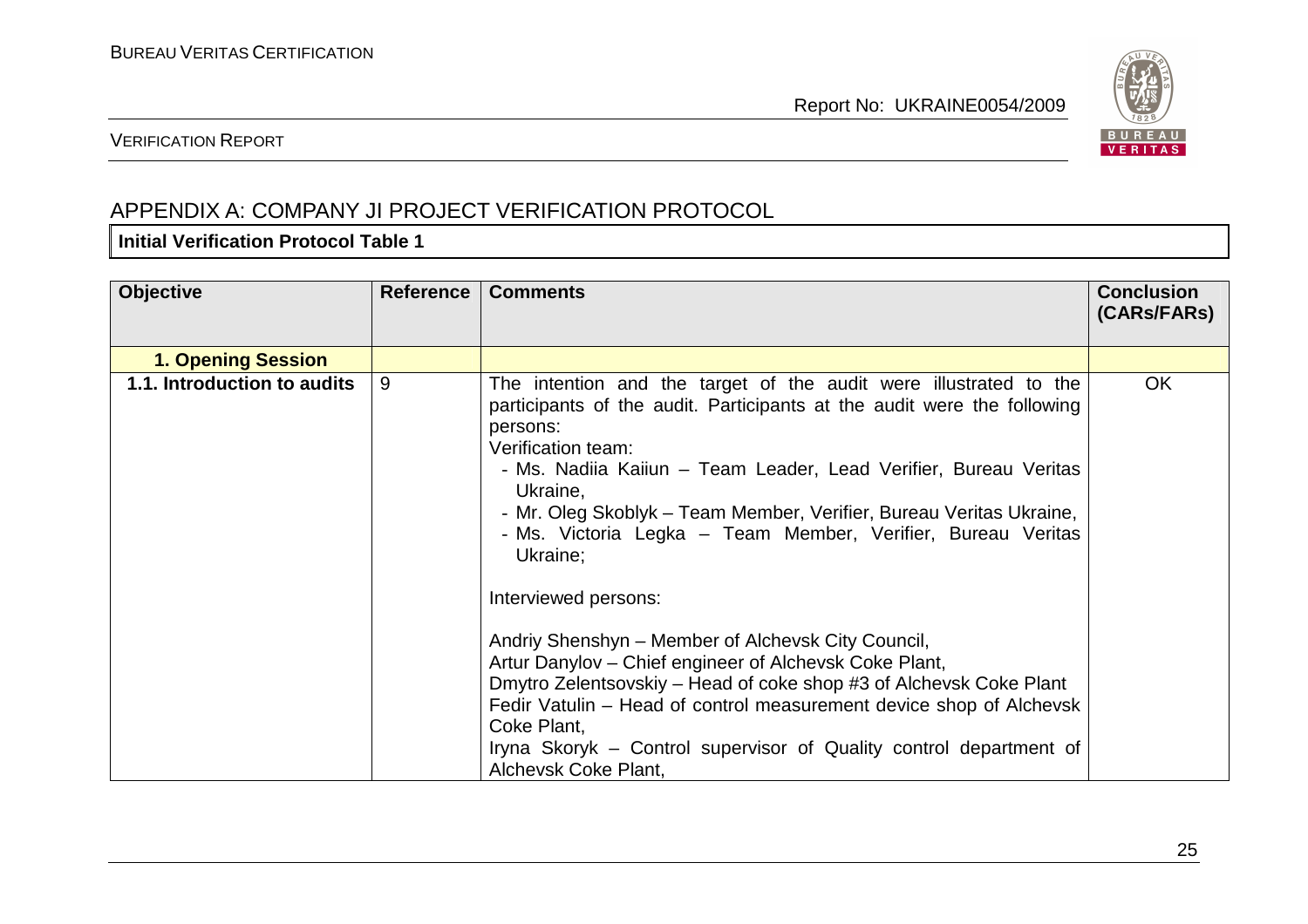## APPENDIX A: COMPANY JI PROJECT VERIFICATION PROTOCOL

**Initial Verification Protocol Table 1**

| Objective | Reference | Comments | Conclusion (CARs/FARs) |
|---|---|---|---|
| **1. Opening Session** | | | |
| **1.1. Introduction to audits** | 9 | The intention and the target of the audit were illustrated to the participants of the audit. Participants at the audit were the following persons:<br>Verification team:<br>- Ms. Nadiia Kaiiun – Team Leader, Lead Verifier, Bureau Veritas Ukraine,<br>- Mr. Oleg Skoblyk – Team Member, Verifier, Bureau Veritas Ukraine,<br>- Ms. Victoria Legka – Team Member, Verifier, Bureau Veritas Ukraine;<br><br>Interviewed persons:<br><br>Andriy Shenshyn – Member of Alchevsk City Council,<br>Artur Danylov – Chief engineer of Alchevsk Coke Plant,<br>Dmytro Zelentsovskiy – Head of coke shop #3 of Alchevsk Coke Plant<br>Fedir Vatulin – Head of control measurement device shop of Alchevsk Coke Plant,<br>Iryna Skoryk – Control supervisor of Quality control department of Alchevsk Coke Plant, | OK |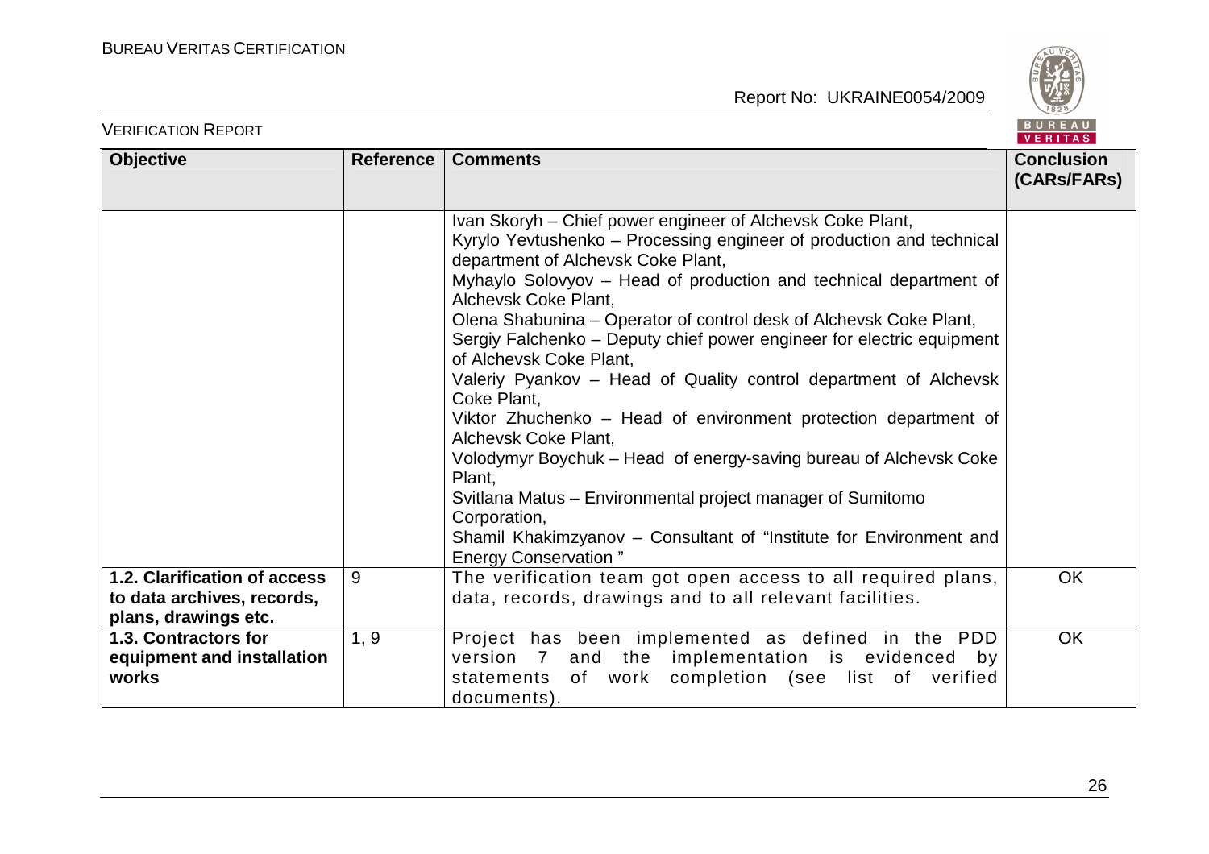| Objective | Reference | Comments | Conclusion (CARs/FARs) |
|---|---|---|---|
| | | Ivan Skoryh – Chief power engineer of Alchevsk Coke Plant,<br>Kyrylo Yevtushenko – Processing engineer of production and technical department of Alchevsk Coke Plant,<br>Myhaylo Solovyov – Head of production and technical department of Alchevsk Coke Plant,<br>Olena Shabunina – Operator of control desk of Alchevsk Coke Plant,<br>Sergiy Falchenko – Deputy chief power engineer for electric equipment of Alchevsk Coke Plant,<br>Valeriy Pyankov – Head of Quality control department of Alchevsk Coke Plant,<br>Viktor Zhuchenko – Head of environment protection department of Alchevsk Coke Plant,<br>Volodymyr Boychuk – Head of energy-saving bureau of Alchevsk Coke Plant,<br>Svitlana Matus – Environmental project manager of Sumitomo Corporation,<br>Shamil Khakimzyanov – Consultant of "Institute for Environment and Energy Conservation " | |
| **1.2. Clarification of access to data archives, records, plans, drawings etc.** | 9 | The verification team got open access to all required plans, data, records, drawings and to all relevant facilities. | OK |
| **1.3. Contractors for equipment and installation works** | 1, 9 | Project has been implemented as defined in the PDD version 7 and the implementation is evidenced by statements of work completion (see list of verified documents). | OK |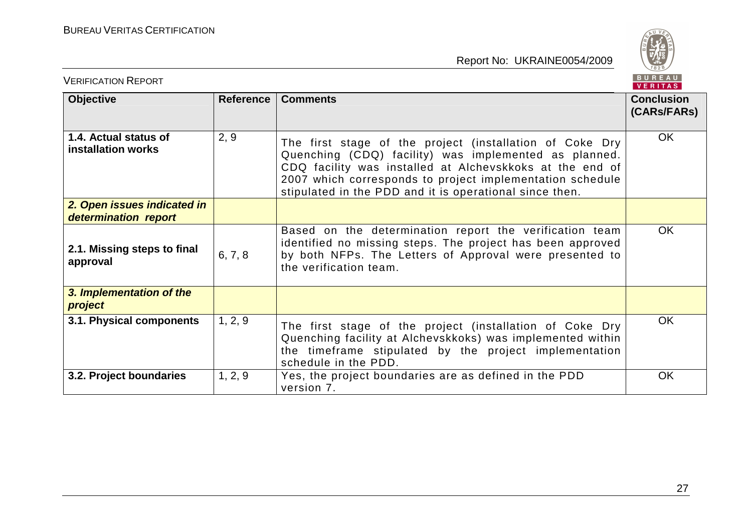| Objective | Reference | Comments | Conclusion (CARs/FARs) |
|---|---|---|---|
| **1.4. Actual status of installation works** | 2, 9 | The first stage of the project (installation of Coke Dry Quenching (CDQ) facility) was implemented as planned. CDQ facility was installed at Alchevskkoks at the end of 2007 which corresponds to project implementation schedule stipulated in the PDD and it is operational since then. | OK |
| ***2. Open issues indicated in determination report*** | | | |
| **2.1. Missing steps to final approval** | 6, 7, 8 | Based on the determination report the verification team identified no missing steps. The project has been approved by both NFPs. The Letters of Approval were presented to the verification team. | OK |
| ***3. Implementation of the project*** | | | |
| **3.1. Physical components** | 1, 2, 9 | The first stage of the project (installation of Coke Dry Quenching facility at Alchevskkoks) was implemented within the timeframe stipulated by the project implementation schedule in the PDD. | OK |
| **3.2. Project boundaries** | 1, 2, 9 | Yes, the project boundaries are as defined in the PDD version 7. | OK |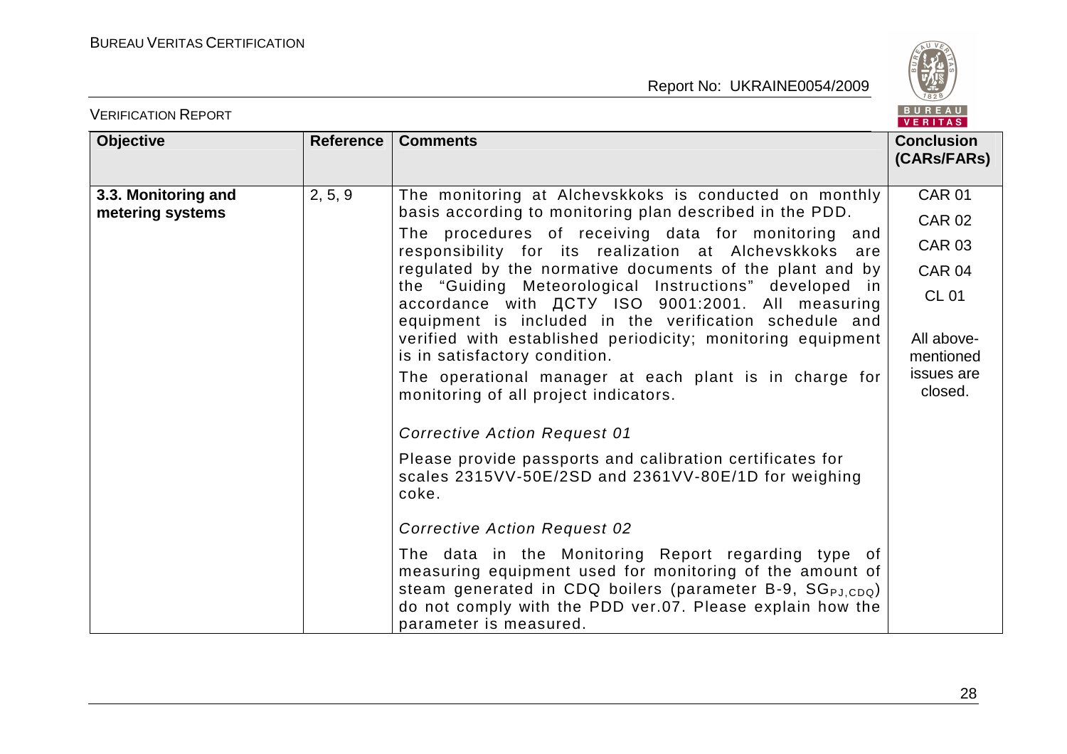| Objective | Reference | Comments | Conclusion (CARs/FARs) |
|---|---|---|---|
| **3.3. Monitoring and metering systems** | 2, 5, 9 | The monitoring at Alchevskkoks is conducted on monthly basis according to monitoring plan described in the PDD.<br>The procedures of receiving data for monitoring and responsibility for its realization at Alchevskkoks are regulated by the normative documents of the plant and by the "Guiding Meteorological Instructions" developed in accordance with ДСТУ ISO 9001:2001. All measuring equipment is included in the verification schedule and verified with established periodicity; monitoring equipment is in satisfactory condition.<br>The operational manager at each plant is in charge for monitoring of all project indicators.<br><br>*Corrective Action Request 01*<br>Please provide passports and calibration certificates for scales 2315VV-50E/2SD and 2361VV-80E/1D for weighing coke.<br><br>*Corrective Action Request 02*<br>The data in the Monitoring Report regarding type of measuring equipment used for monitoring of the amount of steam generated in CDQ boilers (parameter B-9, $SG_{PJ,CDQ}$) do not comply with the PDD ver.07. Please explain how the parameter is measured. | CAR 01<br>CAR 02<br>CAR 03<br>CAR 04<br>CL 01<br><br>All above-mentioned issues are closed. |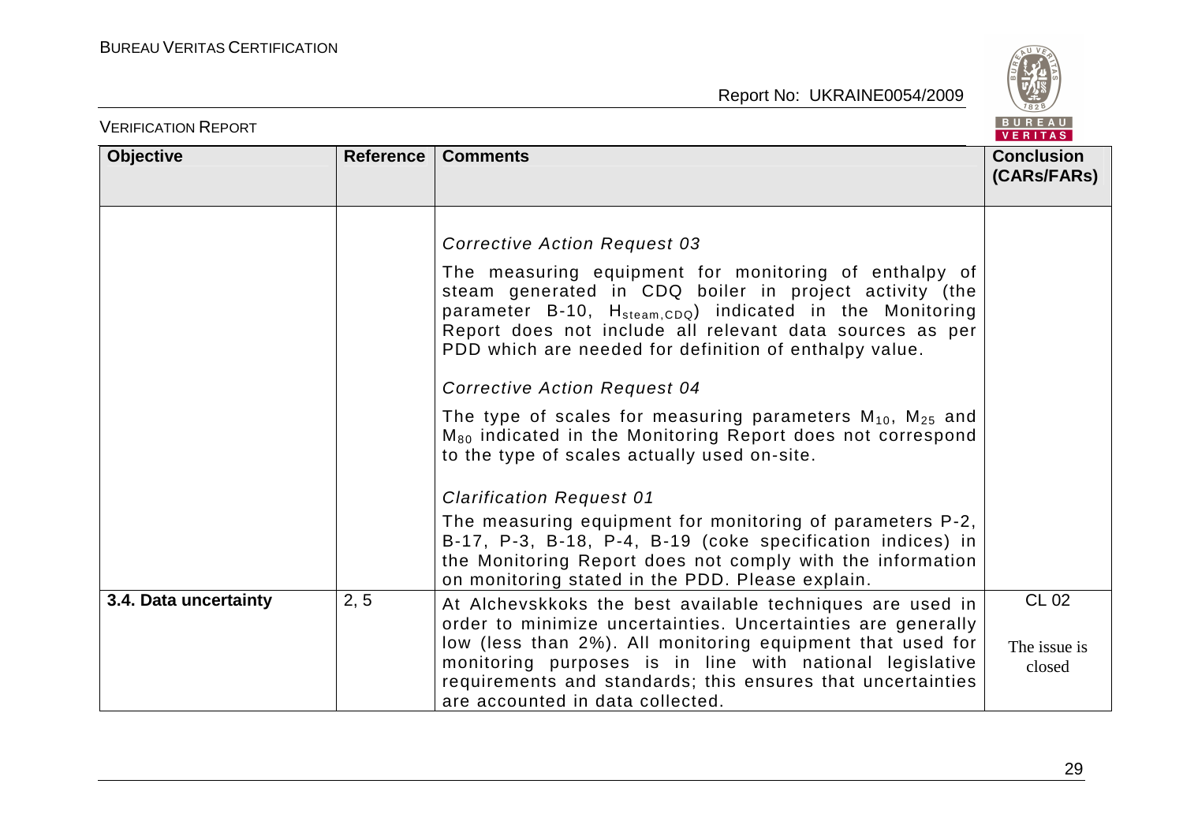| Objective | Reference | Comments | Conclusion (CARs/FARs) |
|---|---|---|---|
| | | *Corrective Action Request 03*<br><br>The measuring equipment for monitoring of enthalpy of steam generated in CDQ boiler in project activity (the parameter B-10, $H_{steam,CDQ}$) indicated in the Monitoring Report does not include all relevant data sources as per PDD which are needed for definition of enthalpy value.<br><br>*Corrective Action Request 04*<br><br>The type of scales for measuring parameters $M_{10}$, $M_{25}$ and $M_{80}$ indicated in the Monitoring Report does not correspond to the type of scales actually used on-site.<br><br>*Clarification Request 01*<br><br>The measuring equipment for monitoring of parameters P-2, B-17, P-3, B-18, P-4, B-19 (coke specification indices) in the Monitoring Report does not comply with the information on monitoring stated in the PDD. Please explain. | |
| **3.4. Data uncertainty** | 2, 5 | At Alchevskkoks the best available techniques are used in order to minimize uncertainties. Uncertainties are generally low (less than 2%). All monitoring equipment that used for monitoring purposes is in line with national legislative requirements and standards; this ensures that uncertainties are accounted in data collected. | CL 02<br><br>The issue is closed |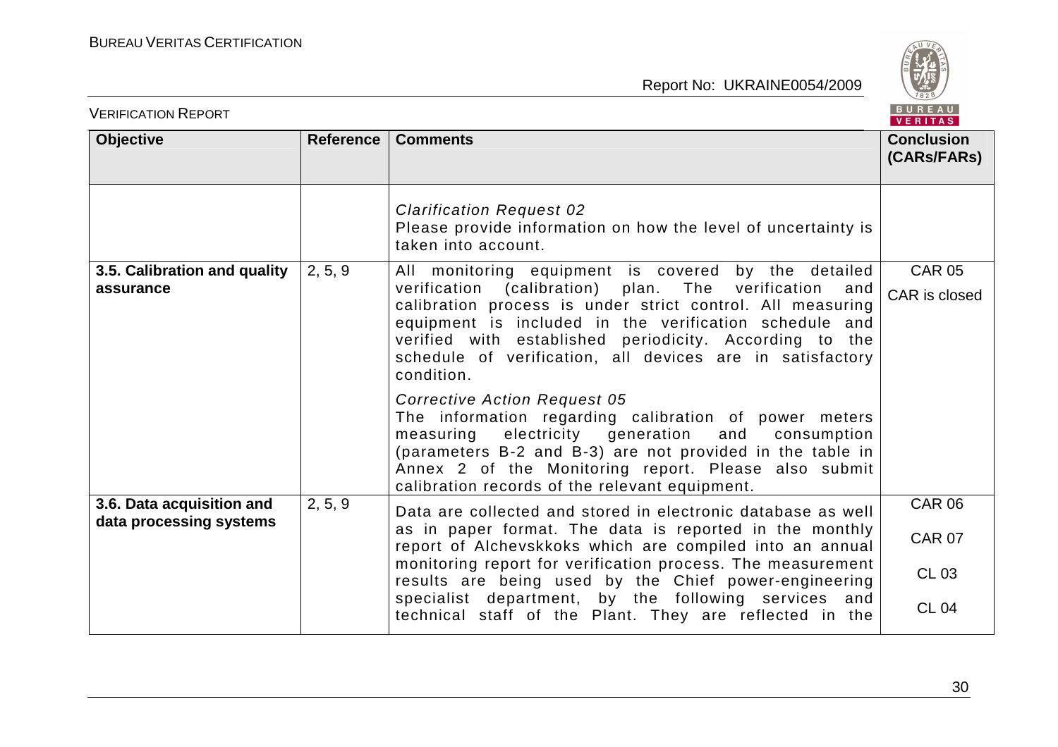| Objective | Reference | Comments | Conclusion (CARs/FARs) |
|---|---|---|---|
| | | *Clarification Request 02*<br>Please provide information on how the level of uncertainty is taken into account. | |
| **3.5. Calibration and quality assurance** | 2, 5, 9 | All monitoring equipment is covered by the detailed verification (calibration) plan. The verification and calibration process is under strict control. All measuring equipment is included in the verification schedule and verified with established periodicity. According to the schedule of verification, all devices are in satisfactory condition.<br><br>*Corrective Action Request 05*<br>The information regarding calibration of power meters measuring electricity generation and consumption (parameters B-2 and B-3) are not provided in the table in Annex 2 of the Monitoring report. Please also submit calibration records of the relevant equipment. | CAR 05<br>CAR is closed |
| **3.6. Data acquisition and data processing systems** | 2, 5, 9 | Data are collected and stored in electronic database as well as in paper format. The data is reported in the monthly report of Alchevskkoks which are compiled into an annual monitoring report for verification process. The measurement results are being used by the Chief power-engineering specialist department, by the following services and technical staff of the Plant. They are reflected in the | CAR 06<br>CAR 07<br>CL 03<br>CL 04 |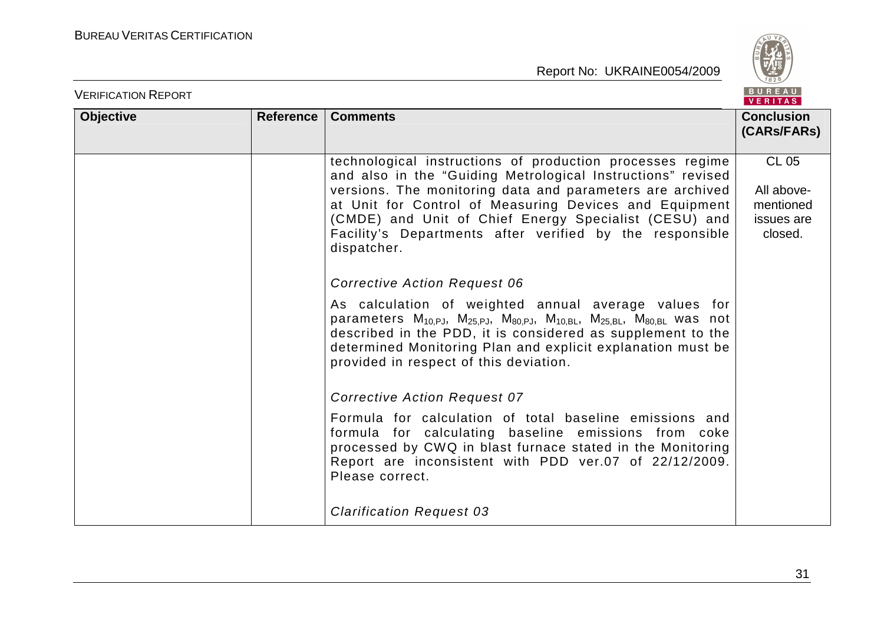| Objective | Reference | Comments | Conclusion (CARs/FARs) |
|---|---|---|---|
| | | technological instructions of production processes regime and also in the "Guiding Metrological Instructions" revised versions. The monitoring data and parameters are archived at Unit for Control of Measuring Devices and Equipment (CMDE) and Unit of Chief Energy Specialist (CESU) and Facility's Departments after verified by the responsible dispatcher.<br><br>*Corrective Action Request 06*<br><br>As calculation of weighted annual average values for parameters $M_{10,PJ}$, $M_{25,PJ}$, $M_{80,PJ}$, $M_{10,BL}$, $M_{25,BL}$, $M_{80,BL}$ was not described in the PDD, it is considered as supplement to the determined Monitoring Plan and explicit explanation must be provided in respect of this deviation.<br><br>*Corrective Action Request 07*<br><br>Formula for calculation of total baseline emissions and formula for calculating baseline emissions from coke processed by CWQ in blast furnace stated in the Monitoring Report are inconsistent with PDD ver.07 of 22/12/2009. Please correct.<br><br>*Clarification Request 03* | CL 05<br><br>All above-mentioned issues are closed. |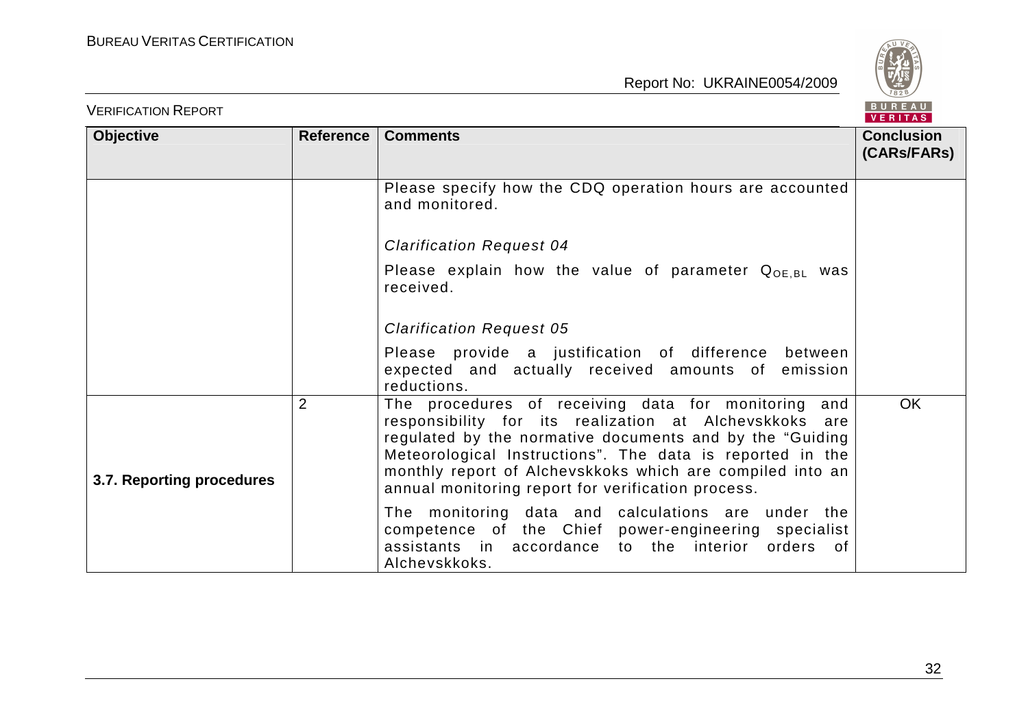| Objective | Reference | Comments | Conclusion (CARs/FARs) |
|---|---|---|---|
| | | Please specify how the CDQ operation hours are accounted and monitored.<br><br>*Clarification Request 04*<br>Please explain how the value of parameter $Q_{OE,BL}$ was received.<br><br>*Clarification Request 05*<br>Please provide a justification of difference between expected and actually received amounts of emission reductions. | |
| **3.7. Reporting procedures** | 2 | The procedures of receiving data for monitoring and responsibility for its realization at Alchevskkoks are regulated by the normative documents and by the "Guiding Meteorological Instructions". The data is reported in the monthly report of Alchevskkoks which are compiled into an annual monitoring report for verification process.<br><br>The monitoring data and calculations are under the competence of the Chief power-engineering specialist assistants in accordance to the interior orders of Alchevskkoks. | OK |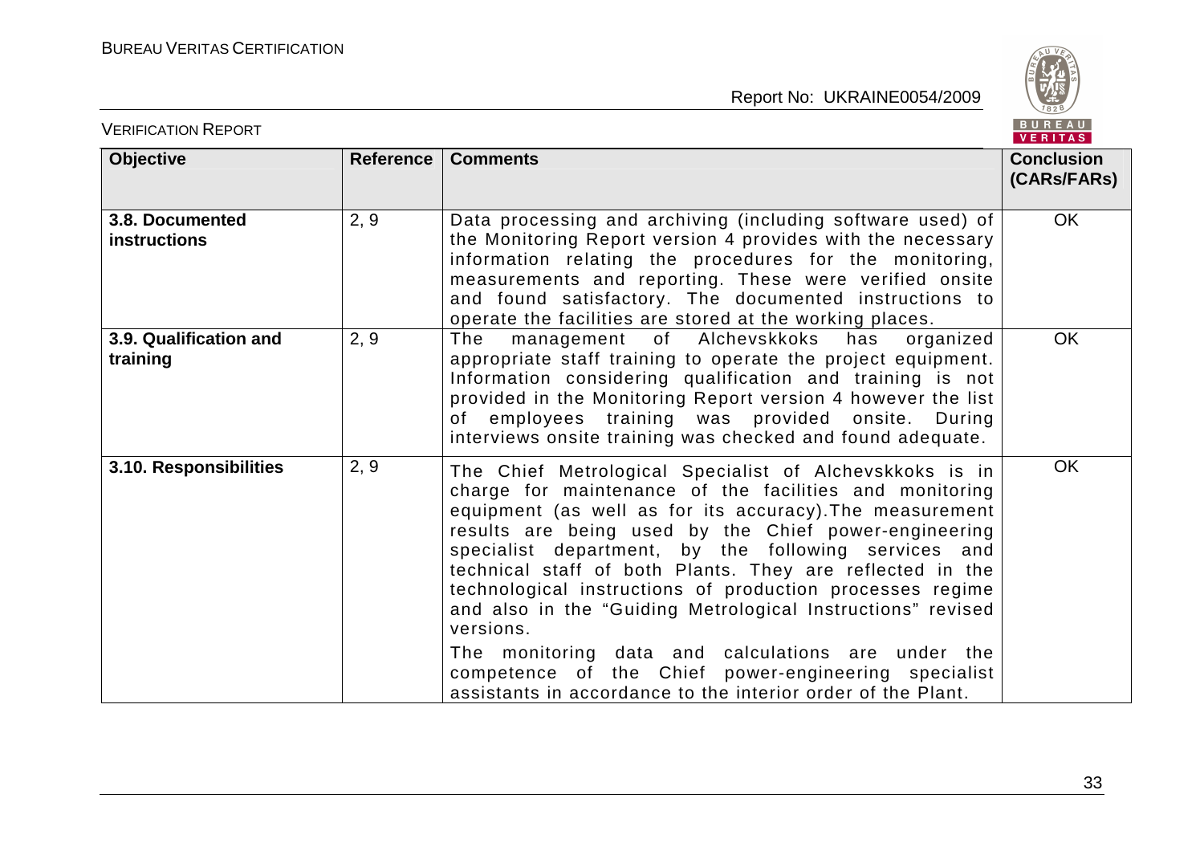| Objective | Reference | Comments | Conclusion (CARs/FARs) |
|---|---|---|---|
| **3.8. Documented instructions** | 2, 9 | Data processing and archiving (including software used) of the Monitoring Report version 4 provides with the necessary information relating the procedures for the monitoring, measurements and reporting. These were verified onsite and found satisfactory. The documented instructions to operate the facilities are stored at the working places. | OK |
| **3.9. Qualification and training** | 2, 9 | The management of Alchevskkoks has organized appropriate staff training to operate the project equipment. Information considering qualification and training is not provided in the Monitoring Report version 4 however the list of employees training was provided onsite. During interviews onsite training was checked and found adequate. | OK |
| **3.10. Responsibilities** | 2, 9 | The Chief Metrological Specialist of Alchevskkoks is in charge for maintenance of the facilities and monitoring equipment (as well as for its accuracy).The measurement results are being used by the Chief power-engineering specialist department, by the following services and technical staff of both Plants. They are reflected in the technological instructions of production processes regime and also in the "Guiding Metrological Instructions" revised versions.<br><br>The monitoring data and calculations are under the competence of the Chief power-engineering specialist assistants in accordance to the interior order of the Plant. | OK |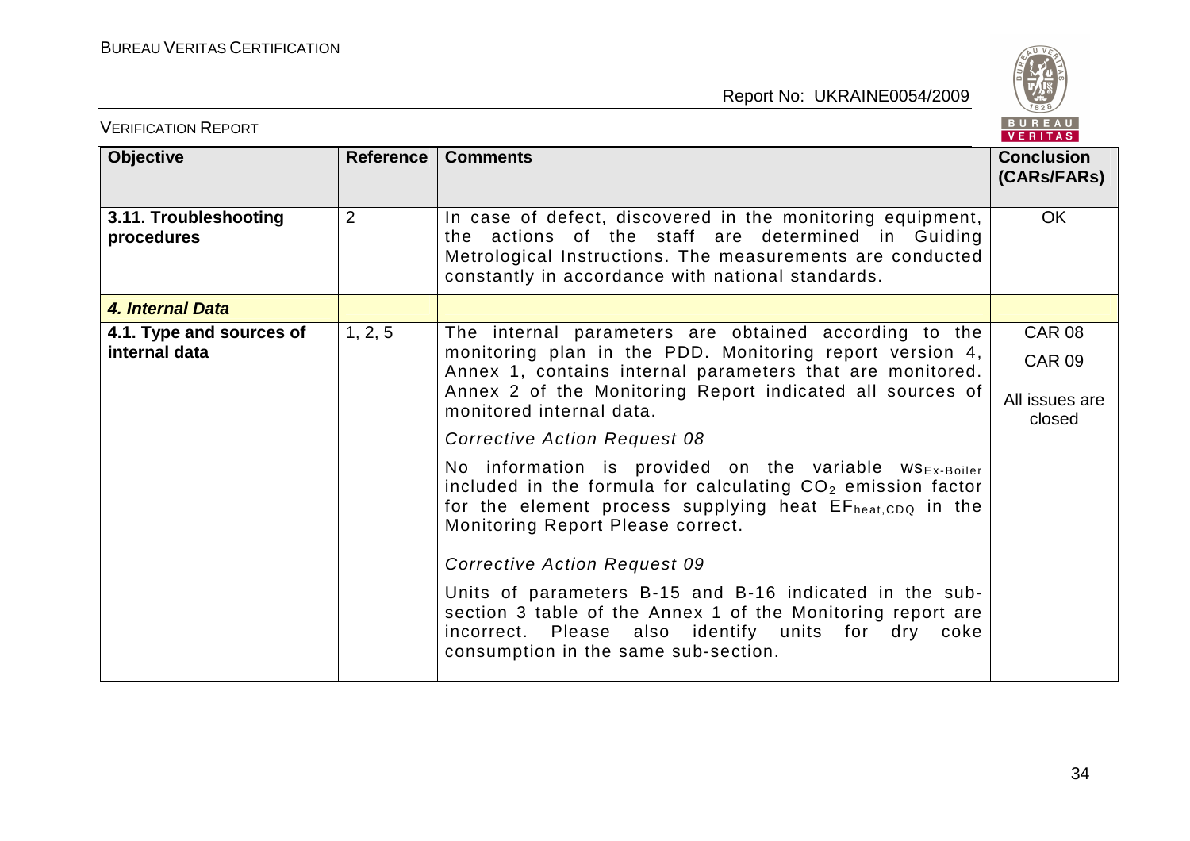| Objective | Reference | Comments | Conclusion (CARs/FARs) |
|---|---|---|---|
| **3.11. Troubleshooting procedures** | 2 | In case of defect, discovered in the monitoring equipment, the actions of the staff are determined in Guiding Metrological Instructions. The measurements are conducted constantly in accordance with national standards. | OK |
| ***4. Internal Data*** | | | |
| **4.1. Type and sources of internal data** | 1, 2, 5 | The internal parameters are obtained according to the monitoring plan in the PDD. Monitoring report version 4, Annex 1, contains internal parameters that are monitored. Annex 2 of the Monitoring Report indicated all sources of monitored internal data.<br><br>*Corrective Action Request 08*<br><br>No information is provided on the variable $ws_{Ex\text{-}Boiler}$ included in the formula for calculating $CO_2$ emission factor for the element process supplying heat $EF_{heat,CDQ}$ in the Monitoring Report Please correct.<br><br>*Corrective Action Request 09*<br><br>Units of parameters B-15 and B-16 indicated in the sub-section 3 table of the Annex 1 of the Monitoring report are incorrect. Please also identify units for dry coke consumption in the same sub-section. | CAR 08<br><br>CAR 09<br><br>All issues are closed |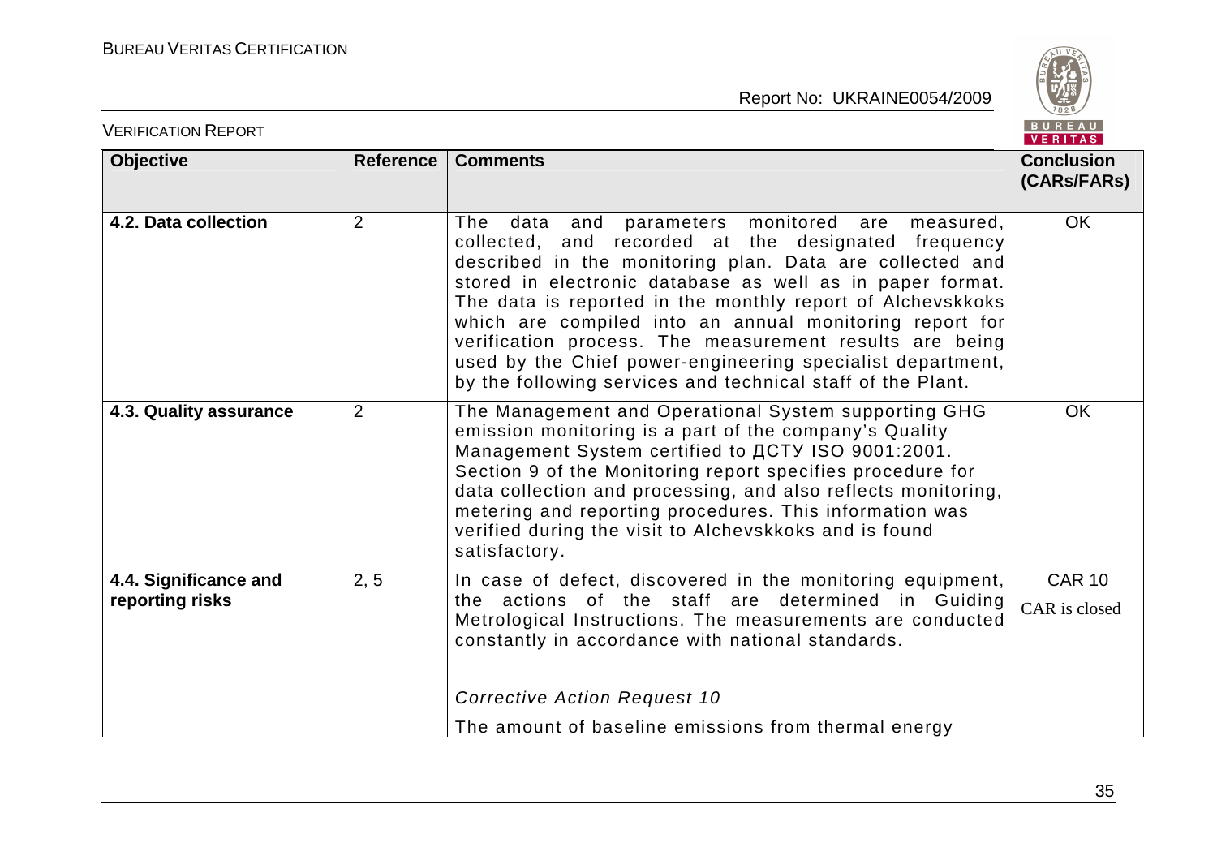| Objective | Reference | Comments | Conclusion (CARs/FARs) |
|---|---|---|---|
| **4.2. Data collection** | 2 | The data and parameters monitored are measured, collected, and recorded at the designated frequency described in the monitoring plan. Data are collected and stored in electronic database as well as in paper format. The data is reported in the monthly report of Alchevskkoks which are compiled into an annual monitoring report for verification process. The measurement results are being used by the Chief power-engineering specialist department, by the following services and technical staff of the Plant. | OK |
| **4.3. Quality assurance** | 2 | The Management and Operational System supporting GHG emission monitoring is a part of the company's Quality Management System certified to ДСТУ ISO 9001:2001. Section 9 of the Monitoring report specifies procedure for data collection and processing, and also reflects monitoring, metering and reporting procedures. This information was verified during the visit to Alchevskkoks and is found satisfactory. | OK |
| **4.4. Significance and reporting risks** | 2, 5 | In case of defect, discovered in the monitoring equipment, the actions of the staff are determined in Guiding Metrological Instructions. The measurements are conducted constantly in accordance with national standards.<br><br>*Corrective Action Request 10*<br><br>The amount of baseline emissions from thermal energy | CAR 10<br>CAR is closed |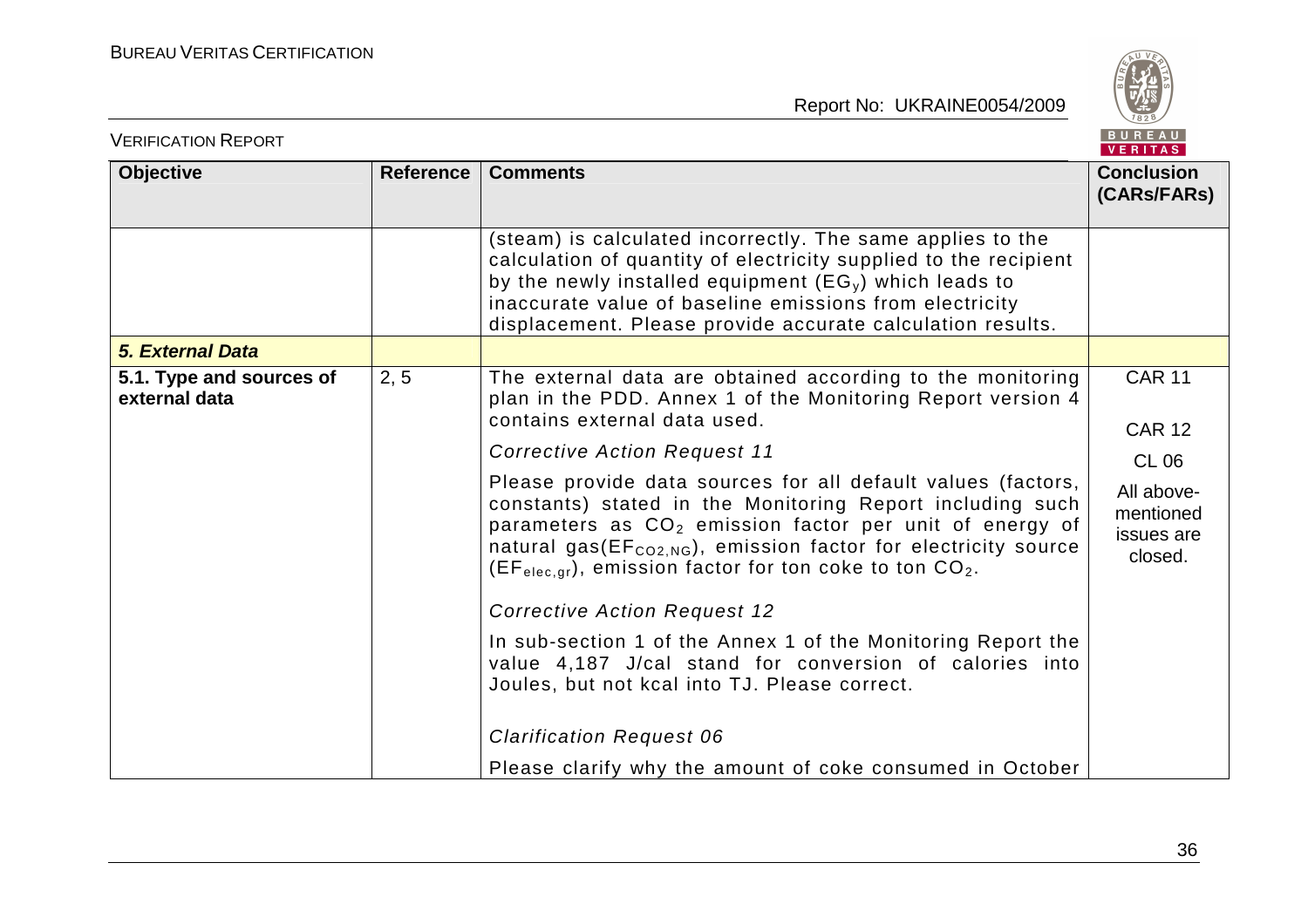| Objective | Reference | Comments | Conclusion (CARs/FARs) |
|---|---|---|---|
| | | (steam) is calculated incorrectly. The same applies to the calculation of quantity of electricity supplied to the recipient by the newly installed equipment ($EG_y$) which leads to inaccurate value of baseline emissions from electricity displacement. Please provide accurate calculation results. | |
| ***5. External Data*** | | | |
| **5.1. Type and sources of external data** | 2, 5 | The external data are obtained according to the monitoring plan in the PDD. Annex 1 of the Monitoring Report version 4 contains external data used.<br><br>*Corrective Action Request 11*<br><br>Please provide data sources for all default values (factors, constants) stated in the Monitoring Report including such parameters as $CO_2$ emission factor per unit of energy of natural gas($EF_{CO2,NG}$), emission factor for electricity source ($EF_{elec,gr}$), emission factor for ton coke to ton $CO_2$.<br><br>*Corrective Action Request 12*<br><br>In sub-section 1 of the Annex 1 of the Monitoring Report the value 4,187 J/cal stand for conversion of calories into Joules, but not kcal into TJ. Please correct.<br><br>*Clarification Request 06*<br><br>Please clarify why the amount of coke consumed in October | CAR 11<br><br>CAR 12<br><br>CL 06<br><br>All above-mentioned issues are closed. |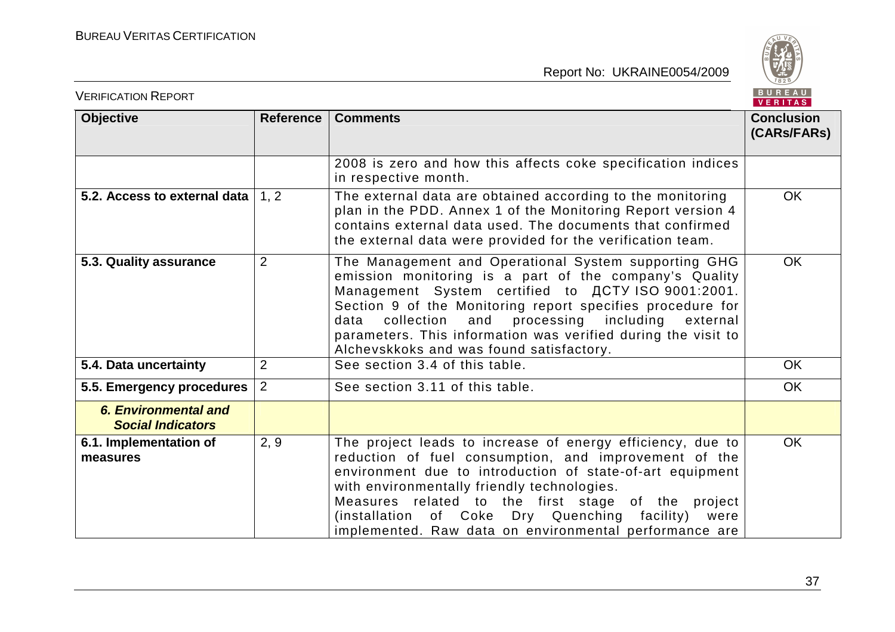| Objective | Reference | Comments | Conclusion (CARs/FARs) |
|---|---|---|---|
| | | 2008 is zero and how this affects coke specification indices in respective month. | |
| **5.2. Access to external data** | 1, 2 | The external data are obtained according to the monitoring plan in the PDD. Annex 1 of the Monitoring Report version 4 contains external data used. The documents that confirmed the external data were provided for the verification team. | OK |
| **5.3. Quality assurance** | 2 | The Management and Operational System supporting GHG emission monitoring is a part of the company's Quality Management System certified to ДСТУ ISO 9001:2001. Section 9 of the Monitoring report specifies procedure for data collection and processing including external parameters. This information was verified during the visit to Alchevskkoks and was found satisfactory. | OK |
| **5.4. Data uncertainty** | 2 | See section 3.4 of this table. | OK |
| **5.5. Emergency procedures** | 2 | See section 3.11 of this table. | OK |
| ***6. Environmental and Social Indicators*** | | | |
| **6.1. Implementation of measures** | 2, 9 | The project leads to increase of energy efficiency, due to reduction of fuel consumption, and improvement of the environment due to introduction of state-of-art equipment with environmentally friendly technologies.<br>Measures related to the first stage of the project (installation of Coke Dry Quenching facility) were implemented. Raw data on environmental performance are | OK |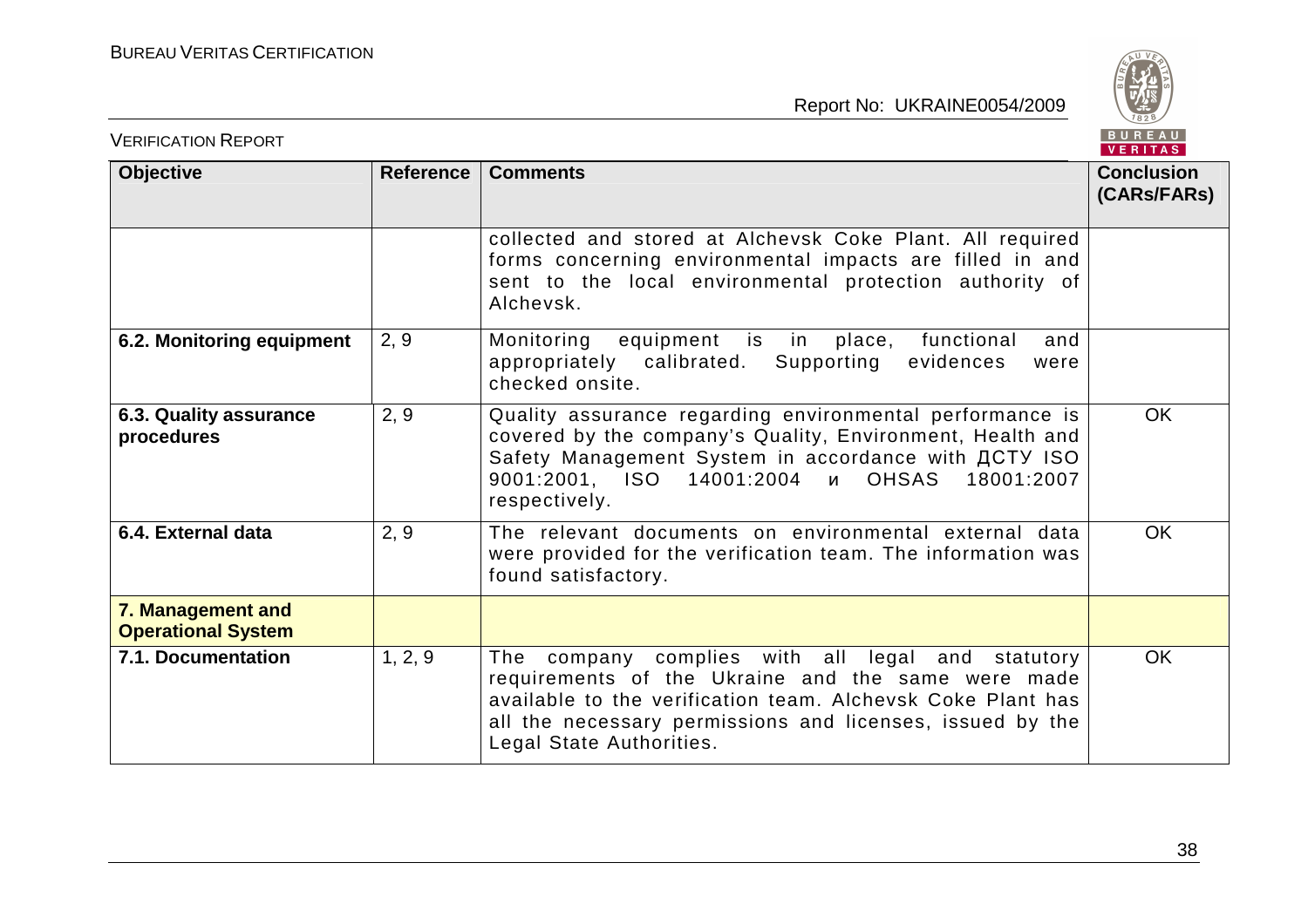| Objective | Reference | Comments | Conclusion (CARs/FARs) |
|---|---|---|---|
| | | collected and stored at Alchevsk Coke Plant. All required forms concerning environmental impacts are filled in and sent to the local environmental protection authority of Alchevsk. | |
| **6.2. Monitoring equipment** | 2, 9 | Monitoring equipment is in place, functional and appropriately calibrated. Supporting evidences were checked onsite. | |
| **6.3. Quality assurance procedures** | 2, 9 | Quality assurance regarding environmental performance is covered by the company's Quality, Environment, Health and Safety Management System in accordance with ДСТУ ISO 9001:2001, ISO 14001:2004 и OHSAS 18001:2007 respectively. | OK |
| **6.4. External data** | 2, 9 | The relevant documents on environmental external data were provided for the verification team. The information was found satisfactory. | OK |
| **7. Management and Operational System** | | | |
| **7.1. Documentation** | 1, 2, 9 | The company complies with all legal and statutory requirements of the Ukraine and the same were made available to the verification team. Alchevsk Coke Plant has all the necessary permissions and licenses, issued by the Legal State Authorities. | OK |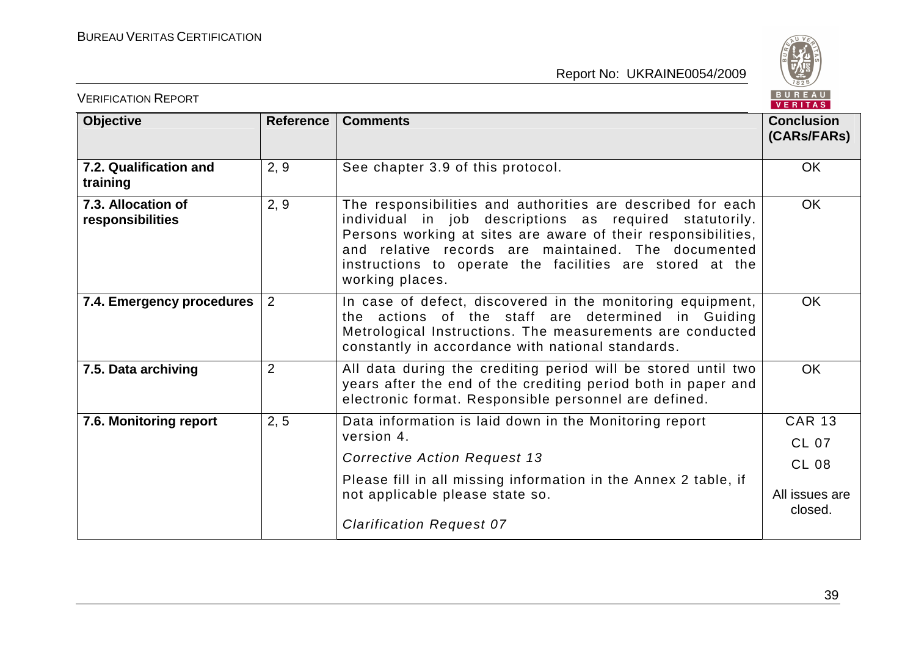| Objective | Reference | Comments | Conclusion (CARs/FARs) |
|---|---|---|---|
| **7.2. Qualification and training** | 2, 9 | See chapter 3.9 of this protocol. | OK |
| **7.3. Allocation of responsibilities** | 2, 9 | The responsibilities and authorities are described for each individual in job descriptions as required statutorily. Persons working at sites are aware of their responsibilities, and relative records are maintained. The documented instructions to operate the facilities are stored at the working places. | OK |
| **7.4. Emergency procedures** | 2 | In case of defect, discovered in the monitoring equipment, the actions of the staff are determined in Guiding Metrological Instructions. The measurements are conducted constantly in accordance with national standards. | OK |
| **7.5. Data archiving** | 2 | All data during the crediting period will be stored until two years after the end of the crediting period both in paper and electronic format. Responsible personnel are defined. | OK |
| **7.6. Monitoring report** | 2, 5 | Data information is laid down in the Monitoring report version 4.<br><br>*Corrective Action Request 13*<br><br>Please fill in all missing information in the Annex 2 table, if not applicable please state so.<br><br>*Clarification Request 07* | CAR 13<br><br>CL 07<br><br>CL 08<br><br>All issues are closed. |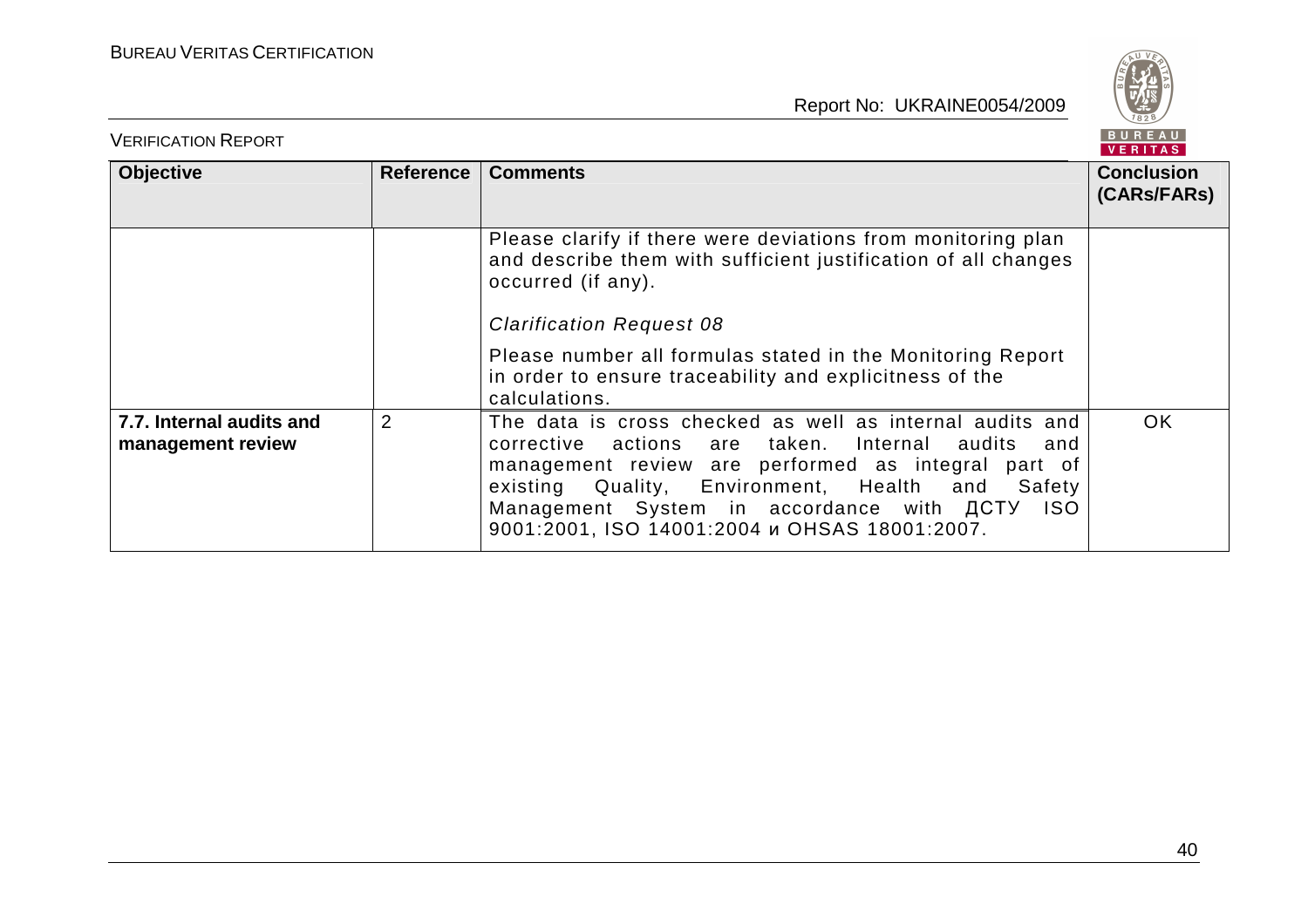| Objective | Reference | Comments | Conclusion (CARs/FARs) |
|---|---|---|---|
| | | Please clarify if there were deviations from monitoring plan and describe them with sufficient justification of all changes occurred (if any).<br><br>*Clarification Request 08*<br><br>Please number all formulas stated in the Monitoring Report in order to ensure traceability and explicitness of the calculations. | |
| **7.7. Internal audits and management review** | 2 | The data is cross checked as well as internal audits and corrective actions are taken. Internal audits and management review are performed as integral part of existing Quality, Environment, Health and Safety Management System in accordance with ДСТУ ISO 9001:2001, ISO 14001:2004 и OHSAS 18001:2007. | OK |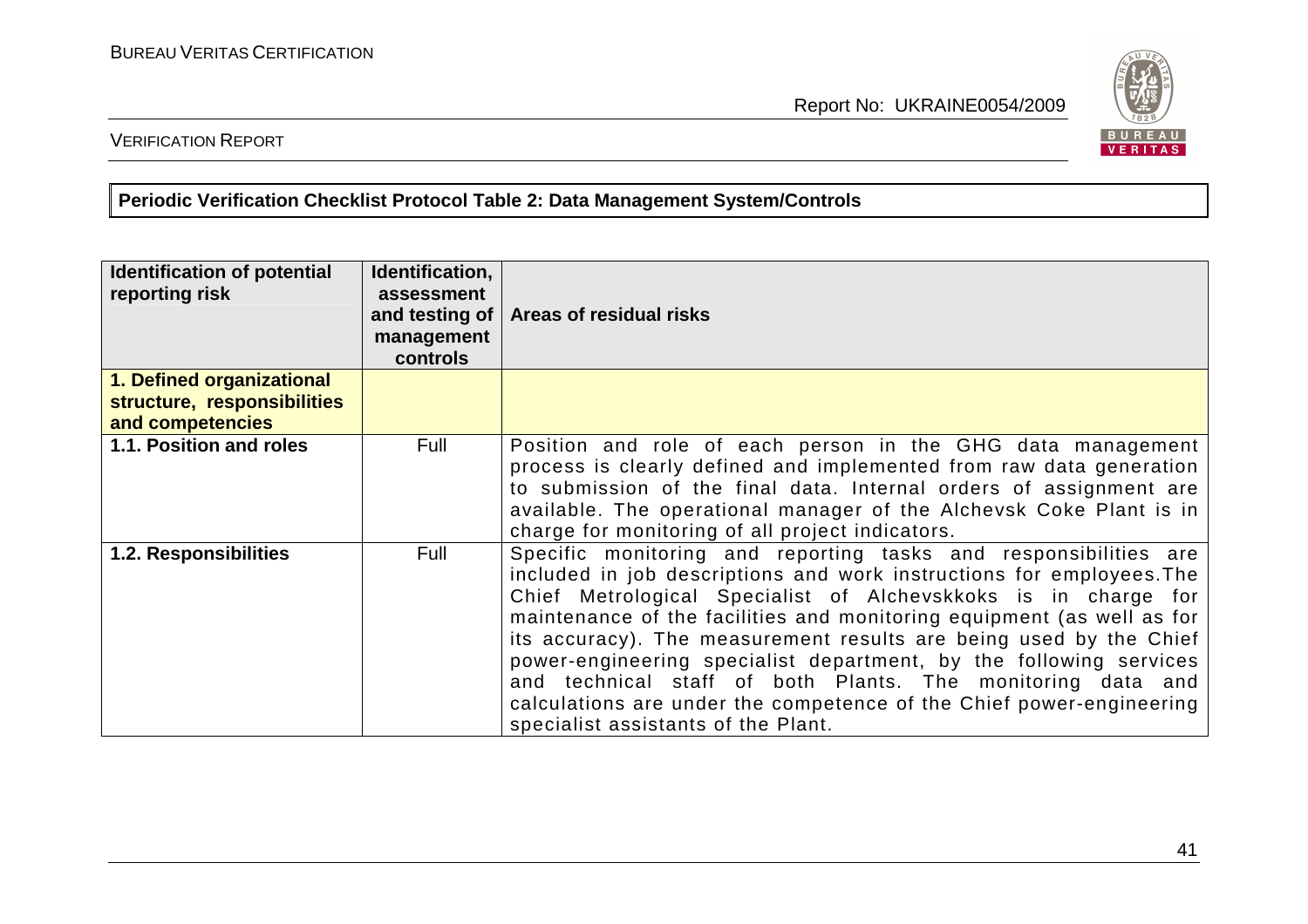**Periodic Verification Checklist Protocol Table 2: Data Management System/Controls**

| Identification of potential reporting risk | Identification, assessment and testing of management controls | Areas of residual risks |
|---|---|---|
| **1. Defined organizational structure, responsibilities and competencies** | | |
| **1.1. Position and roles** | Full | Position and role of each person in the GHG data management process is clearly defined and implemented from raw data generation to submission of the final data. Internal orders of assignment are available. The operational manager of the Alchevsk Coke Plant is in charge for monitoring of all project indicators. |
| **1.2. Responsibilities** | Full | Specific monitoring and reporting tasks and responsibilities are included in job descriptions and work instructions for employees.The Chief Metrological Specialist of Alchevskkoks is in charge for maintenance of the facilities and monitoring equipment (as well as for its accuracy). The measurement results are being used by the Chief power-engineering specialist department, by the following services and technical staff of both Plants. The monitoring data and calculations are under the competence of the Chief power-engineering specialist assistants of the Plant. |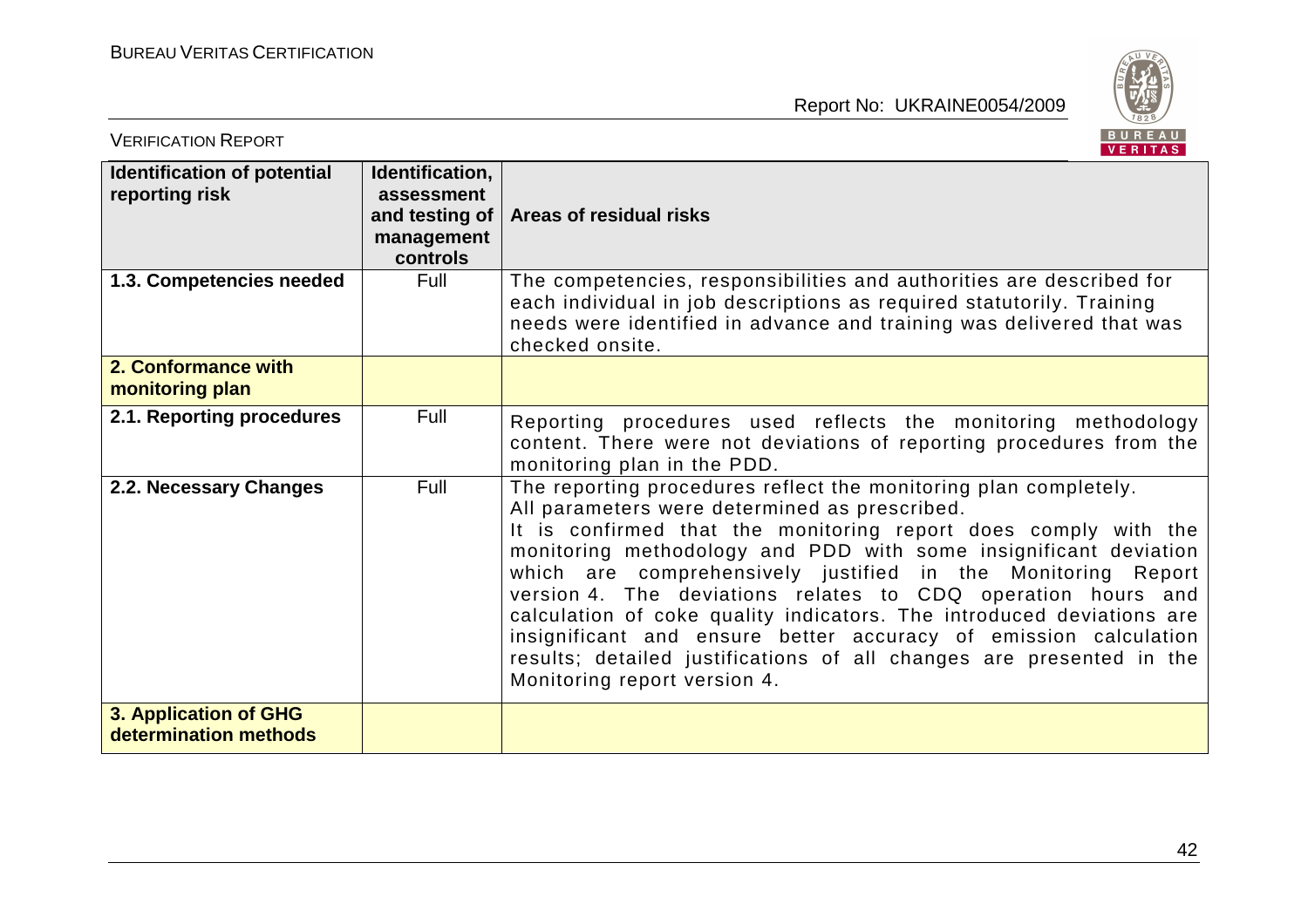| Identification of potential reporting risk | Identification, assessment and testing of management controls | Areas of residual risks |
|---|---|---|
| **1.3. Competencies needed** | Full | The competencies, responsibilities and authorities are described for each individual in job descriptions as required statutorily. Training needs were identified in advance and training was delivered that was checked onsite. |
| **2. Conformance with monitoring plan** | | |
| **2.1. Reporting procedures** | Full | Reporting procedures used reflects the monitoring methodology content. There were not deviations of reporting procedures from the monitoring plan in the PDD. |
| **2.2. Necessary Changes** | Full | The reporting procedures reflect the monitoring plan completely. All parameters were determined as prescribed. It is confirmed that the monitoring report does comply with the monitoring methodology and PDD with some insignificant deviation which are comprehensively justified in the Monitoring Report version 4. The deviations relates to CDQ operation hours and calculation of coke quality indicators. The introduced deviations are insignificant and ensure better accuracy of emission calculation results; detailed justifications of all changes are presented in the Monitoring report version 4. |
| **3. Application of GHG determination methods** | | |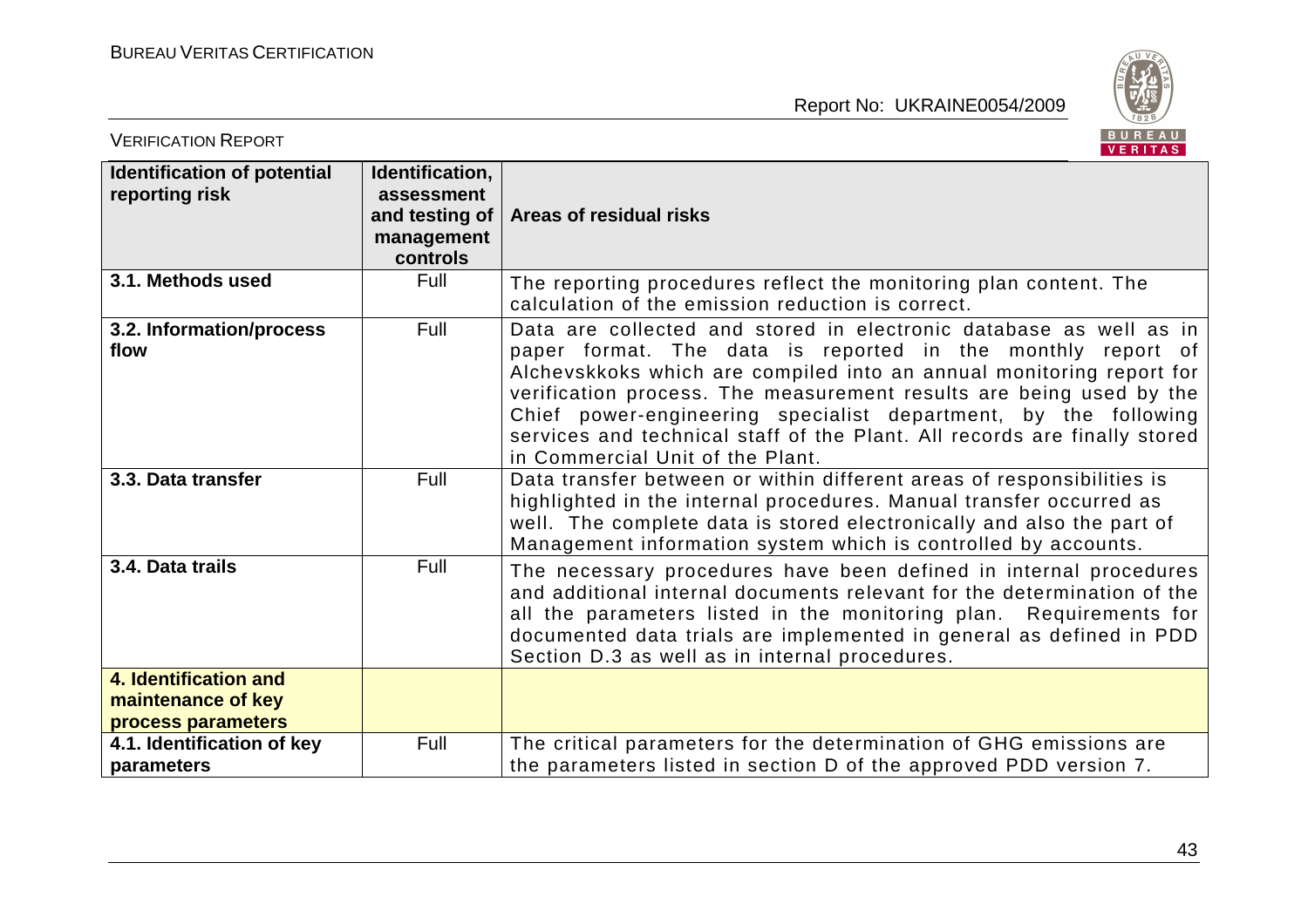| Identification of potential reporting risk | Identification, assessment and testing of management controls | Areas of residual risks |
|---|---|---|
| **3.1. Methods used** | Full | The reporting procedures reflect the monitoring plan content. The calculation of the emission reduction is correct. |
| **3.2. Information/process flow** | Full | Data are collected and stored in electronic database as well as in paper format. The data is reported in the monthly report of Alchevskkoks which are compiled into an annual monitoring report for verification process. The measurement results are being used by the Chief power-engineering specialist department, by the following services and technical staff of the Plant. All records are finally stored in Commercial Unit of the Plant. |
| **3.3. Data transfer** | Full | Data transfer between or within different areas of responsibilities is highlighted in the internal procedures. Manual transfer occurred as well. The complete data is stored electronically and also the part of Management information system which is controlled by accounts. |
| **3.4. Data trails** | Full | The necessary procedures have been defined in internal procedures and additional internal documents relevant for the determination of the all the parameters listed in the monitoring plan. Requirements for documented data trials are implemented in general as defined in PDD Section D.3 as well as in internal procedures. |
| **4. Identification and maintenance of key process parameters** | | |
| **4.1. Identification of key parameters** | Full | The critical parameters for the determination of GHG emissions are the parameters listed in section D of the approved PDD version 7. |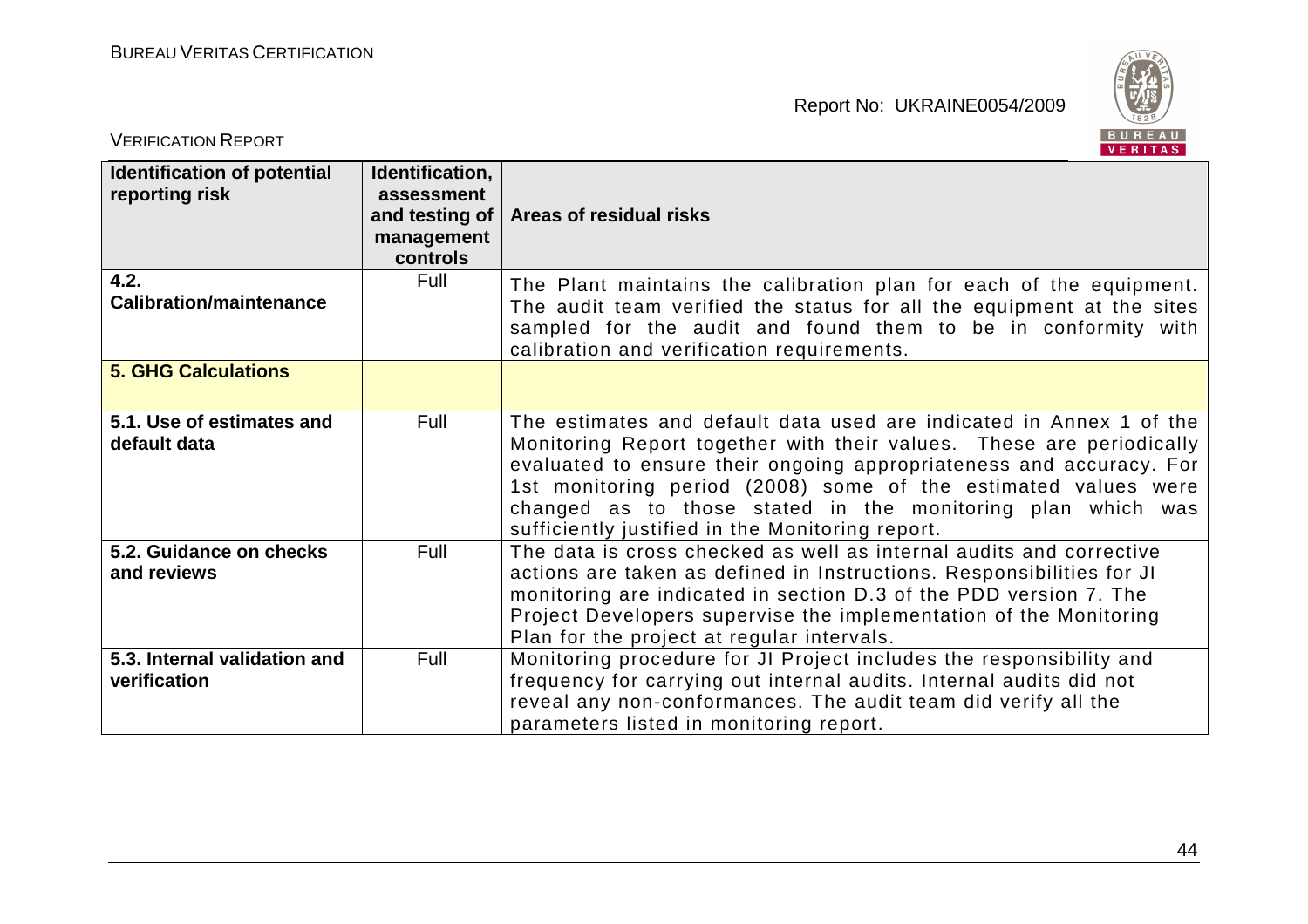| Identification of potential reporting risk | Identification, assessment and testing of management controls | Areas of residual risks |
|---|---|---|
| **4.2. Calibration/maintenance** | Full | The Plant maintains the calibration plan for each of the equipment. The audit team verified the status for all the equipment at the sites sampled for the audit and found them to be in conformity with calibration and verification requirements. |
| **5. GHG Calculations** | | |
| **5.1. Use of estimates and default data** | Full | The estimates and default data used are indicated in Annex 1 of the Monitoring Report together with their values. These are periodically evaluated to ensure their ongoing appropriateness and accuracy. For 1st monitoring period (2008) some of the estimated values were changed as to those stated in the monitoring plan which was sufficiently justified in the Monitoring report. |
| **5.2. Guidance on checks and reviews** | Full | The data is cross checked as well as internal audits and corrective actions are taken as defined in Instructions. Responsibilities for JI monitoring are indicated in section D.3 of the PDD version 7. The Project Developers supervise the implementation of the Monitoring Plan for the project at regular intervals. |
| **5.3. Internal validation and verification** | Full | Monitoring procedure for JI Project includes the responsibility and frequency for carrying out internal audits. Internal audits did not reveal any non-conformances. The audit team did verify all the parameters listed in monitoring report. |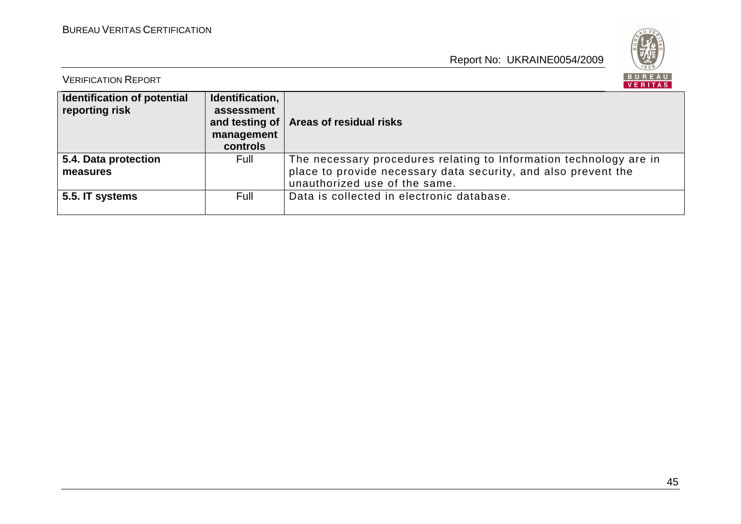| **Identification of potential reporting risk** | **Identification, assessment and testing of management controls** | **Areas of residual risks** |
|---|---|---|
| **5.4. Data protection measures** | Full | The necessary procedures relating to Information technology are in place to provide necessary data security, and also prevent the unauthorized use of the same. |
| **5.5. IT systems** | Full | Data is collected in electronic database. |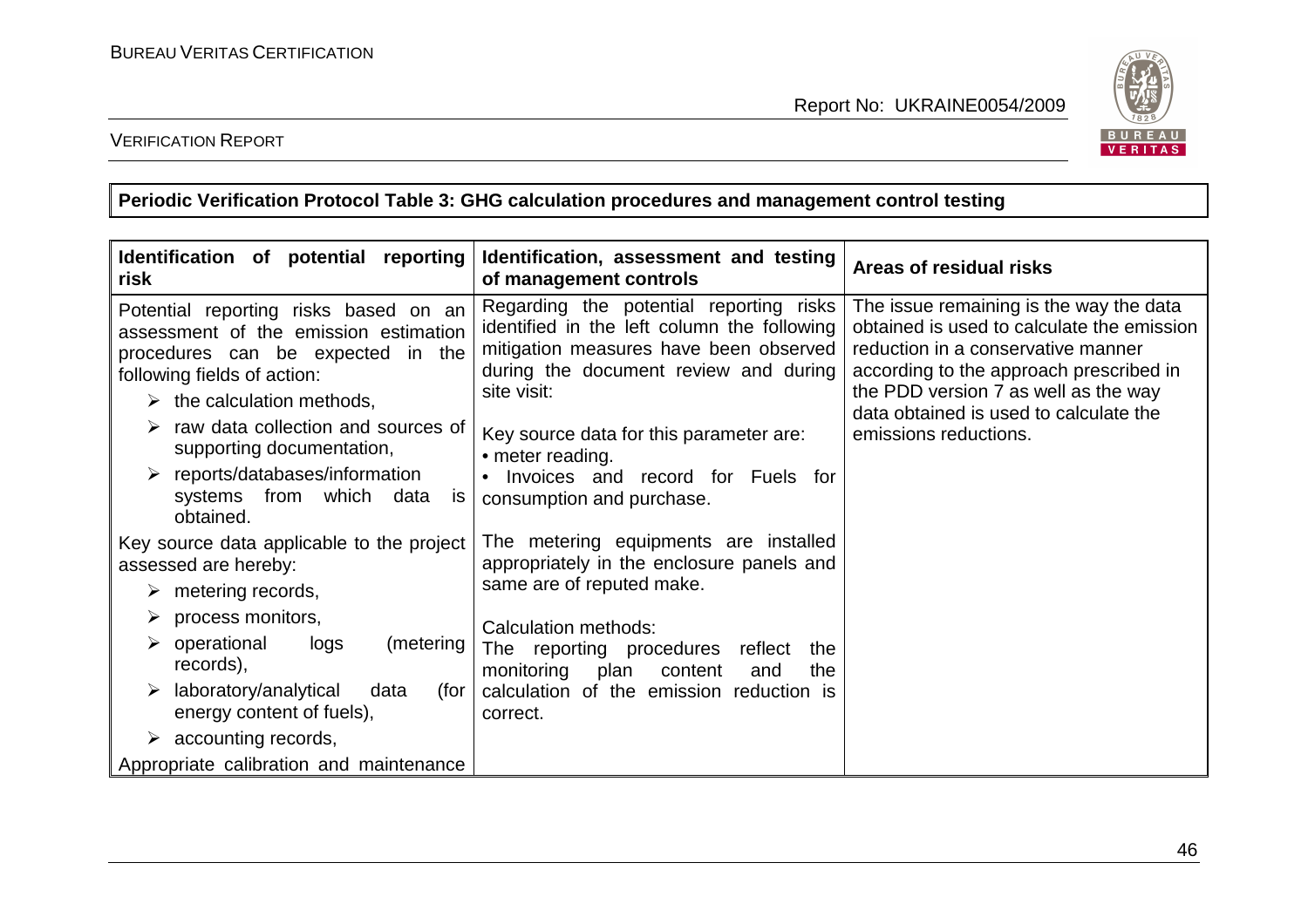**Periodic Verification Protocol Table 3: GHG calculation procedures and management control testing**

| Identification of potential reporting risk | Identification, assessment and testing of management controls | Areas of residual risks |
|---|---|---|
| Potential reporting risks based on an assessment of the emission estimation procedures can be expected in the following fields of action:<br>➢ the calculation methods,<br>➢ raw data collection and sources of supporting documentation,<br>➢ reports/databases/information systems from which data is obtained.<br><br>Key source data applicable to the project assessed are hereby:<br>➢ metering records,<br>➢ process monitors,<br>➢ operational logs (metering records),<br>➢ laboratory/analytical data (for energy content of fuels),<br>➢ accounting records,<br>Appropriate calibration and maintenance | Regarding the potential reporting risks identified in the left column the following mitigation measures have been observed during the document review and during site visit:<br><br>Key source data for this parameter are:<br>• meter reading.<br>• Invoices and record for Fuels for consumption and purchase.<br><br>The metering equipments are installed appropriately in the enclosure panels and same are of reputed make.<br><br>Calculation methods:<br>The reporting procedures reflect the monitoring plan content and the calculation of the emission reduction is correct. | The issue remaining is the way the data obtained is used to calculate the emission reduction in a conservative manner according to the approach prescribed in the PDD version 7 as well as the way data obtained is used to calculate the emissions reductions. |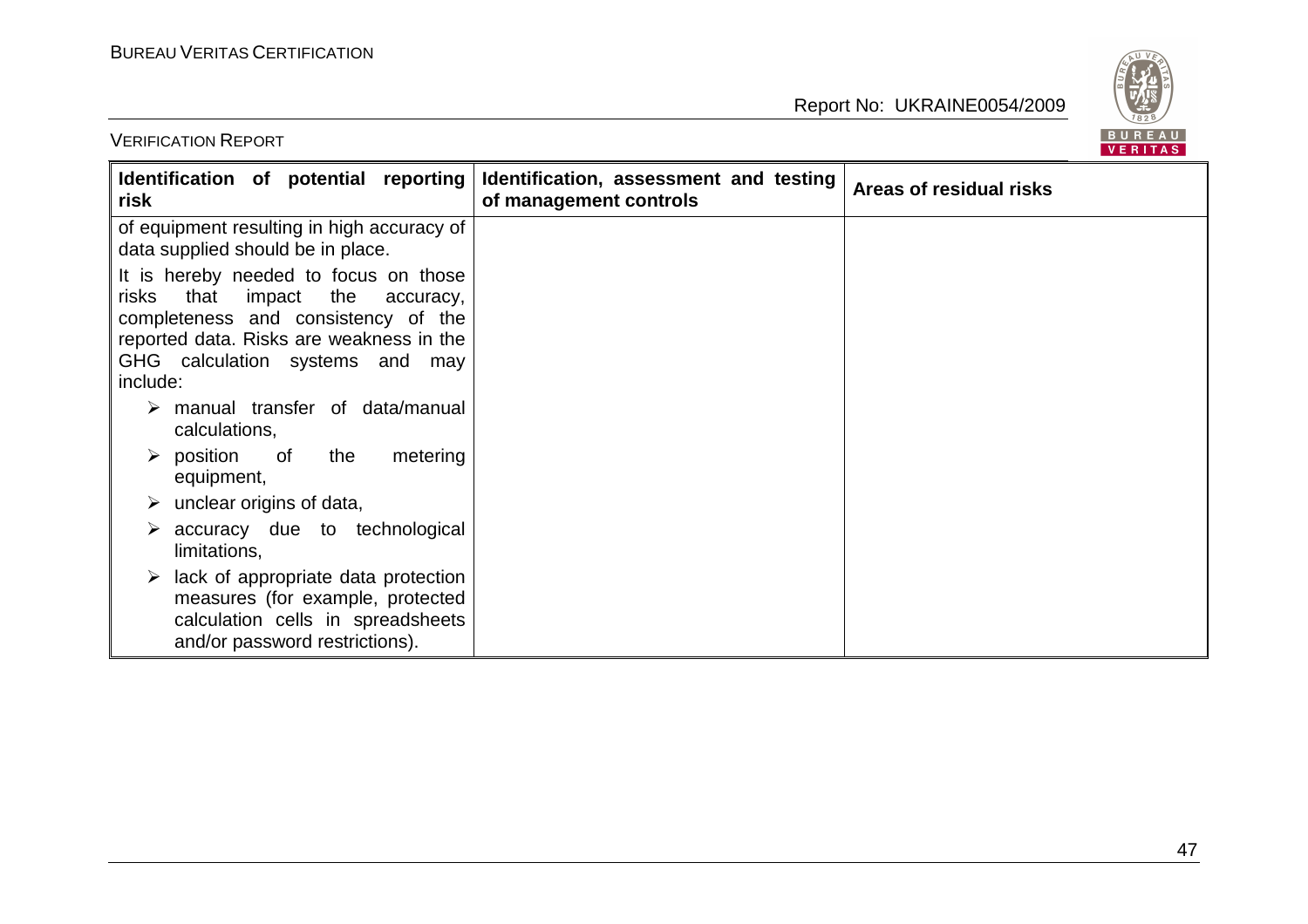| Identification of potential reporting risk | Identification, assessment and testing of management controls | Areas of residual risks |
|---|---|---|
| of equipment resulting in high accuracy of data supplied should be in place.<br><br>It is hereby needed to focus on those risks that impact the accuracy, completeness and consistency of the reported data. Risks are weakness in the GHG calculation systems and may include:<br><br>➢ manual transfer of data/manual calculations,<br>➢ position of the metering equipment,<br>➢ unclear origins of data,<br>➢ accuracy due to technological limitations,<br>➢ lack of appropriate data protection measures (for example, protected calculation cells in spreadsheets and/or password restrictions). | | |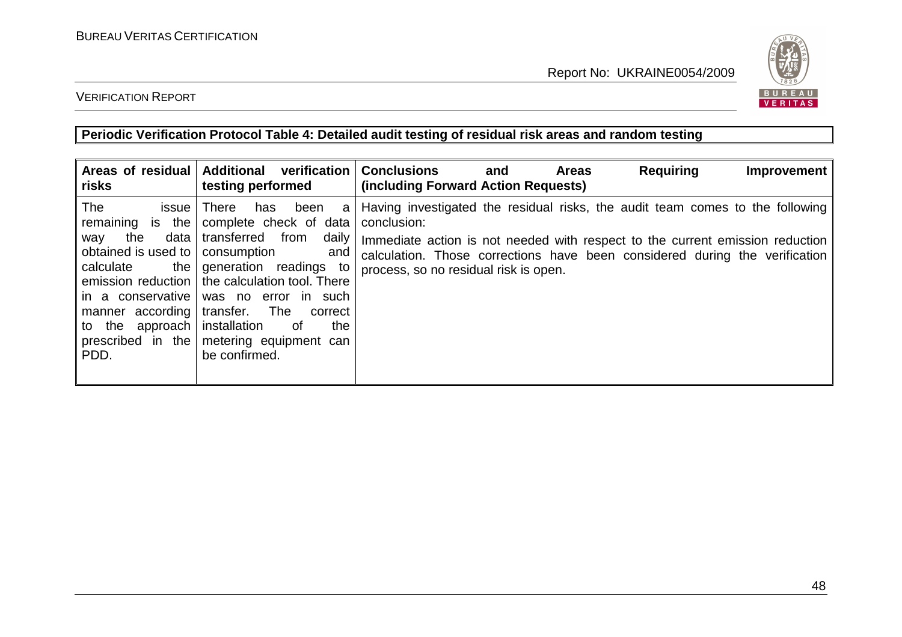**Periodic Verification Protocol Table 4: Detailed audit testing of residual risk areas and random testing**

| Areas of residual risks | Additional verification testing performed | Conclusions and Areas Requiring Improvement (including Forward Action Requests) |
|---|---|---|
| The issue remaining is the way the data obtained is used to calculate the emission reduction in a conservative manner according to the approach prescribed in the PDD. | There has been a complete check of data transferred from daily consumption and generation readings to the calculation tool. There was no error in such transfer. The correct installation of the metering equipment can be confirmed. | Having investigated the residual risks, the audit team comes to the following conclusion:<br><br>Immediate action is not needed with respect to the current emission reduction calculation. Those corrections have been considered during the verification process, so no residual risk is open. |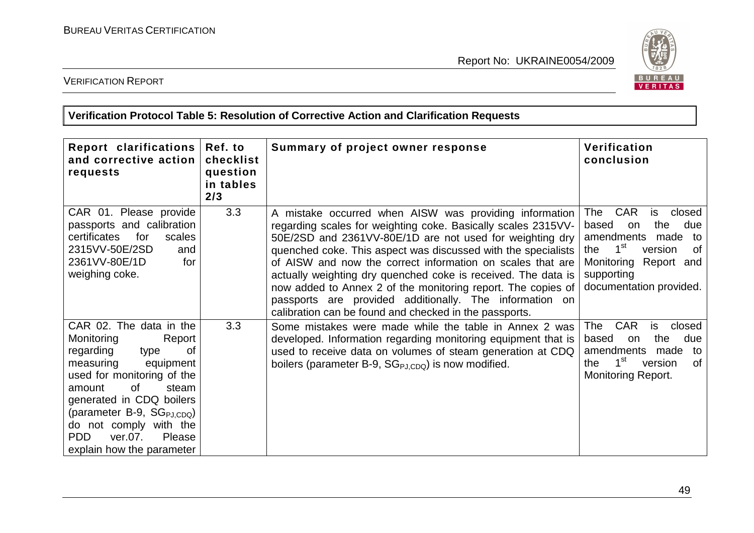**Verification Protocol Table 5: Resolution of Corrective Action and Clarification Requests**

| Report clarifications and corrective action requests | Ref. to checklist question in tables 2/3 | Summary of project owner response | Verification conclusion |
|---|---|---|---|
| CAR 01. Please provide passports and calibration certificates for scales 2315VV-50E/2SD and 2361VV-80E/1D for weighing coke. | 3.3 | A mistake occurred when AISW was providing information regarding scales for weighting coke. Basically scales 2315VV-50E/2SD and 2361VV-80E/1D are not used for weighting dry quenched coke. This aspect was discussed with the specialists of AISW and now the correct information on scales that are actually weighting dry quenched coke is received. The data is now added to Annex 2 of the monitoring report. The copies of passports are provided additionally. The information on calibration can be found and checked in the passports. | The CAR is closed based on the due amendments made to the 1st version of Monitoring Report and supporting documentation provided. |
| CAR 02. The data in the Monitoring Report regarding type of measuring equipment used for monitoring of the amount of steam generated in CDQ boilers (parameter B-9, $SG_{PJ,CDQ}$) do not comply with the PDD ver.07. Please explain how the parameter | 3.3 | Some mistakes were made while the table in Annex 2 was developed. Information regarding monitoring equipment that is used to receive data on volumes of steam generation at CDQ boilers (parameter B-9, $SG_{PJ,CDQ}$) is now modified. | The CAR is closed based on the due amendments made to the 1st version of Monitoring Report. |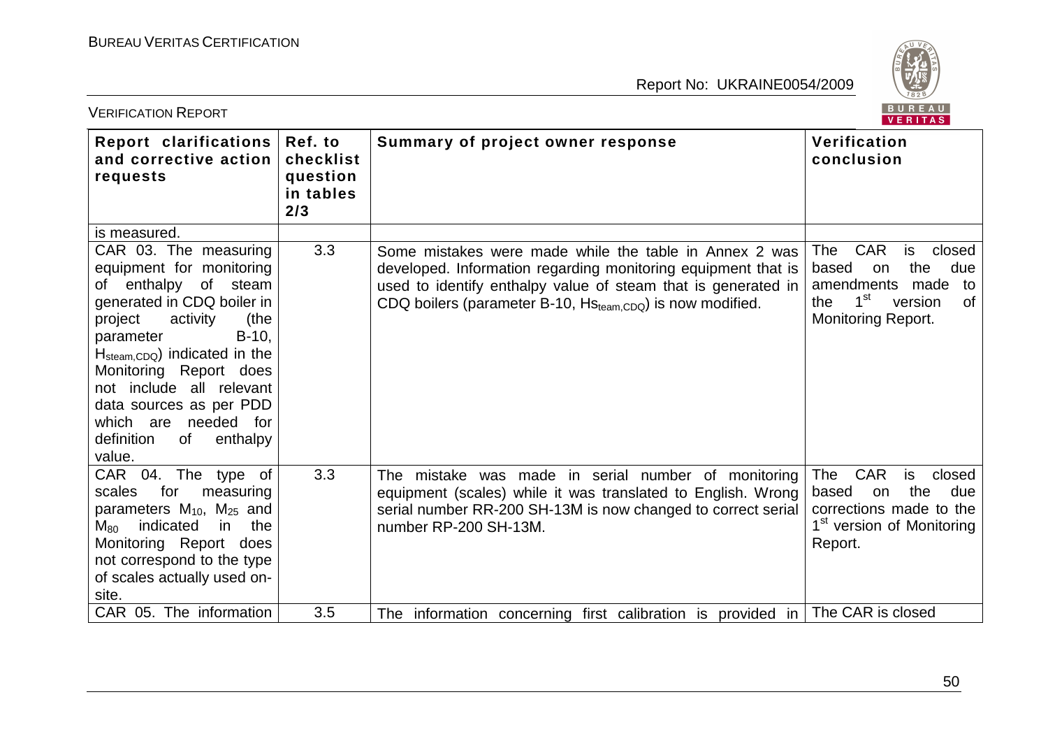| Report clarifications and corrective action requests | Ref. to checklist question in tables 2/3 | Summary of project owner response | Verification conclusion |
|---|---|---|---|
| is measured. | | | |
| CAR 03. The measuring equipment for monitoring of enthalpy of steam generated in CDQ boiler in project activity (the parameter B-10, $H_{steam,CDQ}$) indicated in the Monitoring Report does not include all relevant data sources as per PDD which are needed for definition of enthalpy value. | 3.3 | Some mistakes were made while the table in Annex 2 was developed. Information regarding monitoring equipment that is used to identify enthalpy value of steam that is generated in CDQ boilers (parameter B-10, $Hs_{team,CDQ}$) is now modified. | The CAR is closed based on the due amendments made to the 1[st] version of Monitoring Report. |
| CAR 04. The type of scales for measuring parameters $M_{10}$, $M_{25}$ and $M_{80}$ indicated in the Monitoring Report does not correspond to the type of scales actually used on-site. | 3.3 | The mistake was made in serial number of monitoring equipment (scales) while it was translated to English. Wrong serial number RR-200 SH-13M is now changed to correct serial number RP-200 SH-13M. | The CAR is closed based on the due corrections made to the 1[st] version of Monitoring Report. |
| CAR 05. The information | 3.5 | The information concerning first calibration is provided in | The CAR is closed |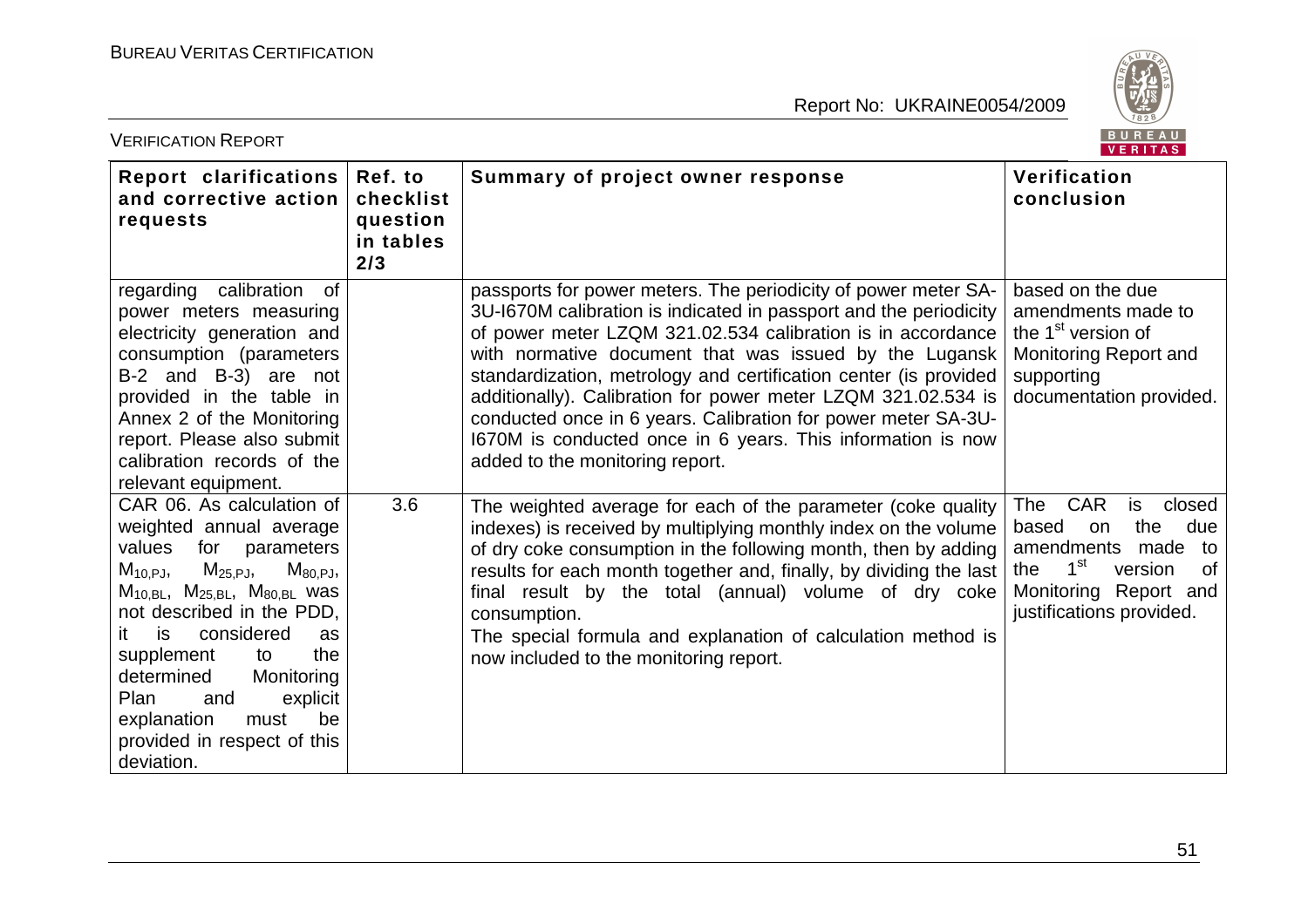| Report clarifications and corrective action requests | Ref. to checklist question in tables 2/3 | Summary of project owner response | Verification conclusion |
|---|---|---|---|
| regarding calibration of power meters measuring electricity generation and consumption (parameters B-2 and B-3) are not provided in the table in Annex 2 of the Monitoring report. Please also submit calibration records of the relevant equipment. | | passports for power meters. The periodicity of power meter SA-3U-I670M calibration is indicated in passport and the periodicity of power meter LZQM 321.02.534 calibration is in accordance with normative document that was issued by the Lugansk standardization, metrology and certification center (is provided additionally). Calibration for power meter LZQM 321.02.534 is conducted once in 6 years. Calibration for power meter SA-3U-I670M is conducted once in 6 years. This information is now added to the monitoring report. | based on the due amendments made to the 1st version of Monitoring Report and supporting documentation provided. |
| CAR 06. As calculation of weighted annual average values for parameters $M_{10,PJ}$, $M_{25,PJ}$, $M_{80,PJ}$, $M_{10,BL}$, $M_{25,BL}$, $M_{80,BL}$ was not described in the PDD, it is considered as supplement to the determined Monitoring Plan and explicit explanation must be provided in respect of this deviation. | 3.6 | The weighted average for each of the parameter (coke quality indexes) is received by multiplying monthly index on the volume of dry coke consumption in the following month, then by adding results for each month together and, finally, by dividing the last final result by the total (annual) volume of dry coke consumption.<br>The special formula and explanation of calculation method is now included to the monitoring report. | The CAR is closed based on the due amendments made to the 1st version of Monitoring Report and justifications provided. |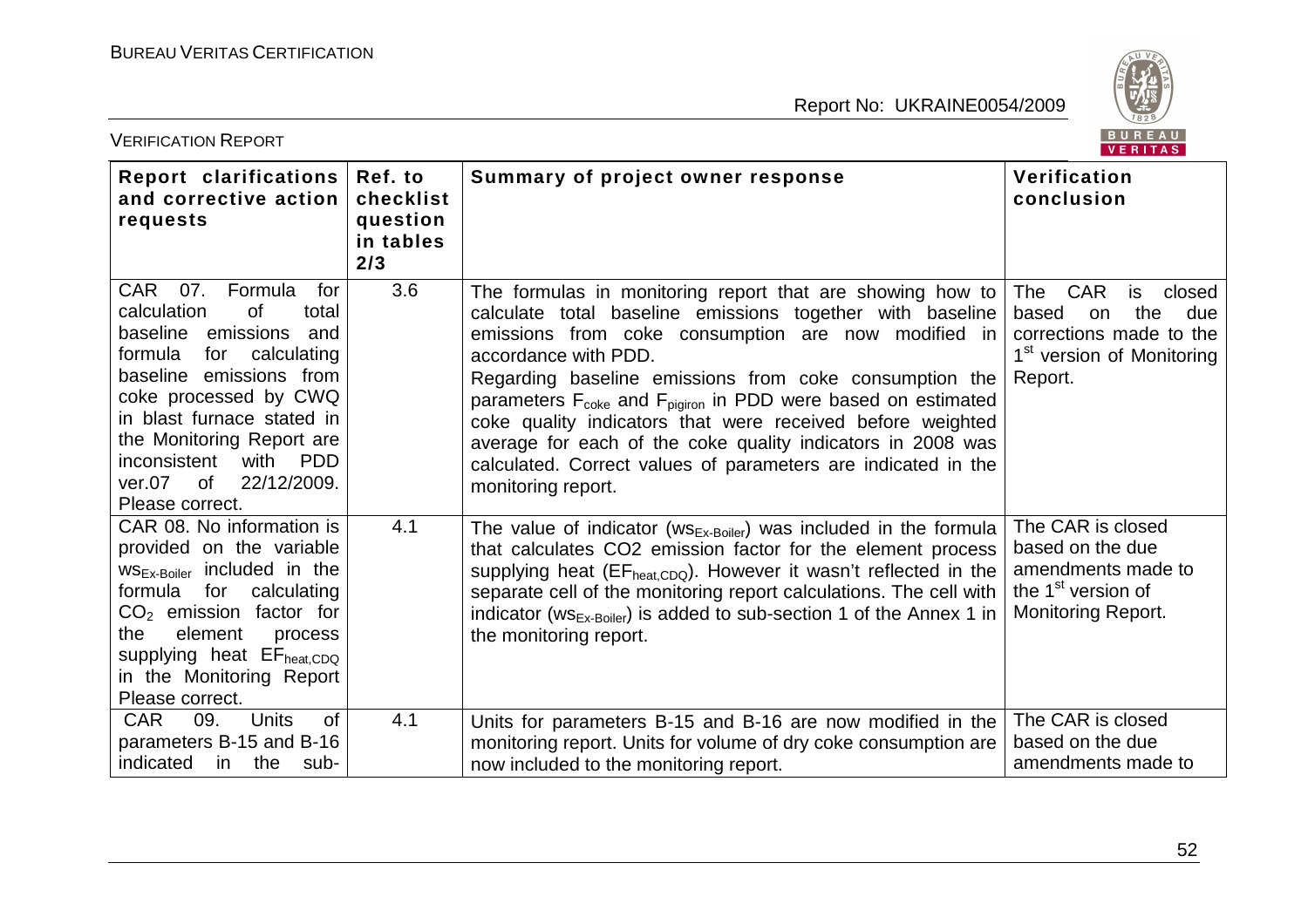| Report clarifications and corrective action requests | Ref. to checklist question in tables 2/3 | Summary of project owner response | Verification conclusion |
|---|---|---|---|
| CAR 07. Formula for calculation of total baseline emissions and formula for calculating baseline emissions from coke processed by CWQ in blast furnace stated in the Monitoring Report are inconsistent with PDD ver.07 of 22/12/2009. Please correct. | 3.6 | The formulas in monitoring report that are showing how to calculate total baseline emissions together with baseline emissions from coke consumption are now modified in accordance with PDD. Regarding baseline emissions from coke consumption the parameters $F_{coke}$ and $F_{pigiron}$ in PDD were based on estimated coke quality indicators that were received before weighted average for each of the coke quality indicators in 2008 was calculated. Correct values of parameters are indicated in the monitoring report. | The CAR is closed based on the due corrections made to the 1st version of Monitoring Report. |
| CAR 08. No information is provided on the variable $ws_{Ex\text{-}Boiler}$ included in the formula for calculating $CO_2$ emission factor for the element process supplying heat $EF_{heat,CDQ}$ in the Monitoring Report Please correct. | 4.1 | The value of indicator ($ws_{Ex\text{-}Boiler}$) was included in the formula that calculates CO2 emission factor for the element process supplying heat ($EF_{heat,CDQ}$). However it wasn't reflected in the separate cell of the monitoring report calculations. The cell with indicator ($ws_{Ex\text{-}Boiler}$) is added to sub-section 1 of the Annex 1 in the monitoring report. | The CAR is closed based on the due amendments made to the 1st version of Monitoring Report. |
| CAR 09. Units of parameters B-15 and B-16 indicated in the sub- | 4.1 | Units for parameters B-15 and B-16 are now modified in the monitoring report. Units for volume of dry coke consumption are now included to the monitoring report. | The CAR is closed based on the due amendments made to |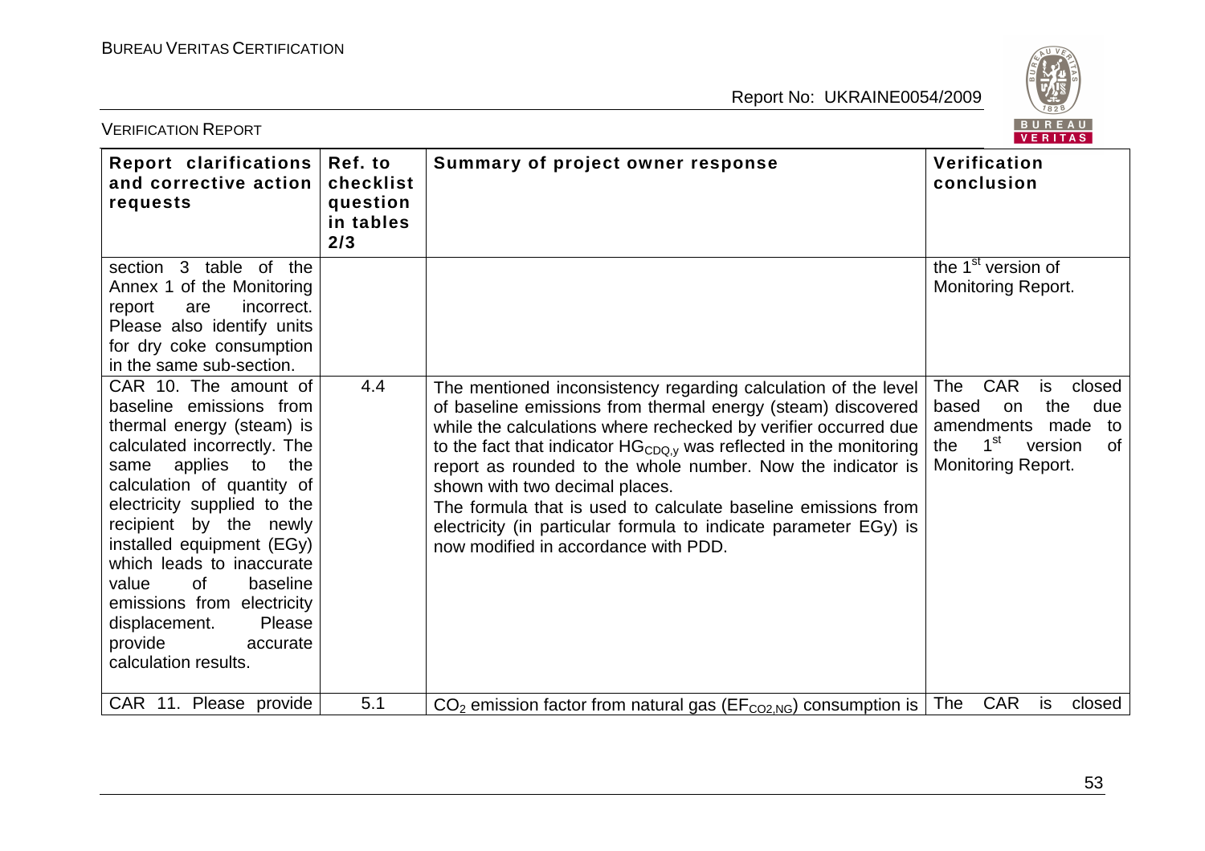| Report clarifications and corrective action requests | Ref. to checklist question in tables 2/3 | Summary of project owner response | Verification conclusion |
|---|---|---|---|
| section 3 table of the Annex 1 of the Monitoring report are incorrect. Please also identify units for dry coke consumption in the same sub-section. | | | the 1st version of Monitoring Report. |
| CAR 10. The amount of baseline emissions from thermal energy (steam) is calculated incorrectly. The same applies to the calculation of quantity of electricity supplied to the recipient by the newly installed equipment (EGy) which leads to inaccurate value of baseline emissions from electricity displacement. Please provide accurate calculation results. | 4.4 | The mentioned inconsistency regarding calculation of the level of baseline emissions from thermal energy (steam) discovered while the calculations where rechecked by verifier occurred due to the fact that indicator $HG_{CDQ,y}$ was reflected in the monitoring report as rounded to the whole number. Now the indicator is shown with two decimal places.<br>The formula that is used to calculate baseline emissions from electricity (in particular formula to indicate parameter EGy) is now modified in accordance with PDD. | The CAR is closed based on the due amendments made to the 1st version of Monitoring Report. |
| CAR 11. Please provide | 5.1 | $CO_2$ emission factor from natural gas ($EF_{CO2,NG}$) consumption is | The CAR is closed |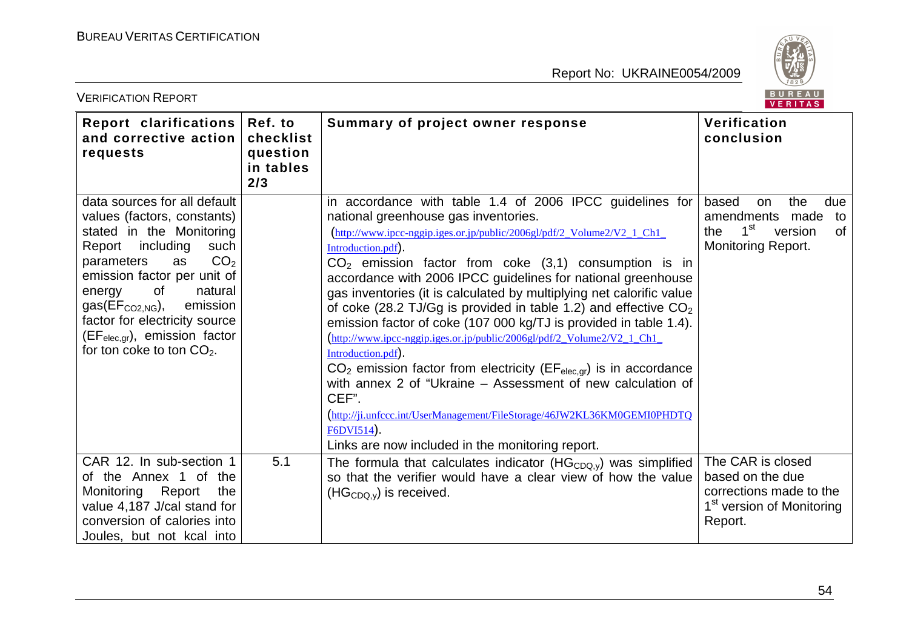| Report clarifications and corrective action requests | Ref. to checklist question in tables 2/3 | Summary of project owner response | Verification conclusion |
|---|---|---|---|
| data sources for all default values (factors, constants) stated in the Monitoring Report including such parameters as $CO_2$ emission factor per unit of energy of natural gas($EF_{CO2,NG}$), emission factor for electricity source ($EF_{elec,gr}$), emission factor for ton coke to ton $CO_2$. | | in accordance with table 1.4 of 2006 IPCC guidelines for national greenhouse gas inventories. (http://www.ipcc-nggip.iges.or.jp/public/2006gl/pdf/2_Volume2/V2_1_Ch1_Introduction.pdf). $CO_2$ emission factor from coke (3,1) consumption is in accordance with 2006 IPCC guidelines for national greenhouse gas inventories (it is calculated by multiplying net calorific value of coke (28.2 TJ/Gg is provided in table 1.2) and effective $CO_2$ emission factor of coke (107 000 kg/TJ is provided in table 1.4). (http://www.ipcc-nggip.iges.or.jp/public/2006gl/pdf/2_Volume2/V2_1_Ch1_Introduction.pdf). $CO_2$ emission factor from electricity ($EF_{elec,gr}$) is in accordance with annex 2 of "Ukraine – Assessment of new calculation of CEF". (http://ji.unfccc.int/UserManagement/FileStorage/46JW2KL36KM0GEMI0PHDTQF6DVI514). Links are now included in the monitoring report. | based on the due amendments made to the 1st version of Monitoring Report. |
| CAR 12. In sub-section 1 of the Annex 1 of the Monitoring Report the value 4,187 J/cal stand for conversion of calories into Joules, but not kcal into | 5.1 | The formula that calculates indicator ($HG_{CDQ,y}$) was simplified so that the verifier would have a clear view of how the value ($HG_{CDQ,y}$) is received. | The CAR is closed based on the due corrections made to the 1st version of Monitoring Report. |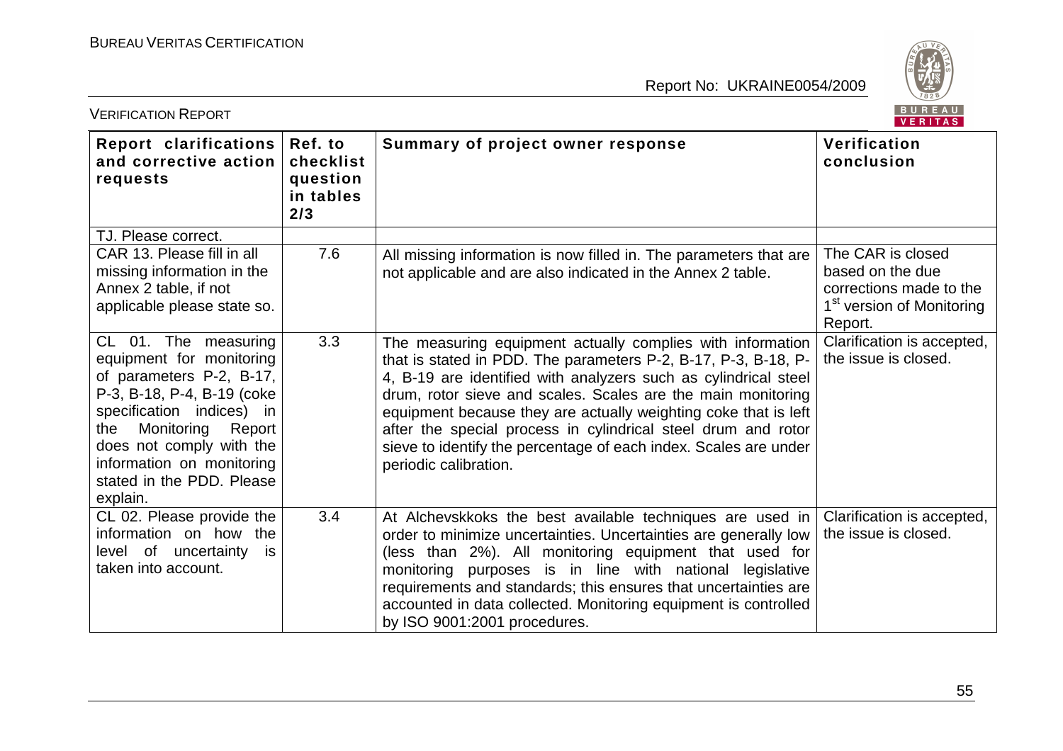| Report clarifications and corrective action requests | Ref. to checklist question in tables 2/3 | Summary of project owner response | Verification conclusion |
|---|---|---|---|
| TJ. Please correct. | | | |
| CAR 13. Please fill in all missing information in the Annex 2 table, if not applicable please state so. | 7.6 | All missing information is now filled in. The parameters that are not applicable and are also indicated in the Annex 2 table. | The CAR is closed based on the due corrections made to the 1st version of Monitoring Report. |
| CL 01. The measuring equipment for monitoring of parameters P-2, B-17, P-3, B-18, P-4, B-19 (coke specification indices) in the Monitoring Report does not comply with the information on monitoring stated in the PDD. Please explain. | 3.3 | The measuring equipment actually complies with information that is stated in PDD. The parameters P-2, B-17, P-3, B-18, P-4, B-19 are identified with analyzers such as cylindrical steel drum, rotor sieve and scales. Scales are the main monitoring equipment because they are actually weighting coke that is left after the special process in cylindrical steel drum and rotor sieve to identify the percentage of each index. Scales are under periodic calibration. | Clarification is accepted, the issue is closed. |
| CL 02. Please provide the information on how the level of uncertainty is taken into account. | 3.4 | At Alchevskkoks the best available techniques are used in order to minimize uncertainties. Uncertainties are generally low (less than 2%). All monitoring equipment that used for monitoring purposes is in line with national legislative requirements and standards; this ensures that uncertainties are accounted in data collected. Monitoring equipment is controlled by ISO 9001:2001 procedures. | Clarification is accepted, the issue is closed. |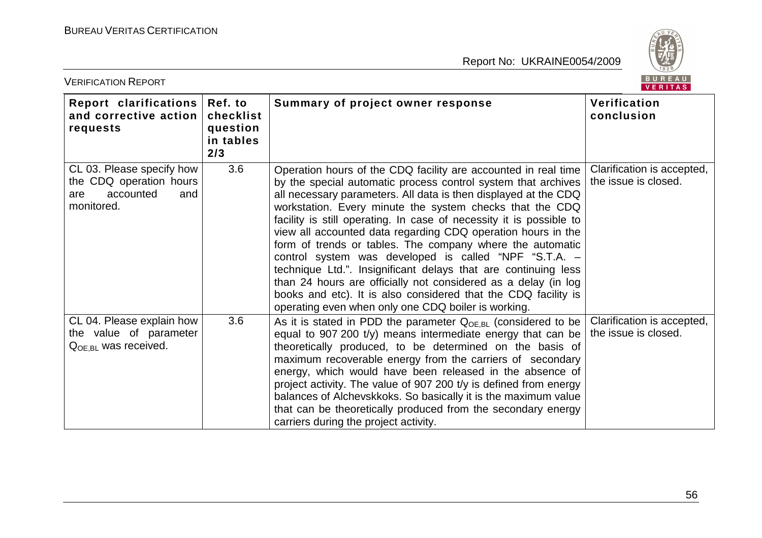| Report clarifications and corrective action requests | Ref. to checklist question in tables 2/3 | Summary of project owner response | Verification conclusion |
|---|---|---|---|
| CL 03. Please specify how the CDQ operation hours are accounted and monitored. | 3.6 | Operation hours of the CDQ facility are accounted in real time by the special automatic process control system that archives all necessary parameters. All data is then displayed at the CDQ workstation. Every minute the system checks that the CDQ facility is still operating. In case of necessity it is possible to view all accounted data regarding CDQ operation hours in the form of trends or tables. The company where the automatic control system was developed is called "NPF "S.T.A. – technique Ltd.". Insignificant delays that are continuing less than 24 hours are officially not considered as a delay (in log books and etc). It is also considered that the CDQ facility is operating even when only one CDQ boiler is working. | Clarification is accepted, the issue is closed. |
| CL 04. Please explain how the value of parameter $Q_{OE,BL}$ was received. | 3.6 | As it is stated in PDD the parameter $Q_{OE,BL}$ (considered to be equal to 907 200 t/y) means intermediate energy that can be theoretically produced, to be determined on the basis of maximum recoverable energy from the carriers of secondary energy, which would have been released in the absence of project activity. The value of 907 200 t/y is defined from energy balances of Alchevskkoks. So basically it is the maximum value that can be theoretically produced from the secondary energy carriers during the project activity. | Clarification is accepted, the issue is closed. |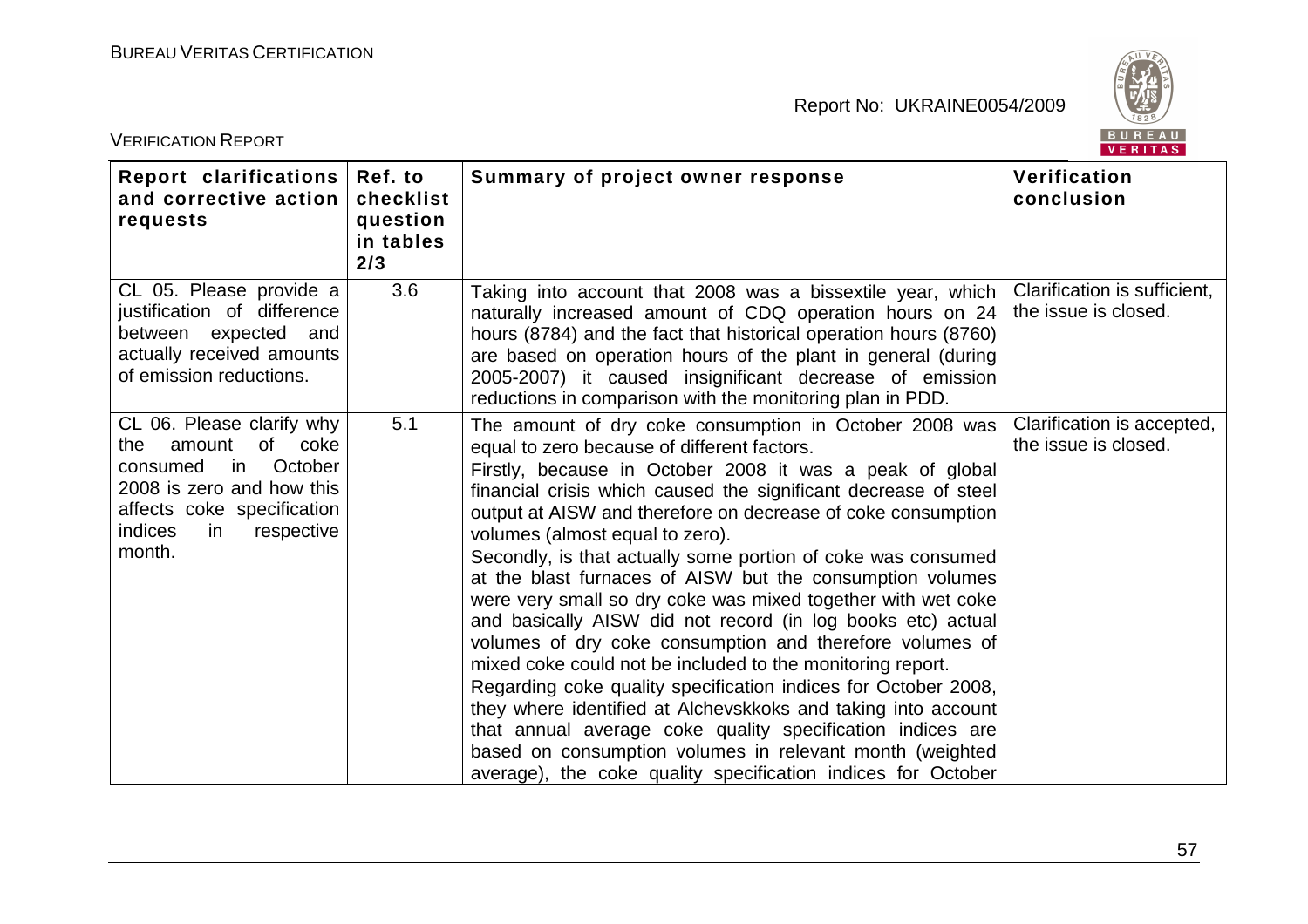| Report clarifications and corrective action requests | Ref. to checklist question in tables 2/3 | Summary of project owner response | Verification conclusion |
|---|---|---|---|
| CL 05. Please provide a justification of difference between expected and actually received amounts of emission reductions. | 3.6 | Taking into account that 2008 was a bissextile year, which naturally increased amount of CDQ operation hours on 24 hours (8784) and the fact that historical operation hours (8760) are based on operation hours of the plant in general (during 2005-2007) it caused insignificant decrease of emission reductions in comparison with the monitoring plan in PDD. | Clarification is sufficient, the issue is closed. |
| CL 06. Please clarify why the amount of coke consumed in October 2008 is zero and how this affects coke specification indices in respective month. | 5.1 | The amount of dry coke consumption in October 2008 was equal to zero because of different factors.<br>Firstly, because in October 2008 it was a peak of global financial crisis which caused the significant decrease of steel output at AISW and therefore on decrease of coke consumption volumes (almost equal to zero).<br>Secondly, is that actually some portion of coke was consumed at the blast furnaces of AISW but the consumption volumes were very small so dry coke was mixed together with wet coke and basically AISW did not record (in log books etc) actual volumes of dry coke consumption and therefore volumes of mixed coke could not be included to the monitoring report.<br>Regarding coke quality specification indices for October 2008, they where identified at Alchevskkoks and taking into account that annual average coke quality specification indices are based on consumption volumes in relevant month (weighted average), the coke quality specification indices for October | Clarification is accepted, the issue is closed. |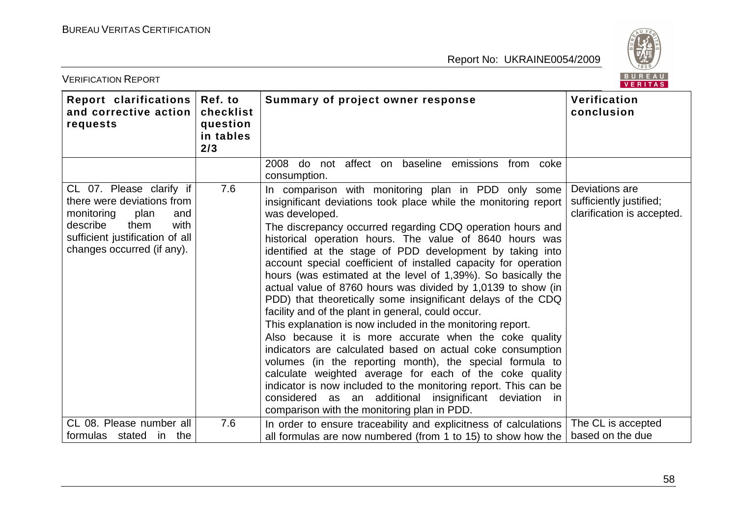| Report clarifications and corrective action requests | Ref. to checklist question in tables 2/3 | Summary of project owner response | Verification conclusion |
|---|---|---|---|
| | | 2008 do not affect on baseline emissions from coke consumption. | |
| CL 07. Please clarify if there were deviations from monitoring plan and describe them with sufficient justification of all changes occurred (if any). | 7.6 | In comparison with monitoring plan in PDD only some insignificant deviations took place while the monitoring report was developed.<br>The discrepancy occurred regarding CDQ operation hours and historical operation hours. The value of 8640 hours was identified at the stage of PDD development by taking into account special coefficient of installed capacity for operation hours (was estimated at the level of 1,39%). So basically the actual value of 8760 hours was divided by 1,0139 to show (in PDD) that theoretically some insignificant delays of the CDQ facility and of the plant in general, could occur.<br>This explanation is now included in the monitoring report.<br>Also because it is more accurate when the coke quality indicators are calculated based on actual coke consumption volumes (in the reporting month), the special formula to calculate weighted average for each of the coke quality indicator is now included to the monitoring report. This can be considered as an additional insignificant deviation in comparison with the monitoring plan in PDD. | Deviations are sufficiently justified; clarification is accepted. |
| CL 08. Please number all formulas stated in the | 7.6 | In order to ensure traceability and explicitness of calculations all formulas are now numbered (from 1 to 15) to show how the | The CL is accepted based on the due |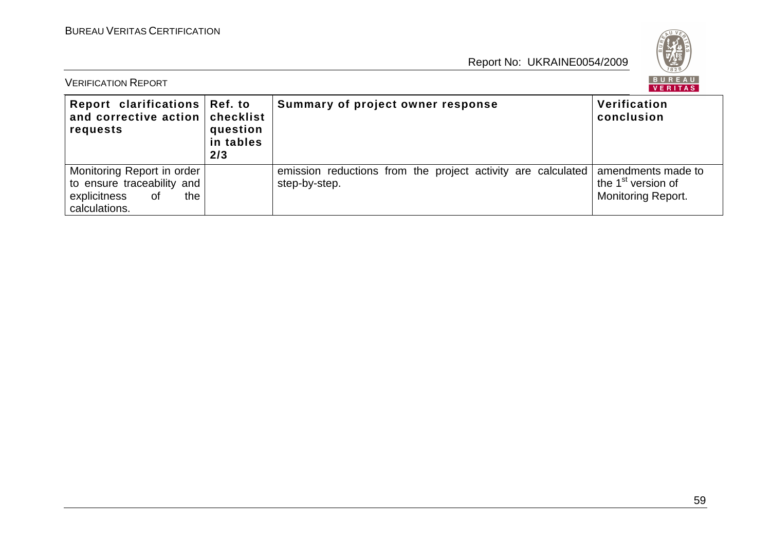| Report clarifications and corrective action requests | Ref. to checklist question in tables 2/3 | Summary of project owner response | Verification conclusion |
|---|---|---|---|
| Monitoring Report in order to ensure traceability and explicitness of the calculations. | | emission reductions from the project activity are calculated step-by-step. | amendments made to the 1st version of Monitoring Report. |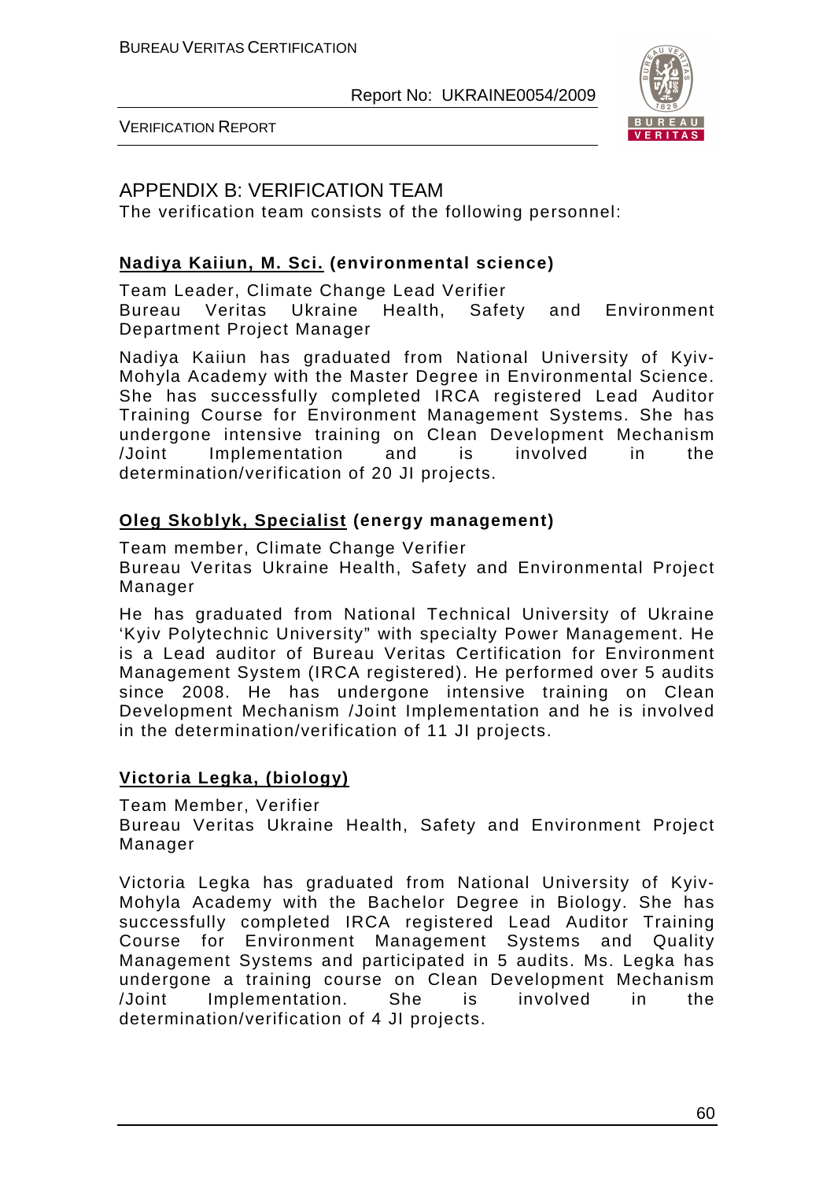## APPENDIX B: VERIFICATION TEAM

The verification team consists of the following personnel:

**Nadiya Kaiiun, M. Sci. (environmental science)**

Team Leader, Climate Change Lead Verifier
Bureau Veritas Ukraine Health, Safety and Environment Department Project Manager

Nadiya Kaiiun has graduated from National University of Kyiv-Mohyla Academy with the Master Degree in Environmental Science. She has successfully completed IRCA registered Lead Auditor Training Course for Environment Management Systems. She has undergone intensive training on Clean Development Mechanism /Joint Implementation and is involved in the determination/verification of 20 JI projects.

**Oleg Skoblyk, Specialist (energy management)**

Team member, Climate Change Verifier
Bureau Veritas Ukraine Health, Safety and Environmental Project Manager

He has graduated from National Technical University of Ukraine 'Kyiv Polytechnic University" with specialty Power Management. He is a Lead auditor of Bureau Veritas Certification for Environment Management System (IRCA registered). He performed over 5 audits since 2008. He has undergone intensive training on Clean Development Mechanism /Joint Implementation and he is involved in the determination/verification of 11 JI projects.

**Victoria Legka, (biology)**

Team Member, Verifier
Bureau Veritas Ukraine Health, Safety and Environment Project Manager

Victoria Legka has graduated from National University of Kyiv-Mohyla Academy with the Bachelor Degree in Biology. She has successfully completed IRCA registered Lead Auditor Training Course for Environment Management Systems and Quality Management Systems and participated in 5 audits. Ms. Legka has undergone a training course on Clean Development Mechanism /Joint Implementation. She is involved in the determination/verification of 4 JI projects.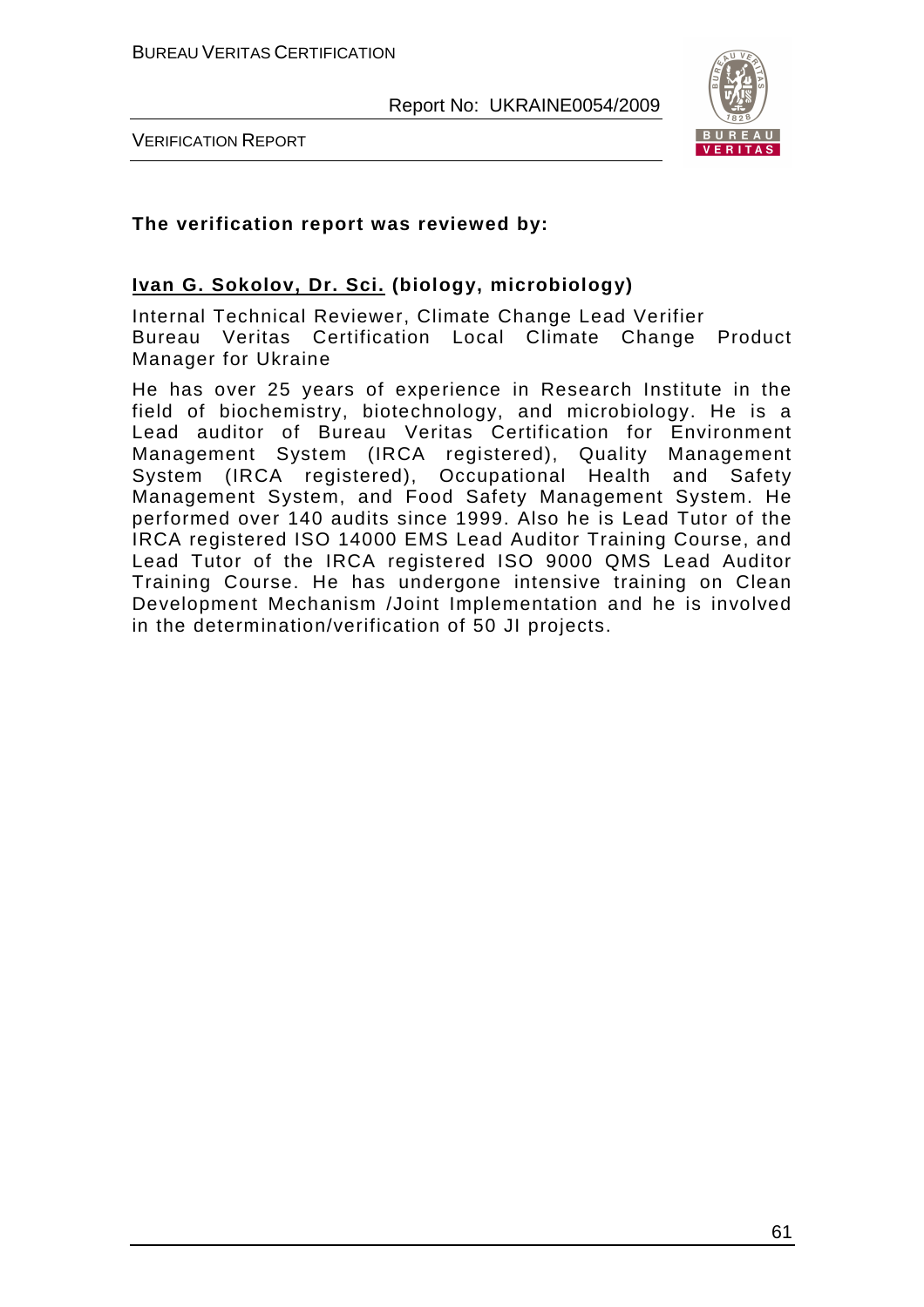**The verification report was reviewed by:**

**Ivan G. Sokolov, Dr. Sci. (biology, microbiology)**

Internal Technical Reviewer, Climate Change Lead Verifier
Bureau Veritas Certification Local Climate Change Product Manager for Ukraine

He has over 25 years of experience in Research Institute in the field of biochemistry, biotechnology, and microbiology. He is a Lead auditor of Bureau Veritas Certification for Environment Management System (IRCA registered), Quality Management System (IRCA registered), Occupational Health and Safety Management System, and Food Safety Management System. He performed over 140 audits since 1999. Also he is Lead Tutor of the IRCA registered ISO 14000 EMS Lead Auditor Training Course, and Lead Tutor of the IRCA registered ISO 9000 QMS Lead Auditor Training Course. He has undergone intensive training on Clean Development Mechanism /Joint Implementation and he is involved in the determination/verification of 50 JI projects.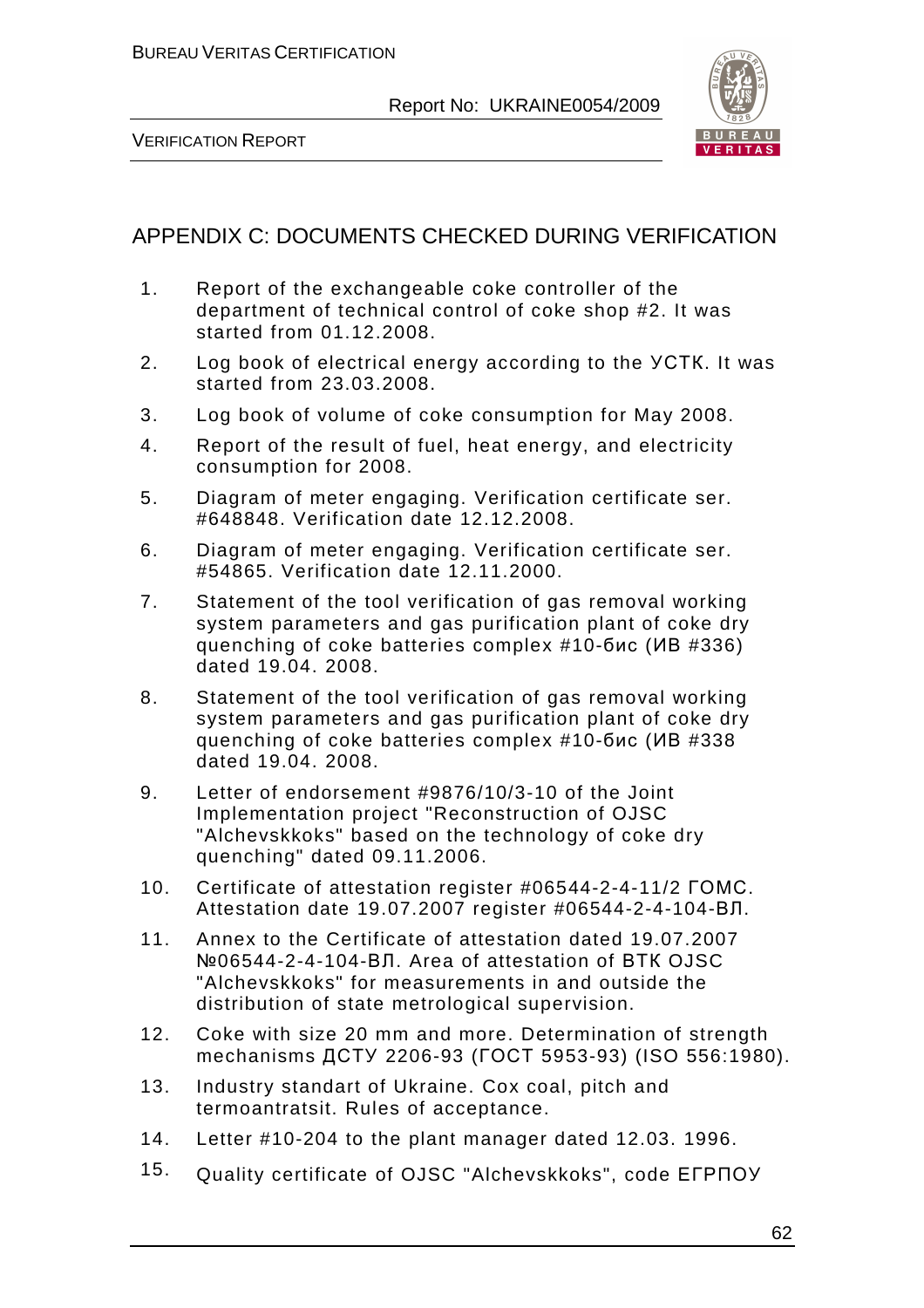## APPENDIX C: DOCUMENTS CHECKED DURING VERIFICATION

1. Report of the exchangeable coke controller of the department of technical control of coke shop #2. It was started from 01.12.2008.
2. Log book of electrical energy according to the УСТК. It was started from 23.03.2008.
3. Log book of volume of coke consumption for May 2008.
4. Report of the result of fuel, heat energy, and electricity consumption for 2008.
5. Diagram of meter engaging. Verification certificate ser. #648848. Verification date 12.12.2008.
6. Diagram of meter engaging. Verification certificate ser. #54865. Verification date 12.11.2000.
7. Statement of the tool verification of gas removal working system parameters and gas purification plant of coke dry quenching of coke batteries complex #10-бис (ИВ #336) dated 19.04. 2008.
8. Statement of the tool verification of gas removal working system parameters and gas purification plant of coke dry quenching of coke batteries complex #10-бис (ИВ #338 dated 19.04. 2008.
9. Letter of endorsement #9876/10/3-10 of the Joint Implementation project "Reconstruction of OJSC "Alchevskkoks" based on the technology of coke dry quenching" dated 09.11.2006.
10. Certificate of attestation register #06544-2-4-11/2 ГОМС. Attestation date 19.07.2007 register #06544-2-4-104-ВЛ.
11. Annex to the Certificate of attestation dated 19.07.2007 №06544-2-4-104-ВЛ. Area of attestation of ВТК OJSC "Alchevskkoks" for measurements in and outside the distribution of state metrological supervision.
12. Coke with size 20 mm and more. Determination of strength mechanisms ДСТУ 2206-93 (ГОСТ 5953-93) (ISO 556:1980).
13. Industry standard of Ukraine. Cox coal, pitch and termoantratsit. Rules of acceptance.
14. Letter #10-204 to the plant manager dated 12.03. 1996.
15. Quality certificate of OJSC "Alchevskkoks", code ЕГРПОУ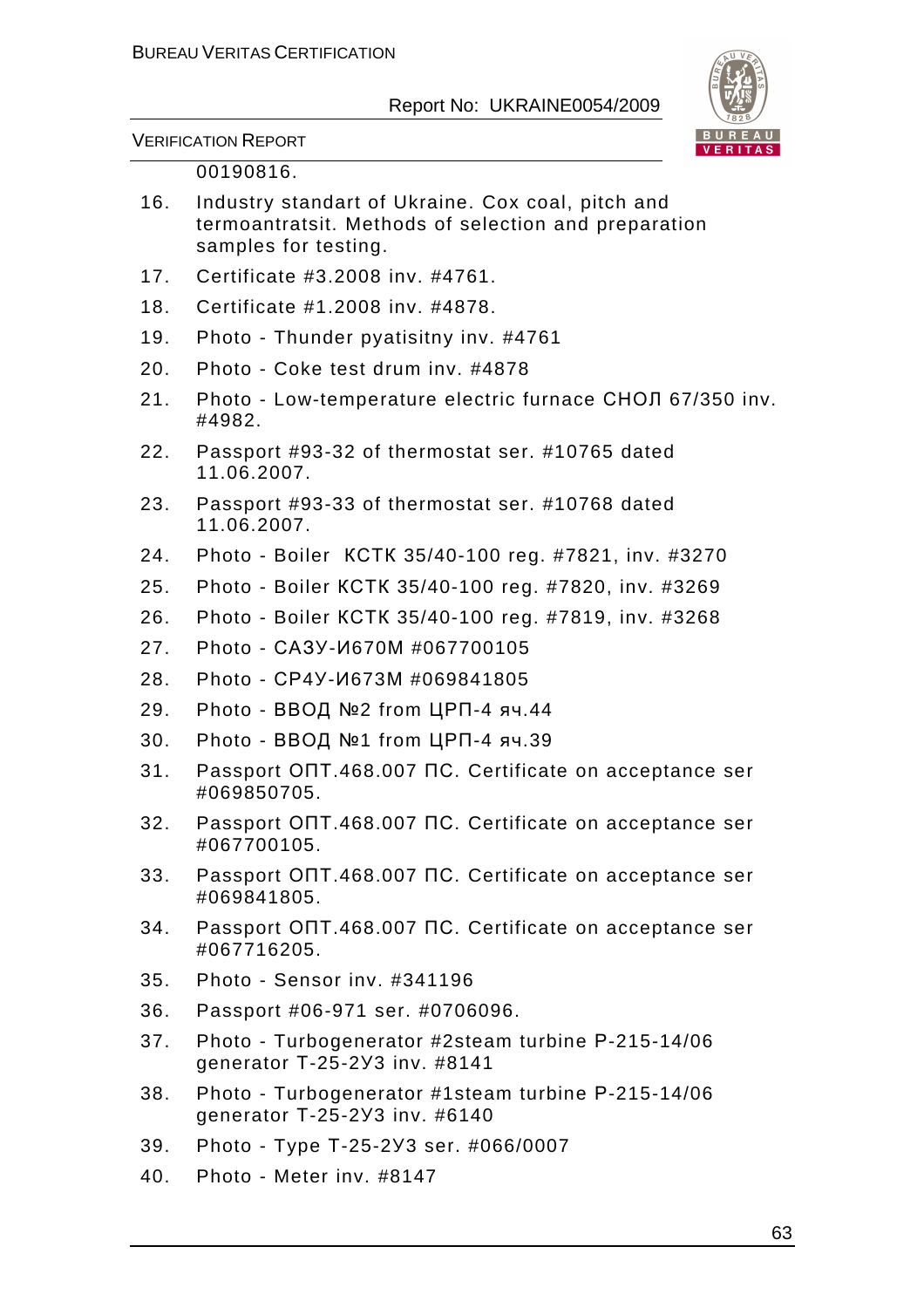00190816.

16. Industry standard of Ukraine. Cox coal, pitch and termoantratsit. Methods of selection and preparation samples for testing.
17. Certificate #3.2008 inv. #4761.
18. Certificate #1.2008 inv. #4878.
19. Photo - Thunder pyatisitny inv. #4761
20. Photo - Coke test drum inv. #4878
21. Photo - Low-temperature electric furnace СНОЛ 67/350 inv. #4982.
22. Passport #93-32 of thermostat ser. #10765 dated 11.06.2007.
23. Passport #93-33 of thermostat ser. #10768 dated 11.06.2007.
24. Photo - Boiler КСТК 35/40-100 reg. #7821, inv. #3270
25. Photo - Boiler КСТК 35/40-100 reg. #7820, inv. #3269
26. Photo - Boiler КСТК 35/40-100 reg. #7819, inv. #3268
27. Photo - САЗУ-И670М #067700105
28. Photo - СР4У-И673М #069841805
29. Photo - ВВОД №2 from ЦРП-4 яч.44
30. Photo - ВВОД №1 from ЦРП-4 яч.39
31. Passport ОПТ.468.007 ПС. Certificate on acceptance ser #069850705.
32. Passport ОПТ.468.007 ПС. Certificate on acceptance ser #067700105.
33. Passport ОПТ.468.007 ПС. Certificate on acceptance ser #069841805.
34. Passport ОПТ.468.007 ПС. Certificate on acceptance ser #067716205.
35. Photo - Sensor inv. #341196
36. Passport #06-971 ser. #0706096.
37. Photo - Turbogenerator #2steam turbine P-215-14/06 generator T-25-2У3 inv. #8141
38. Photo - Turbogenerator #1steam turbine P-215-14/06 generator T-25-2У3 inv. #6140
39. Photo - Type T-25-2У3 ser. #066/0007
40. Photo - Meter inv. #8147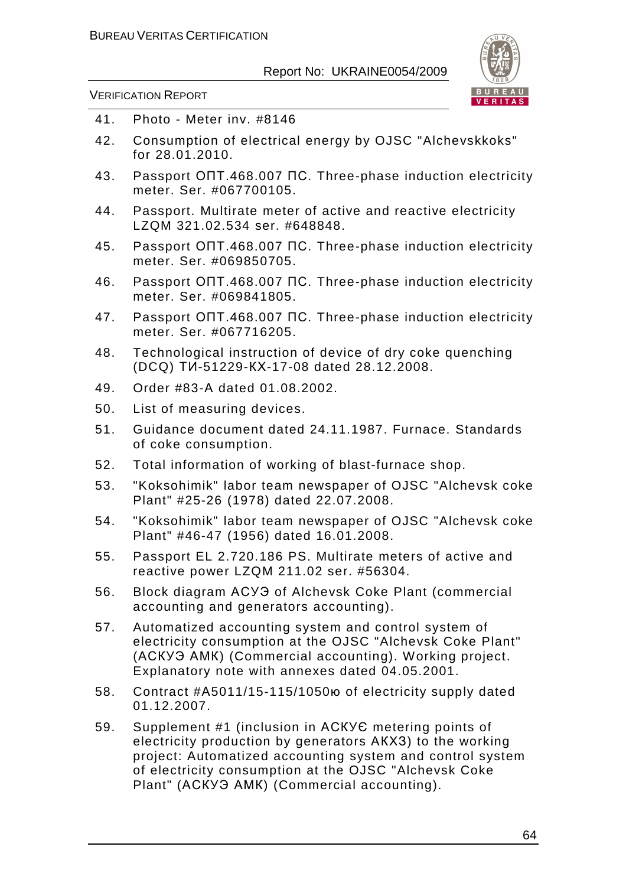41. Photo - Meter inv. #8146
42. Consumption of electrical energy by OJSC "Alchevskkoks" for 28.01.2010.
43. Passport ОПТ.468.007 ПС. Three-phase induction electricity meter. Ser. #067700105.
44. Passport. Multirate meter of active and reactive electricity LZQM 321.02.534 ser. #648848.
45. Passport ОПТ.468.007 ПС. Three-phase induction electricity meter. Ser. #069850705.
46. Passport ОПТ.468.007 ПС. Three-phase induction electricity meter. Ser. #069841805.
47. Passport ОПТ.468.007 ПС. Three-phase induction electricity meter. Ser. #067716205.
48. Technological instruction of device of dry coke quenching (DCQ) ТИ-51229-КХ-17-08 dated 28.12.2008.
49. Order #83-A dated 01.08.2002.
50. List of measuring devices.
51. Guidance document dated 24.11.1987. Furnace. Standards of coke consumption.
52. Total information of working of blast-furnace shop.
53. "Koksohimik" labor team newspaper of OJSC "Alchevsk coke Plant" #25-26 (1978) dated 22.07.2008.
54. "Koksohimik" labor team newspaper of OJSC "Alchevsk coke Plant" #46-47 (1956) dated 16.01.2008.
55. Passport EL 2.720.186 PS. Multirate meters of active and reactive power LZQM 211.02 ser. #56304.
56. Block diagram АСУЭ of Alchevsk Coke Plant (commercial accounting and generators accounting).
57. Automatized accounting system and control system of electricity consumption at the OJSC "Alchevsk Coke Plant" (АСКУЭ АМК) (Commercial accounting). Working project. Explanatory note with annexes dated 04.05.2001.
58. Contract #A5011/15-115/1050ю of electricity supply dated 01.12.2007.
59. Supplement #1 (inclusion in АСКУЄ metering points of electricity production by generators АКХЗ) to the working project: Automatized accounting system and control system of electricity consumption at the OJSC "Alchevsk Coke Plant" (АСКУЭ АМК) (Commercial accounting).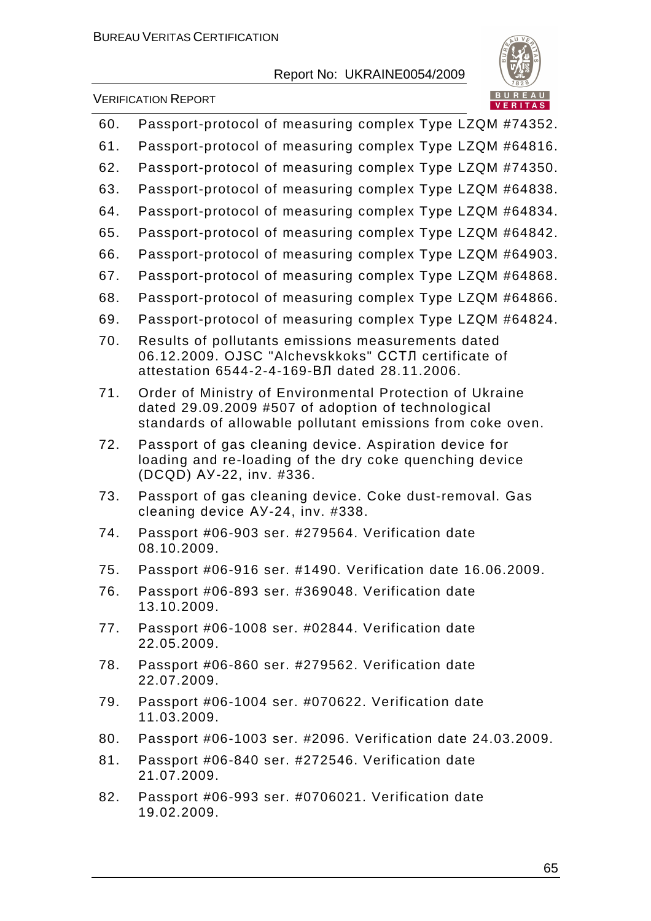60. Passport-protocol of measuring complex Type LZQM #74352.
61. Passport-protocol of measuring complex Type LZQM #64816.
62. Passport-protocol of measuring complex Type LZQM #74350.
63. Passport-protocol of measuring complex Type LZQM #64838.
64. Passport-protocol of measuring complex Type LZQM #64834.
65. Passport-protocol of measuring complex Type LZQM #64842.
66. Passport-protocol of measuring complex Type LZQM #64903.
67. Passport-protocol of measuring complex Type LZQM #64868.
68. Passport-protocol of measuring complex Type LZQM #64866.
69. Passport-protocol of measuring complex Type LZQM #64824.
70. Results of pollutants emissions measurements dated 06.12.2009. OJSC "Alchevskkoks" ССТЛ certificate of attestation 6544-2-4-169-ВЛ dated 28.11.2006.
71. Order of Ministry of Environmental Protection of Ukraine dated 29.09.2009 #507 of adoption of technological standards of allowable pollutant emissions from coke oven.
72. Passport of gas cleaning device. Aspiration device for loading and re-loading of the dry coke quenching device (DCQD) АУ-22, inv. #336.
73. Passport of gas cleaning device. Coke dust-removal. Gas cleaning device АУ-24, inv. #338.
74. Passport #06-903 ser. #279564. Verification date 08.10.2009.
75. Passport #06-916 ser. #1490. Verification date 16.06.2009.
76. Passport #06-893 ser. #369048. Verification date 13.10.2009.
77. Passport #06-1008 ser. #02844. Verification date 22.05.2009.
78. Passport #06-860 ser. #279562. Verification date 22.07.2009.
79. Passport #06-1004 ser. #070622. Verification date 11.03.2009.
80. Passport #06-1003 ser. #2096. Verification date 24.03.2009.
81. Passport #06-840 ser. #272546. Verification date 21.07.2009.
82. Passport #06-993 ser. #0706021. Verification date 19.02.2009.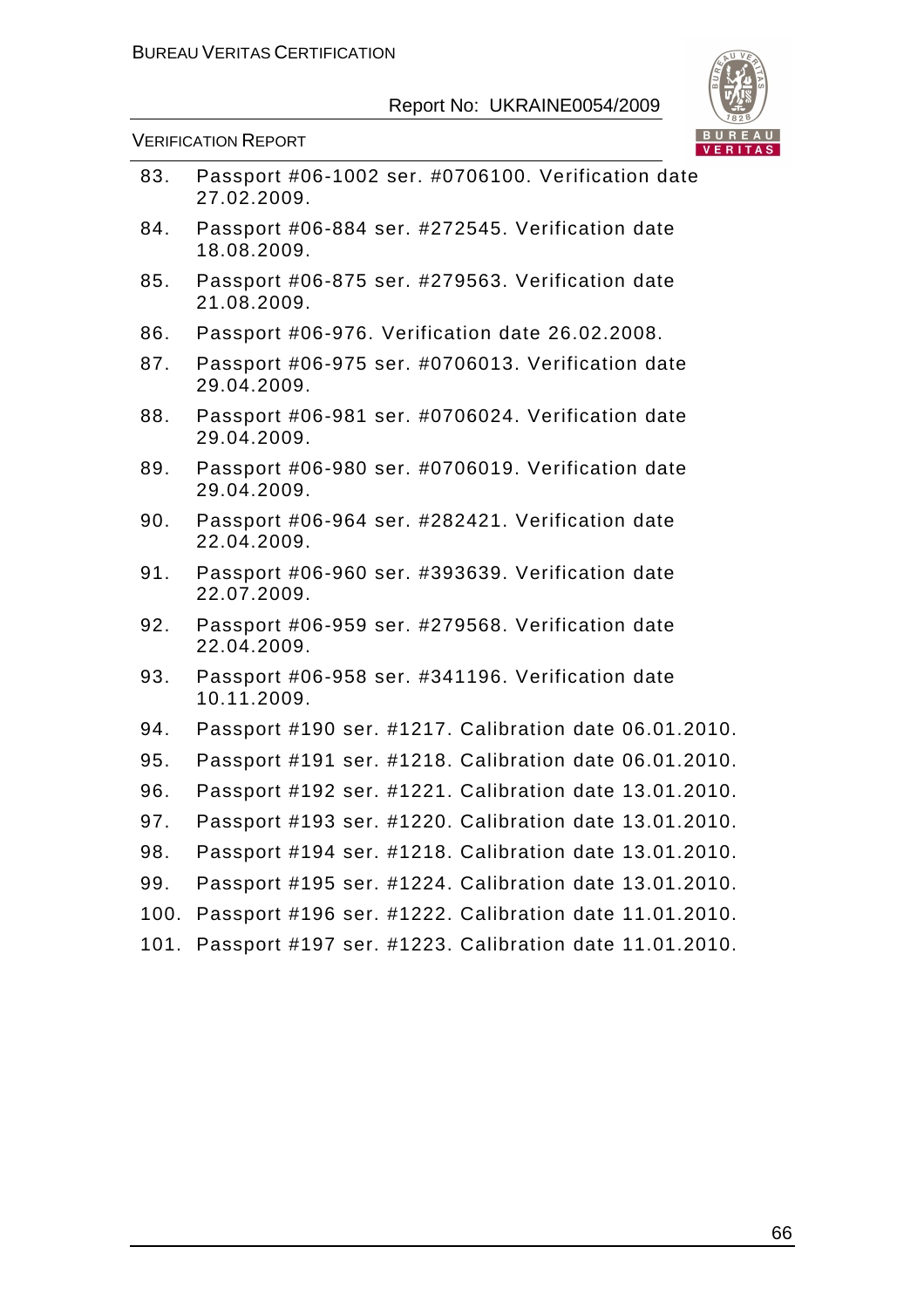83. Passport #06-1002 ser. #0706100. Verification date 27.02.2009.
84. Passport #06-884 ser. #272545. Verification date 18.08.2009.
85. Passport #06-875 ser. #279563. Verification date 21.08.2009.
86. Passport #06-976. Verification date 26.02.2008.
87. Passport #06-975 ser. #0706013. Verification date 29.04.2009.
88. Passport #06-981 ser. #0706024. Verification date 29.04.2009.
89. Passport #06-980 ser. #0706019. Verification date 29.04.2009.
90. Passport #06-964 ser. #282421. Verification date 22.04.2009.
91. Passport #06-960 ser. #393639. Verification date 22.07.2009.
92. Passport #06-959 ser. #279568. Verification date 22.04.2009.
93. Passport #06-958 ser. #341196. Verification date 10.11.2009.
94. Passport #190 ser. #1217. Calibration date 06.01.2010.
95. Passport #191 ser. #1218. Calibration date 06.01.2010.
96. Passport #192 ser. #1221. Calibration date 13.01.2010.
97. Passport #193 ser. #1220. Calibration date 13.01.2010.
98. Passport #194 ser. #1218. Calibration date 13.01.2010.
99. Passport #195 ser. #1224. Calibration date 13.01.2010.
100. Passport #196 ser. #1222. Calibration date 11.01.2010.
101. Passport #197 ser. #1223. Calibration date 11.01.2010.